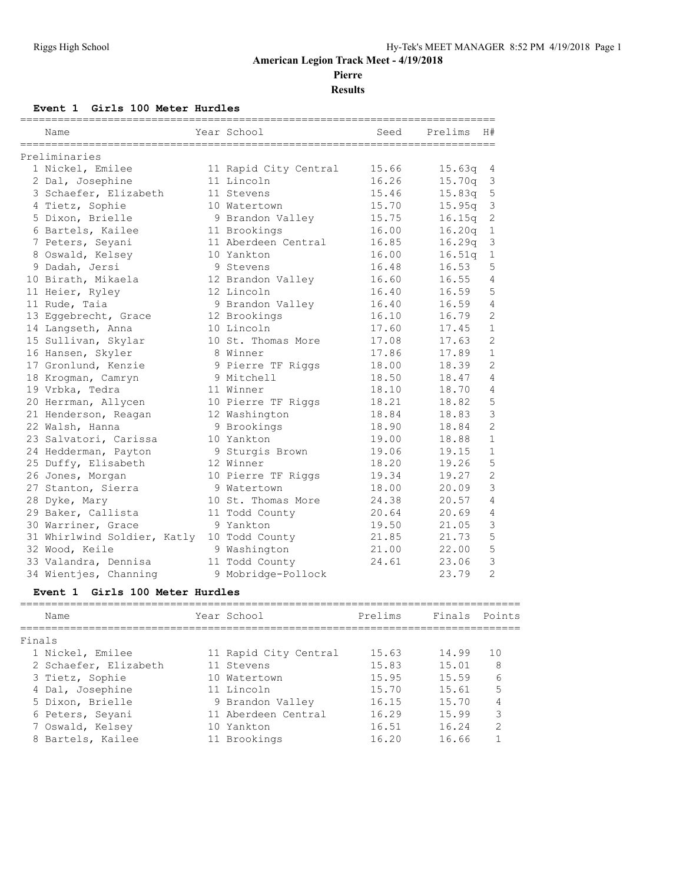# American Legion Track Meet - 4/19/2018

## Pierre

### Results

#### Event 1 Girls 100 Meter Hurdles

Preliminaries

| Place | Name | Year | School | Seed | Prelims | H# |
|---|---|---|---|---|---|---|
| 1 | Nickel, Emilee | 11 | Rapid City Central | 15.66 | 15.63q | 4 |
| 2 | Dal, Josephine | 11 | Lincoln | 16.26 | 15.70q | 3 |
| 3 | Schaefer, Elizabeth | 11 | Stevens | 15.46 | 15.83q | 5 |
| 4 | Tietz, Sophie | 10 | Watertown | 15.70 | 15.95q | 3 |
| 5 | Dixon, Brielle | 9 | Brandon Valley | 15.75 | 16.15q | 2 |
| 6 | Bartels, Kailee | 11 | Brookings | 16.00 | 16.20q | 1 |
| 7 | Peters, Seyani | 11 | Aberdeen Central | 16.85 | 16.29q | 3 |
| 8 | Oswald, Kelsey | 10 | Yankton | 16.00 | 16.51q | 1 |
| 9 | Dadah, Jersi | 9 | Stevens | 16.48 | 16.53 | 5 |
| 10 | Birath, Mikaela | 12 | Brandon Valley | 16.60 | 16.55 | 4 |
| 11 | Heier, Ryley | 12 | Lincoln | 16.40 | 16.59 | 5 |
| 11 | Rude, Taia | 9 | Brandon Valley | 16.40 | 16.59 | 4 |
| 13 | Eggebrecht, Grace | 12 | Brookings | 16.10 | 16.79 | 2 |
| 14 | Langseth, Anna | 10 | Lincoln | 17.60 | 17.45 | 1 |
| 15 | Sullivan, Skylar | 10 | St. Thomas More | 17.08 | 17.63 | 2 |
| 16 | Hansen, Skyler | 8 | Winner | 17.86 | 17.89 | 1 |
| 17 | Gronlund, Kenzie | 9 | Pierre TF Riggs | 18.00 | 18.39 | 2 |
| 18 | Krogman, Camryn | 9 | Mitchell | 18.50 | 18.47 | 4 |
| 19 | Vrbka, Tedra | 11 | Winner | 18.10 | 18.70 | 4 |
| 20 | Herrman, Allycen | 10 | Pierre TF Riggs | 18.21 | 18.82 | 5 |
| 21 | Henderson, Reagan | 12 | Washington | 18.84 | 18.83 | 3 |
| 22 | Walsh, Hanna | 9 | Brookings | 18.90 | 18.84 | 2 |
| 23 | Salvatori, Carissa | 10 | Yankton | 19.00 | 18.88 | 1 |
| 24 | Hedderman, Payton | 9 | Sturgis Brown | 19.06 | 19.15 | 1 |
| 25 | Duffy, Elisabeth | 12 | Winner | 18.20 | 19.26 | 5 |
| 26 | Jones, Morgan | 10 | Pierre TF Riggs | 19.34 | 19.27 | 2 |
| 27 | Stanton, Sierra | 9 | Watertown | 18.00 | 20.09 | 3 |
| 28 | Dyke, Mary | 10 | St. Thomas More | 24.38 | 20.57 | 4 |
| 29 | Baker, Callista | 11 | Todd County | 20.64 | 20.69 | 4 |
| 30 | Warriner, Grace | 9 | Yankton | 19.50 | 21.05 | 3 |
| 31 | Whirlwind Soldier, Katly | 10 | Todd County | 21.85 | 21.73 | 5 |
| 32 | Wood, Keile | 9 | Washington | 21.00 | 22.00 | 5 |
| 33 | Valandra, Dennisa | 11 | Todd County | 24.61 | 23.06 | 3 |
| 34 | Wientjes, Channing | 9 | Mobridge-Pollock | | 23.79 | 2 |

#### Event 1 Girls 100 Meter Hurdles

Finals

| Place | Name | Year | School | Prelims | Finals | Points |
|---|---|---|---|---|---|---|
| 1 | Nickel, Emilee | 11 | Rapid City Central | 15.63 | 14.99 | 10 |
| 2 | Schaefer, Elizabeth | 11 | Stevens | 15.83 | 15.01 | 8 |
| 3 | Tietz, Sophie | 10 | Watertown | 15.95 | 15.59 | 6 |
| 4 | Dal, Josephine | 11 | Lincoln | 15.70 | 15.61 | 5 |
| 5 | Dixon, Brielle | 9 | Brandon Valley | 16.15 | 15.70 | 4 |
| 6 | Peters, Seyani | 11 | Aberdeen Central | 16.29 | 15.99 | 3 |
| 7 | Oswald, Kelsey | 10 | Yankton | 16.51 | 16.24 | 2 |
| 8 | Bartels, Kailee | 11 | Brookings | 16.20 | 16.66 | 1 |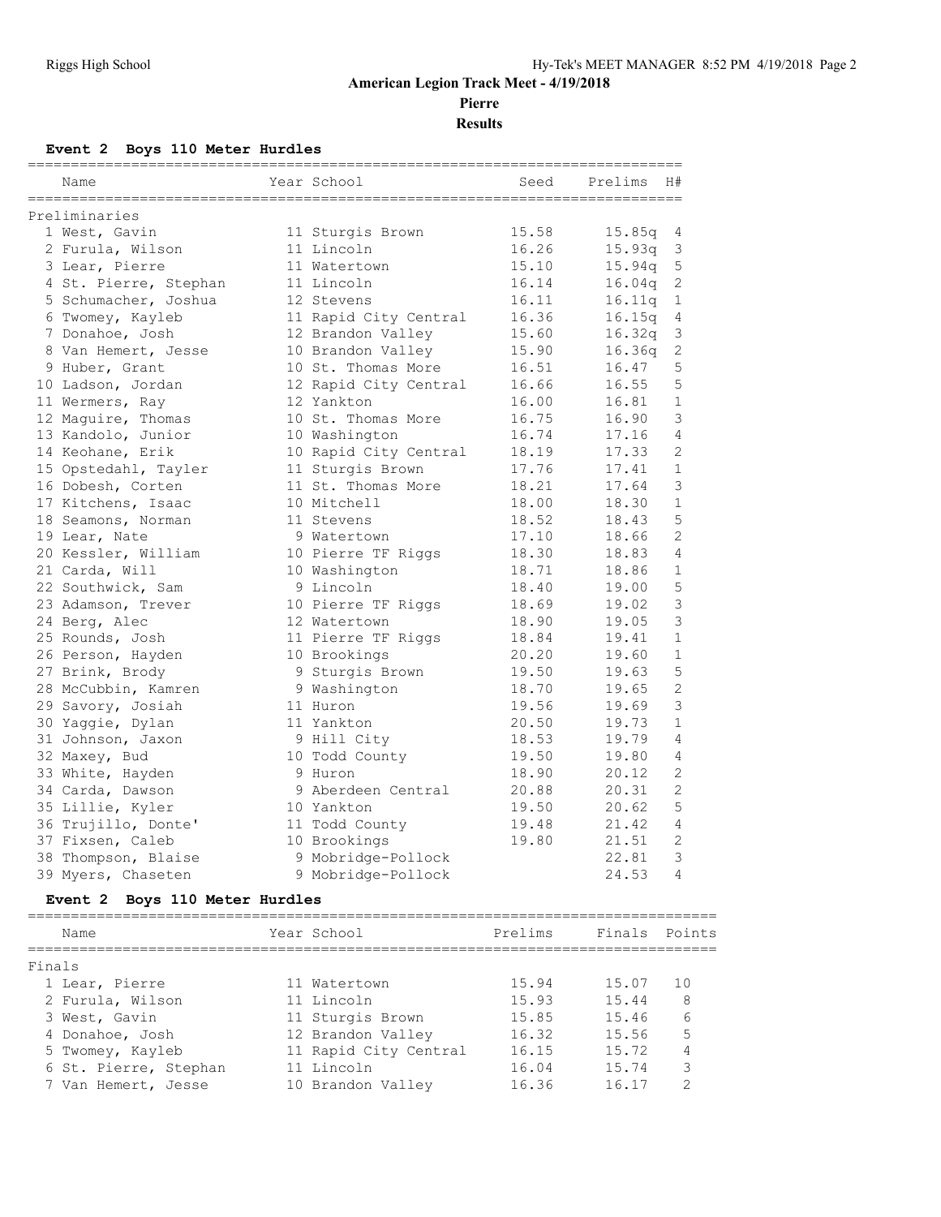**American Legion Track Meet - 4/19/2018**

**Pierre**

**Results**

### Event 2 Boys 110 Meter Hurdles

Preliminaries

| | Name | Year | School | Seed | Prelims | H# |
|---|---|---|---|---|---|---|
| 1 | West, Gavin | 11 | Sturgis Brown | 15.58 | 15.85q | 4 |
| 2 | Furula, Wilson | 11 | Lincoln | 16.26 | 15.93q | 3 |
| 3 | Lear, Pierre | 11 | Watertown | 15.10 | 15.94q | 5 |
| 4 | St. Pierre, Stephan | 11 | Lincoln | 16.14 | 16.04q | 2 |
| 5 | Schumacher, Joshua | 12 | Stevens | 16.11 | 16.11q | 1 |
| 6 | Twomey, Kayleb | 11 | Rapid City Central | 16.36 | 16.15q | 4 |
| 7 | Donahoe, Josh | 12 | Brandon Valley | 15.60 | 16.32q | 3 |
| 8 | Van Hemert, Jesse | 10 | Brandon Valley | 15.90 | 16.36q | 2 |
| 9 | Huber, Grant | 10 | St. Thomas More | 16.51 | 16.47 | 5 |
| 10 | Ladson, Jordan | 12 | Rapid City Central | 16.66 | 16.55 | 5 |
| 11 | Wermers, Ray | 12 | Yankton | 16.00 | 16.81 | 1 |
| 12 | Maguire, Thomas | 10 | St. Thomas More | 16.75 | 16.90 | 3 |
| 13 | Kandolo, Junior | 10 | Washington | 16.74 | 17.16 | 4 |
| 14 | Keohane, Erik | 10 | Rapid City Central | 18.19 | 17.33 | 2 |
| 15 | Opstedahl, Tayler | 11 | Sturgis Brown | 17.76 | 17.41 | 1 |
| 16 | Dobesh, Corten | 11 | St. Thomas More | 18.21 | 17.64 | 3 |
| 17 | Kitchens, Isaac | 10 | Mitchell | 18.00 | 18.30 | 1 |
| 18 | Seamons, Norman | 11 | Stevens | 18.52 | 18.43 | 5 |
| 19 | Lear, Nate | 9 | Watertown | 17.10 | 18.66 | 2 |
| 20 | Kessler, William | 10 | Pierre TF Riggs | 18.30 | 18.83 | 4 |
| 21 | Carda, Will | 10 | Washington | 18.71 | 18.86 | 1 |
| 22 | Southwick, Sam | 9 | Lincoln | 18.40 | 19.00 | 5 |
| 23 | Adamson, Trever | 10 | Pierre TF Riggs | 18.69 | 19.02 | 3 |
| 24 | Berg, Alec | 12 | Watertown | 18.90 | 19.05 | 3 |
| 25 | Rounds, Josh | 11 | Pierre TF Riggs | 18.84 | 19.41 | 1 |
| 26 | Person, Hayden | 10 | Brookings | 20.20 | 19.60 | 1 |
| 27 | Brink, Brody | 9 | Sturgis Brown | 19.50 | 19.63 | 5 |
| 28 | McCubbin, Kamren | 9 | Washington | 18.70 | 19.65 | 2 |
| 29 | Savory, Josiah | 11 | Huron | 19.56 | 19.69 | 3 |
| 30 | Yaggie, Dylan | 11 | Yankton | 20.50 | 19.73 | 1 |
| 31 | Johnson, Jaxon | 9 | Hill City | 18.53 | 19.79 | 4 |
| 32 | Maxey, Bud | 10 | Todd County | 19.50 | 19.80 | 4 |
| 33 | White, Hayden | 9 | Huron | 18.90 | 20.12 | 2 |
| 34 | Carda, Dawson | 9 | Aberdeen Central | 20.88 | 20.31 | 2 |
| 35 | Lillie, Kyler | 10 | Yankton | 19.50 | 20.62 | 5 |
| 36 | Trujillo, Donte' | 11 | Todd County | 19.48 | 21.42 | 4 |
| 37 | Fixsen, Caleb | 10 | Brookings | 19.80 | 21.51 | 2 |
| 38 | Thompson, Blaise | 9 | Mobridge-Pollock | | 22.81 | 3 |
| 39 | Myers, Chaseten | 9 | Mobridge-Pollock | | 24.53 | 4 |

### Event 2 Boys 110 Meter Hurdles

Finals

| | Name | Year | School | Prelims | Finals | Points |
|---|---|---|---|---|---|---|
| 1 | Lear, Pierre | 11 | Watertown | 15.94 | 15.07 | 10 |
| 2 | Furula, Wilson | 11 | Lincoln | 15.93 | 15.44 | 8 |
| 3 | West, Gavin | 11 | Sturgis Brown | 15.85 | 15.46 | 6 |
| 4 | Donahoe, Josh | 12 | Brandon Valley | 16.32 | 15.56 | 5 |
| 5 | Twomey, Kayleb | 11 | Rapid City Central | 16.15 | 15.72 | 4 |
| 6 | St. Pierre, Stephan | 11 | Lincoln | 16.04 | 15.74 | 3 |
| 7 | Van Hemert, Jesse | 10 | Brandon Valley | 16.36 | 16.17 | 2 |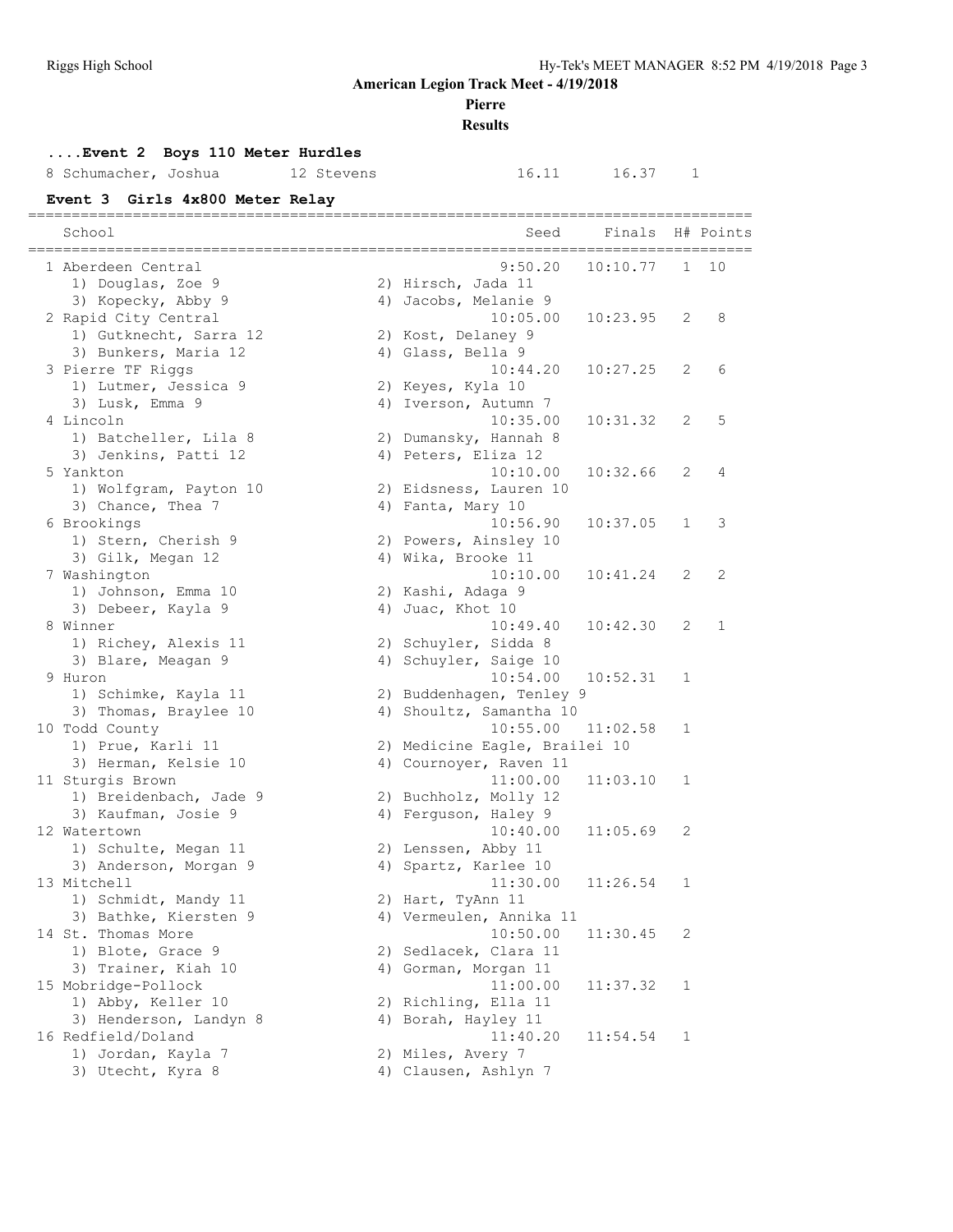**American Legion Track Meet - 4/19/2018**

**Pierre**

**Results**

### ....Event 2 Boys 110 Meter Hurdles

| Place | Name | Year | School | Seed | Finals | H# |
|---|---|---|---|---|---|---|
| 8 | Schumacher, Joshua | 12 | Stevens | 16.11 | 16.37 | 1 |

### Event 3 Girls 4x800 Meter Relay

| Place | School | Seed | Finals | H# | Points |
|---|---|---|---|---|---|
| 1 | Aberdeen Central | 9:50.20 | 10:10.77 | 1 | 10 |
| | 1) Douglas, Zoe 9; 2) Hirsch, Jada 11; 3) Kopecky, Abby 9; 4) Jacobs, Melanie 9 | | | | |
| 2 | Rapid City Central | 10:05.00 | 10:23.95 | 2 | 8 |
| | 1) Gutknecht, Sarra 12; 2) Kost, Delaney 9; 3) Bunkers, Maria 12; 4) Glass, Bella 9 | | | | |
| 3 | Pierre TF Riggs | 10:44.20 | 10:27.25 | 2 | 6 |
| | 1) Lutmer, Jessica 9; 2) Keyes, Kyla 10; 3) Lusk, Emma 9; 4) Iverson, Autumn 7 | | | | |
| 4 | Lincoln | 10:35.00 | 10:31.32 | 2 | 5 |
| | 1) Batcheller, Lila 8; 2) Dumansky, Hannah 8; 3) Jenkins, Patti 12; 4) Peters, Eliza 12 | | | | |
| 5 | Yankton | 10:10.00 | 10:32.66 | 2 | 4 |
| | 1) Wolfgram, Payton 10; 2) Eidsness, Lauren 10; 3) Chance, Thea 7; 4) Fanta, Mary 10 | | | | |
| 6 | Brookings | 10:56.90 | 10:37.05 | 1 | 3 |
| | 1) Stern, Cherish 9; 2) Powers, Ainsley 10; 3) Gilk, Megan 12; 4) Wika, Brooke 11 | | | | |
| 7 | Washington | 10:10.00 | 10:41.24 | 2 | 2 |
| | 1) Johnson, Emma 10; 2) Kashi, Adaga 9; 3) Debeer, Kayla 9; 4) Juac, Khot 10 | | | | |
| 8 | Winner | 10:49.40 | 10:42.30 | 2 | 1 |
| | 1) Richey, Alexis 11; 2) Schuyler, Sidda 8; 3) Blare, Meagan 9; 4) Schuyler, Saige 10 | | | | |
| 9 | Huron | 10:54.00 | 10:52.31 | 1 | |
| | 1) Schimke, Kayla 11; 2) Buddenhagen, Tenley 9; 3) Thomas, Braylee 10; 4) Shoultz, Samantha 10 | | | | |
| 10 | Todd County | 10:55.00 | 11:02.58 | 1 | |
| | 1) Prue, Karli 11; 2) Medicine Eagle, Brailei 10; 3) Herman, Kelsie 10; 4) Cournoyer, Raven 11 | | | | |
| 11 | Sturgis Brown | 11:00.00 | 11:03.10 | 1 | |
| | 1) Breidenbach, Jade 9; 2) Buchholz, Molly 12; 3) Kaufman, Josie 9; 4) Ferguson, Haley 9 | | | | |
| 12 | Watertown | 10:40.00 | 11:05.69 | 2 | |
| | 1) Schulte, Megan 11; 2) Lenssen, Abby 11; 3) Anderson, Morgan 9; 4) Spartz, Karlee 10 | | | | |
| 13 | Mitchell | 11:30.00 | 11:26.54 | 1 | |
| | 1) Schmidt, Mandy 11; 2) Hart, TyAnn 11; 3) Bathke, Kiersten 9; 4) Vermeulen, Annika 11 | | | | |
| 14 | St. Thomas More | 10:50.00 | 11:30.45 | 2 | |
| | 1) Blote, Grace 9; 2) Sedlacek, Clara 11; 3) Trainer, Kiah 10; 4) Gorman, Morgan 11 | | | | |
| 15 | Mobridge-Pollock | 11:00.00 | 11:37.32 | 1 | |
| | 1) Abby, Keller 10; 2) Richling, Ella 11; 3) Henderson, Landyn 8; 4) Borah, Hayley 11 | | | | |
| 16 | Redfield/Doland | 11:40.20 | 11:54.54 | 1 | |
| | 1) Jordan, Kayla 7; 2) Miles, Avery 7; 3) Utecht, Kyra 8; 4) Clausen, Ashlyn 7 | | | | |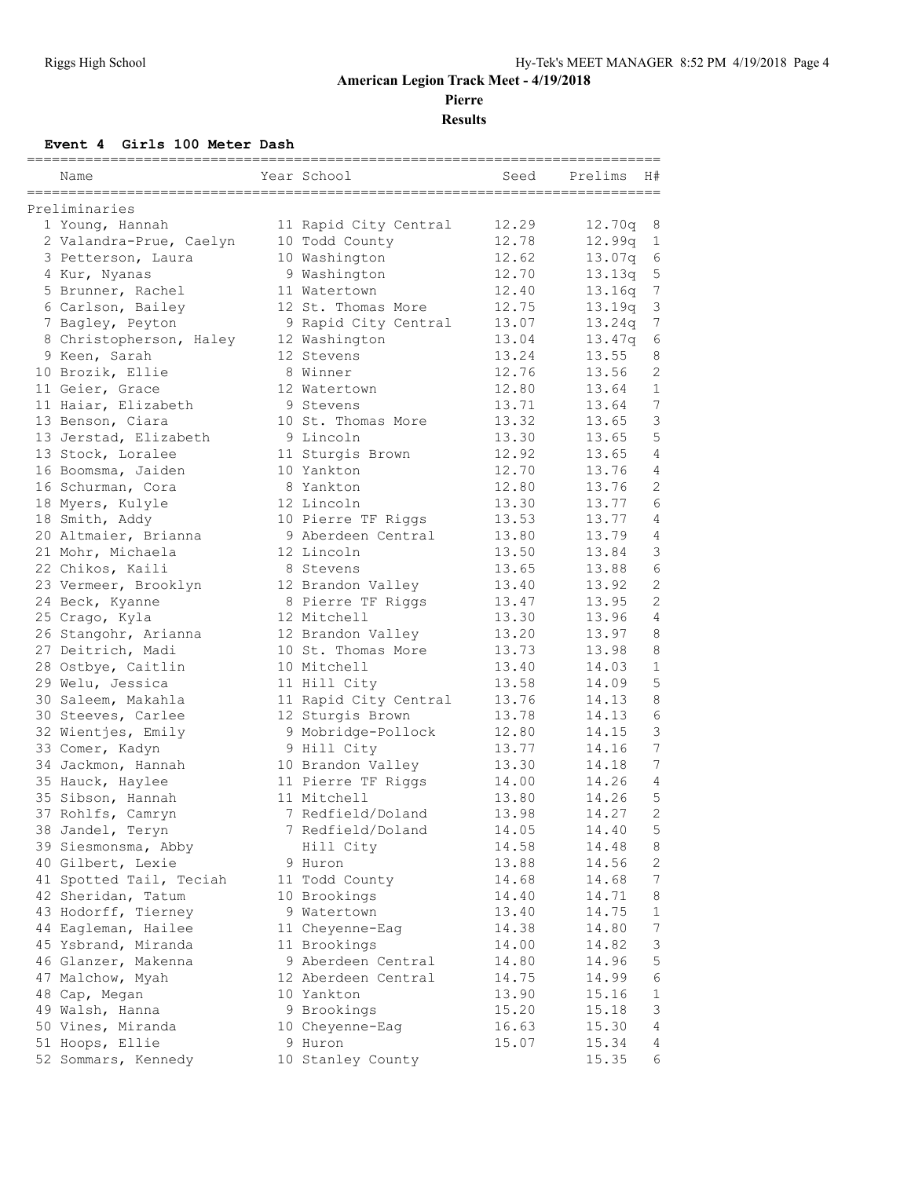**American Legion Track Meet - 4/19/2018**

**Pierre**

**Results**

### Event 4 Girls 100 Meter Dash

| Place | Name | Year | School | Seed | Prelims | H# |
|---|---|---|---|---|---|---|
| Preliminaries | | | | | | |
| 1 | Young, Hannah | 11 | Rapid City Central | 12.29 | 12.70q | 8 |
| 2 | Valandra-Prue, Caelyn | 10 | Todd County | 12.78 | 12.99q | 1 |
| 3 | Petterson, Laura | 10 | Washington | 12.62 | 13.07q | 6 |
| 4 | Kur, Nyanas | 9 | Washington | 12.70 | 13.13q | 5 |
| 5 | Brunner, Rachel | 11 | Watertown | 12.40 | 13.16q | 7 |
| 6 | Carlson, Bailey | 12 | St. Thomas More | 12.75 | 13.19q | 3 |
| 7 | Bagley, Peyton | 9 | Rapid City Central | 13.07 | 13.24q | 7 |
| 8 | Christopherson, Haley | 12 | Washington | 13.04 | 13.47q | 6 |
| 9 | Keen, Sarah | 12 | Stevens | 13.24 | 13.55 | 8 |
| 10 | Brozik, Ellie | 8 | Winner | 12.76 | 13.56 | 2 |
| 11 | Geier, Grace | 12 | Watertown | 12.80 | 13.64 | 1 |
| 11 | Haiar, Elizabeth | 9 | Stevens | 13.71 | 13.64 | 7 |
| 13 | Benson, Ciara | 10 | St. Thomas More | 13.32 | 13.65 | 3 |
| 13 | Jerstad, Elizabeth | 9 | Lincoln | 13.30 | 13.65 | 5 |
| 13 | Stock, Loralee | 11 | Sturgis Brown | 12.92 | 13.65 | 4 |
| 16 | Boomsma, Jaiden | 10 | Yankton | 12.70 | 13.76 | 4 |
| 16 | Schurman, Cora | 8 | Yankton | 12.80 | 13.76 | 2 |
| 18 | Myers, Kulyle | 12 | Lincoln | 13.30 | 13.77 | 6 |
| 18 | Smith, Addy | 10 | Pierre TF Riggs | 13.53 | 13.77 | 4 |
| 20 | Altmaier, Brianna | 9 | Aberdeen Central | 13.80 | 13.79 | 4 |
| 21 | Mohr, Michaela | 12 | Lincoln | 13.50 | 13.84 | 3 |
| 22 | Chikos, Kaili | 8 | Stevens | 13.65 | 13.88 | 6 |
| 23 | Vermeer, Brooklyn | 12 | Brandon Valley | 13.40 | 13.92 | 2 |
| 24 | Beck, Kyanne | 8 | Pierre TF Riggs | 13.47 | 13.95 | 2 |
| 25 | Crago, Kyla | 12 | Mitchell | 13.30 | 13.96 | 4 |
| 26 | Stangohr, Arianna | 12 | Brandon Valley | 13.20 | 13.97 | 8 |
| 27 | Deitrich, Madi | 10 | St. Thomas More | 13.73 | 13.98 | 8 |
| 28 | Ostbye, Caitlin | 10 | Mitchell | 13.40 | 14.03 | 1 |
| 29 | Welu, Jessica | 11 | Hill City | 13.58 | 14.09 | 5 |
| 30 | Saleem, Makahla | 11 | Rapid City Central | 13.76 | 14.13 | 8 |
| 30 | Steeves, Carlee | 12 | Sturgis Brown | 13.78 | 14.13 | 6 |
| 32 | Wientjes, Emily | 9 | Mobridge-Pollock | 12.80 | 14.15 | 3 |
| 33 | Comer, Kadyn | 9 | Hill City | 13.77 | 14.16 | 7 |
| 34 | Jackmon, Hannah | 10 | Brandon Valley | 13.30 | 14.18 | 7 |
| 35 | Hauck, Haylee | 11 | Pierre TF Riggs | 14.00 | 14.26 | 4 |
| 35 | Sibson, Hannah | 11 | Mitchell | 13.80 | 14.26 | 5 |
| 37 | Rohlfs, Camryn | 7 | Redfield/Doland | 13.98 | 14.27 | 2 |
| 38 | Jandel, Teryn | 7 | Redfield/Doland | 14.05 | 14.40 | 5 |
| 39 | Siesmonsma, Abby | | Hill City | 14.58 | 14.48 | 8 |
| 40 | Gilbert, Lexie | 9 | Huron | 13.88 | 14.56 | 2 |
| 41 | Spotted Tail, Teciah | 11 | Todd County | 14.68 | 14.68 | 7 |
| 42 | Sheridan, Tatum | 10 | Brookings | 14.40 | 14.71 | 8 |
| 43 | Hodorff, Tierney | 9 | Watertown | 13.40 | 14.75 | 1 |
| 44 | Eagleman, Hailee | 11 | Cheyenne-Eag | 14.38 | 14.80 | 7 |
| 45 | Ysbrand, Miranda | 11 | Brookings | 14.00 | 14.82 | 3 |
| 46 | Glanzer, Makenna | 9 | Aberdeen Central | 14.80 | 14.96 | 5 |
| 47 | Malchow, Myah | 12 | Aberdeen Central | 14.75 | 14.99 | 6 |
| 48 | Cap, Megan | 10 | Yankton | 13.90 | 15.16 | 1 |
| 49 | Walsh, Hanna | 9 | Brookings | 15.20 | 15.18 | 3 |
| 50 | Vines, Miranda | 10 | Cheyenne-Eag | 16.63 | 15.30 | 4 |
| 51 | Hoops, Ellie | 9 | Huron | 15.07 | 15.34 | 4 |
| 52 | Sommars, Kennedy | 10 | Stanley County | | 15.35 | 6 |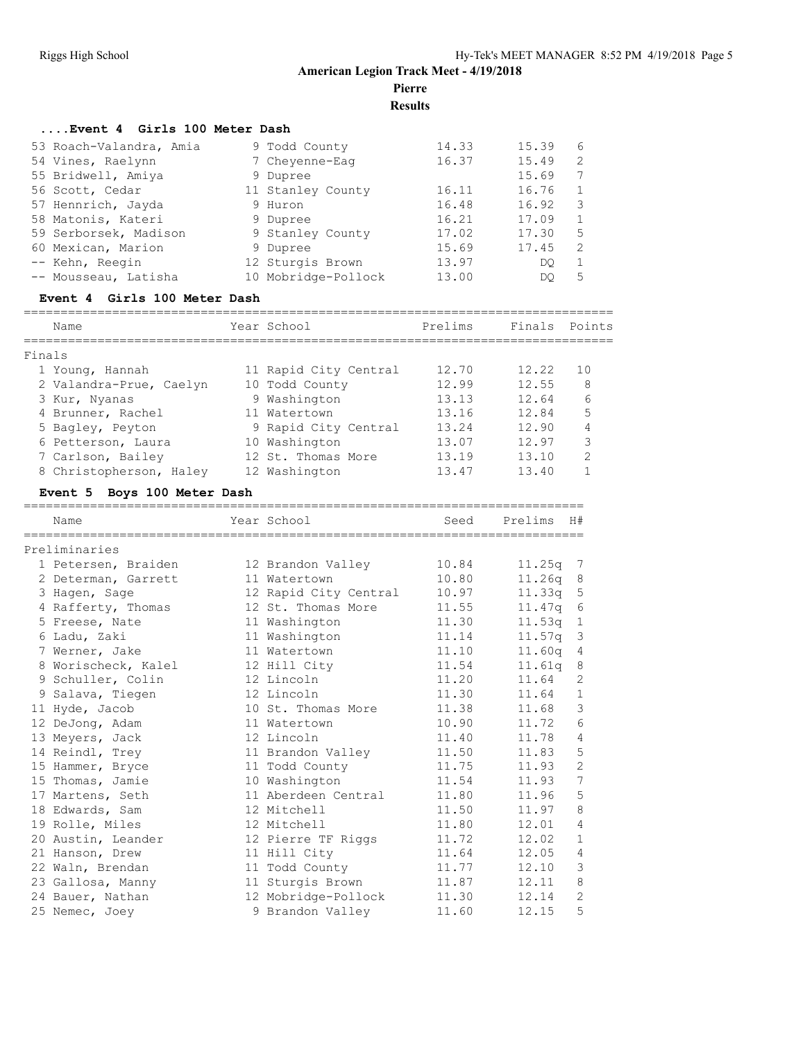## American Legion Track Meet - 4/19/2018

**Pierre**

**Results**

### ....Event 4 Girls 100 Meter Dash

| Place | Name | Year | School | Seed | Prelims | H# |
|---|---|---|---|---|---|---|
| 53 | Roach-Valandra, Amia | 9 | Todd County | 14.33 | 15.39 | 6 |
| 54 | Vines, Raelynn | 7 | Cheyenne-Eag | 16.37 | 15.49 | 2 |
| 55 | Bridwell, Amiya | 9 | Dupree | | 15.69 | 7 |
| 56 | Scott, Cedar | 11 | Stanley County | 16.11 | 16.76 | 1 |
| 57 | Hennrich, Jayda | 9 | Huron | 16.48 | 16.92 | 3 |
| 58 | Matonis, Kateri | 9 | Dupree | 16.21 | 17.09 | 1 |
| 59 | Serborsek, Madison | 9 | Stanley County | 17.02 | 17.30 | 5 |
| 60 | Mexican, Marion | 9 | Dupree | 15.69 | 17.45 | 2 |
| -- | Kehn, Reegin | 12 | Sturgis Brown | 13.97 | DQ | 1 |
| -- | Mousseau, Latisha | 10 | Mobridge-Pollock | 13.00 | DQ | 5 |

### Event 4 Girls 100 Meter Dash

Finals

| Place | Name | Year | School | Prelims | Finals | Points |
|---|---|---|---|---|---|---|
| 1 | Young, Hannah | 11 | Rapid City Central | 12.70 | 12.22 | 10 |
| 2 | Valandra-Prue, Caelyn | 10 | Todd County | 12.99 | 12.55 | 8 |
| 3 | Kur, Nyanas | 9 | Washington | 13.13 | 12.64 | 6 |
| 4 | Brunner, Rachel | 11 | Watertown | 13.16 | 12.84 | 5 |
| 5 | Bagley, Peyton | 9 | Rapid City Central | 13.24 | 12.90 | 4 |
| 6 | Petterson, Laura | 10 | Washington | 13.07 | 12.97 | 3 |
| 7 | Carlson, Bailey | 12 | St. Thomas More | 13.19 | 13.10 | 2 |
| 8 | Christopherson, Haley | 12 | Washington | 13.47 | 13.40 | 1 |

### Event 5 Boys 100 Meter Dash

Preliminaries

| Place | Name | Year | School | Seed | Prelims | H# |
|---|---|---|---|---|---|---|
| 1 | Petersen, Braiden | 12 | Brandon Valley | 10.84 | 11.25q | 7 |
| 2 | Determan, Garrett | 11 | Watertown | 10.80 | 11.26q | 8 |
| 3 | Hagen, Sage | 12 | Rapid City Central | 10.97 | 11.33q | 5 |
| 4 | Rafferty, Thomas | 12 | St. Thomas More | 11.55 | 11.47q | 6 |
| 5 | Freese, Nate | 11 | Washington | 11.30 | 11.53q | 1 |
| 6 | Ladu, Zaki | 11 | Washington | 11.14 | 11.57q | 3 |
| 7 | Werner, Jake | 11 | Watertown | 11.10 | 11.60q | 4 |
| 8 | Worischeck, Kalel | 12 | Hill City | 11.54 | 11.61q | 8 |
| 9 | Schuller, Colin | 12 | Lincoln | 11.20 | 11.64 | 2 |
| 9 | Salava, Tiegen | 12 | Lincoln | 11.30 | 11.64 | 1 |
| 11 | Hyde, Jacob | 10 | St. Thomas More | 11.38 | 11.68 | 3 |
| 12 | DeJong, Adam | 11 | Watertown | 10.90 | 11.72 | 6 |
| 13 | Meyers, Jack | 12 | Lincoln | 11.40 | 11.78 | 4 |
| 14 | Reindl, Trey | 11 | Brandon Valley | 11.50 | 11.83 | 5 |
| 15 | Hammer, Bryce | 11 | Todd County | 11.75 | 11.93 | 2 |
| 15 | Thomas, Jamie | 10 | Washington | 11.54 | 11.93 | 7 |
| 17 | Martens, Seth | 11 | Aberdeen Central | 11.80 | 11.96 | 5 |
| 18 | Edwards, Sam | 12 | Mitchell | 11.50 | 11.97 | 8 |
| 19 | Rolle, Miles | 12 | Mitchell | 11.80 | 12.01 | 4 |
| 20 | Austin, Leander | 12 | Pierre TF Riggs | 11.72 | 12.02 | 1 |
| 21 | Hanson, Drew | 11 | Hill City | 11.64 | 12.05 | 4 |
| 22 | Waln, Brendan | 11 | Todd County | 11.77 | 12.10 | 3 |
| 23 | Gallosa, Manny | 11 | Sturgis Brown | 11.87 | 12.11 | 8 |
| 24 | Bauer, Nathan | 12 | Mobridge-Pollock | 11.30 | 12.14 | 2 |
| 25 | Nemec, Joey | 9 | Brandon Valley | 11.60 | 12.15 | 5 |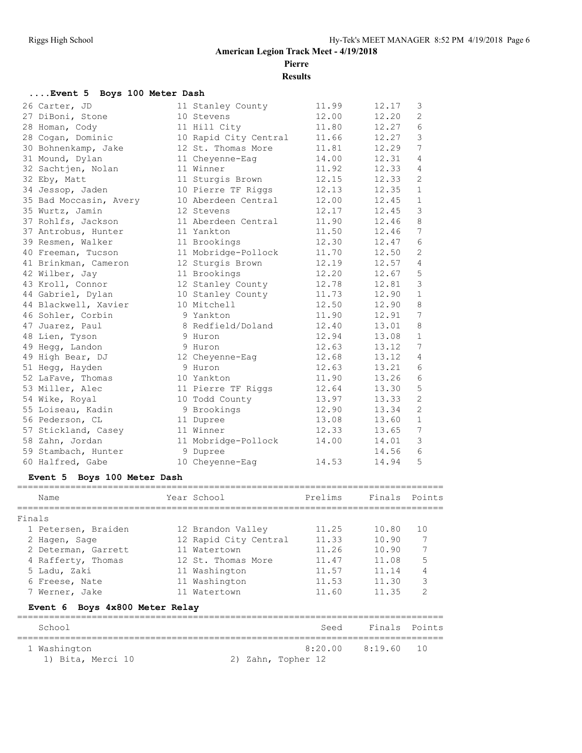# American Legion Track Meet - 4/19/2018

## Pierre

## Results

### ....Event 5 Boys 100 Meter Dash

| Place | Name | Year | School | Prelims | Finals | Heat |
|---|---|---|---|---|---|---|
| 26 | Carter, JD | 11 | Stanley County | 11.99 | 12.17 | 3 |
| 27 | DiBoni, Stone | 10 | Stevens | 12.00 | 12.20 | 2 |
| 28 | Homan, Cody | 11 | Hill City | 11.80 | 12.27 | 6 |
| 28 | Cogan, Dominic | 10 | Rapid City Central | 11.66 | 12.27 | 3 |
| 30 | Bohnenkamp, Jake | 12 | St. Thomas More | 11.81 | 12.29 | 7 |
| 31 | Mound, Dylan | 11 | Cheyenne-Eag | 14.00 | 12.31 | 4 |
| 32 | Sachtjen, Nolan | 11 | Winner | 11.92 | 12.33 | 4 |
| 32 | Eby, Matt | 11 | Sturgis Brown | 12.15 | 12.33 | 2 |
| 34 | Jessop, Jaden | 10 | Pierre TF Riggs | 12.13 | 12.35 | 1 |
| 35 | Bad Moccasin, Avery | 10 | Aberdeen Central | 12.00 | 12.45 | 1 |
| 35 | Wurtz, Jamin | 12 | Stevens | 12.17 | 12.45 | 3 |
| 37 | Rohlfs, Jackson | 11 | Aberdeen Central | 11.90 | 12.46 | 8 |
| 37 | Antrobus, Hunter | 11 | Yankton | 11.50 | 12.46 | 7 |
| 39 | Resmen, Walker | 11 | Brookings | 12.30 | 12.47 | 6 |
| 40 | Freeman, Tucson | 11 | Mobridge-Pollock | 11.70 | 12.50 | 2 |
| 41 | Brinkman, Cameron | 12 | Sturgis Brown | 12.19 | 12.57 | 4 |
| 42 | Wilber, Jay | 11 | Brookings | 12.20 | 12.67 | 5 |
| 43 | Kroll, Connor | 12 | Stanley County | 12.78 | 12.81 | 3 |
| 44 | Gabriel, Dylan | 10 | Stanley County | 11.73 | 12.90 | 1 |
| 44 | Blackwell, Xavier | 10 | Mitchell | 12.50 | 12.90 | 8 |
| 46 | Sohler, Corbin | 9 | Yankton | 11.90 | 12.91 | 7 |
| 47 | Juarez, Paul | 8 | Redfield/Doland | 12.40 | 13.01 | 8 |
| 48 | Lien, Tyson | 9 | Huron | 12.94 | 13.08 | 1 |
| 49 | Hegg, Landon | 9 | Huron | 12.63 | 13.12 | 7 |
| 49 | High Bear, DJ | 12 | Cheyenne-Eag | 12.68 | 13.12 | 4 |
| 51 | Hegg, Hayden | 9 | Huron | 12.63 | 13.21 | 6 |
| 52 | LaFave, Thomas | 10 | Yankton | 11.90 | 13.26 | 6 |
| 53 | Miller, Alec | 11 | Pierre TF Riggs | 12.64 | 13.30 | 5 |
| 54 | Wike, Royal | 10 | Todd County | 13.97 | 13.33 | 2 |
| 55 | Loiseau, Kadin | 9 | Brookings | 12.90 | 13.34 | 2 |
| 56 | Pederson, CL | 11 | Dupree | 13.08 | 13.60 | 1 |
| 57 | Stickland, Casey | 11 | Winner | 12.33 | 13.65 | 7 |
| 58 | Zahn, Jordan | 11 | Mobridge-Pollock | 14.00 | 14.01 | 3 |
| 59 | Stambach, Hunter | 9 | Dupree | | 14.56 | 6 |
| 60 | Halfred, Gabe | 10 | Cheyenne-Eag | 14.53 | 14.94 | 5 |

### Event 5 Boys 100 Meter Dash

Finals

| Place | Name | Year | School | Prelims | Finals | Points |
|---|---|---|---|---|---|---|
| 1 | Petersen, Braiden | 12 | Brandon Valley | 11.25 | 10.80 | 10 |
| 2 | Hagen, Sage | 12 | Rapid City Central | 11.33 | 10.90 | 7 |
| 2 | Determan, Garrett | 11 | Watertown | 11.26 | 10.90 | 7 |
| 4 | Rafferty, Thomas | 12 | St. Thomas More | 11.47 | 11.08 | 5 |
| 5 | Ladu, Zaki | 11 | Washington | 11.57 | 11.14 | 4 |
| 6 | Freese, Nate | 11 | Washington | 11.53 | 11.30 | 3 |
| 7 | Werner, Jake | 11 | Watertown | 11.60 | 11.35 | 2 |

### Event 6 Boys 4x800 Meter Relay

| Place | School | Seed | Finals | Points |
|---|---|---|---|---|
| 1 | Washington | 8:20.00 | 8:19.60 | 10 |

1) Bita, Merci 10  2) Zahn, Topher 12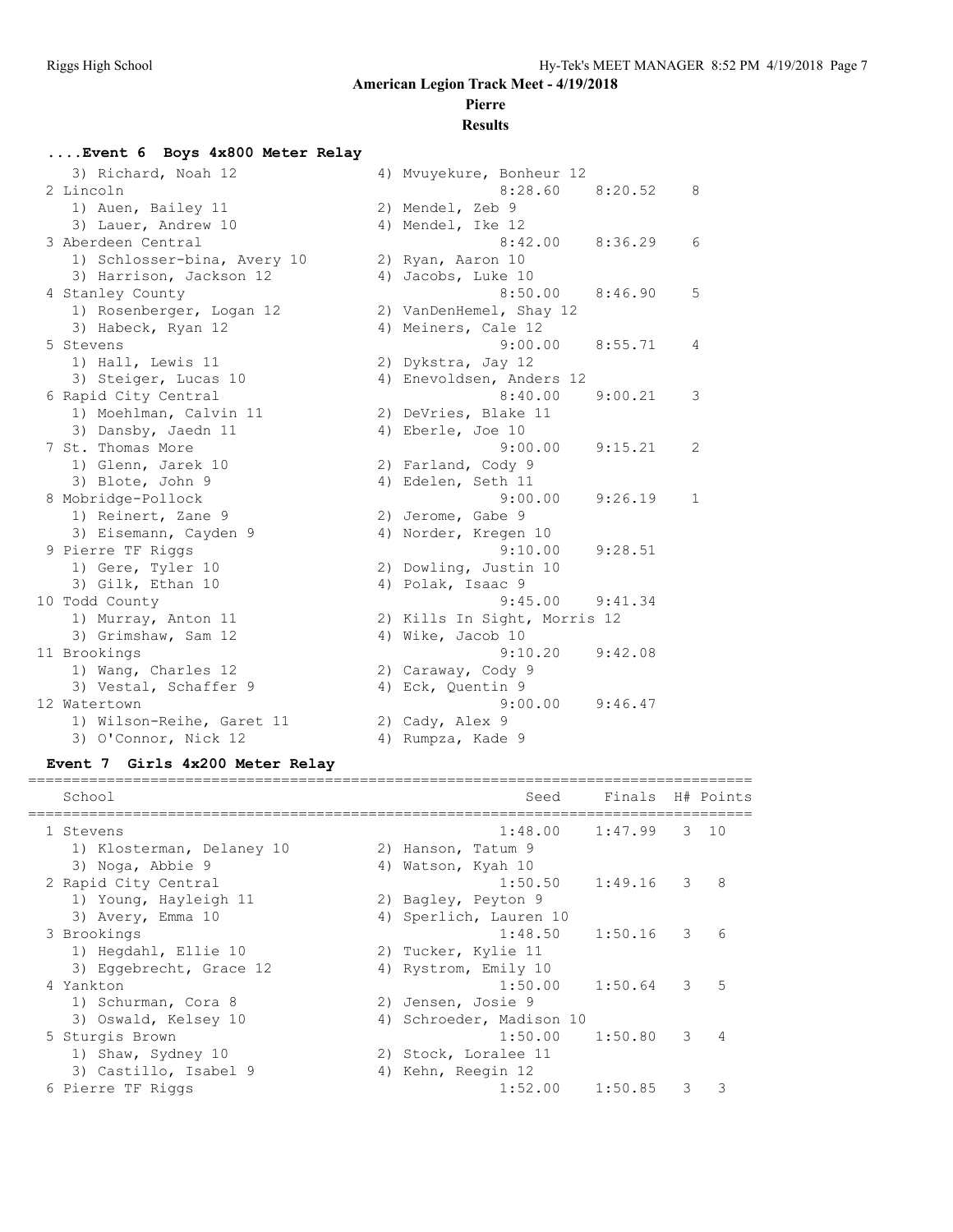## American Legion Track Meet - 4/19/2018

**Pierre**

**Results**

### ....Event 6 Boys 4x800 Meter Relay

| Place | School | Seed | Finals | Points |
|---|---|---|---|---|
| | 3) Richard, Noah 12 — 4) Mvuyekure, Bonheur 12 | | | |
| 2 | Lincoln | 8:28.60 | 8:20.52 | 8 |
| | 1) Auen, Bailey 11 — 2) Mendel, Zeb 9 — 3) Lauer, Andrew 10 — 4) Mendel, Ike 12 | | | |
| 3 | Aberdeen Central | 8:42.00 | 8:36.29 | 6 |
| | 1) Schlosser-bina, Avery 10 — 2) Ryan, Aaron 10 — 3) Harrison, Jackson 12 — 4) Jacobs, Luke 10 | | | |
| 4 | Stanley County | 8:50.00 | 8:46.90 | 5 |
| | 1) Rosenberger, Logan 12 — 2) VanDenHemel, Shay 12 — 3) Habeck, Ryan 12 — 4) Meiners, Cale 12 | | | |
| 5 | Stevens | 9:00.00 | 8:55.71 | 4 |
| | 1) Hall, Lewis 11 — 2) Dykstra, Jay 12 — 3) Steiger, Lucas 10 — 4) Enevoldsen, Anders 12 | | | |
| 6 | Rapid City Central | 8:40.00 | 9:00.21 | 3 |
| | 1) Moehlman, Calvin 11 — 2) DeVries, Blake 11 — 3) Dansby, Jaedn 11 — 4) Eberle, Joe 10 | | | |
| 7 | St. Thomas More | 9:00.00 | 9:15.21 | 2 |
| | 1) Glenn, Jarek 10 — 2) Farland, Cody 9 — 3) Blote, John 9 — 4) Edelen, Seth 11 | | | |
| 8 | Mobridge-Pollock | 9:00.00 | 9:26.19 | 1 |
| | 1) Reinert, Zane 9 — 2) Jerome, Gabe 9 — 3) Eisemann, Cayden 9 — 4) Norder, Kregen 10 | | | |
| 9 | Pierre TF Riggs | 9:10.00 | 9:28.51 | |
| | 1) Gere, Tyler 10 — 2) Dowling, Justin 10 — 3) Gilk, Ethan 10 — 4) Polak, Isaac 9 | | | |
| 10 | Todd County | 9:45.00 | 9:41.34 | |
| | 1) Murray, Anton 11 — 2) Kills In Sight, Morris 12 — 3) Grimshaw, Sam 12 — 4) Wike, Jacob 10 | | | |
| 11 | Brookings | 9:10.20 | 9:42.08 | |
| | 1) Wang, Charles 12 — 2) Caraway, Cody 9 — 3) Vestal, Schaffer 9 — 4) Eck, Quentin 9 | | | |
| 12 | Watertown | 9:00.00 | 9:46.47 | |
| | 1) Wilson-Reihe, Garet 11 — 2) Cady, Alex 9 — 3) O'Connor, Nick 12 — 4) Rumpza, Kade 9 | | | |

### Event 7 Girls 4x200 Meter Relay

| Place | School | Seed | Finals | H# | Points |
|---|---|---|---|---|---|
| 1 | Stevens | 1:48.00 | 1:47.99 | 3 | 10 |
| | 1) Klosterman, Delaney 10 — 2) Hanson, Tatum 9 — 3) Noga, Abbie 9 — 4) Watson, Kyah 10 | | | | |
| 2 | Rapid City Central | 1:50.50 | 1:49.16 | 3 | 8 |
| | 1) Young, Hayleigh 11 — 2) Bagley, Peyton 9 — 3) Avery, Emma 10 — 4) Sperlich, Lauren 10 | | | | |
| 3 | Brookings | 1:48.50 | 1:50.16 | 3 | 6 |
| | 1) Hegdahl, Ellie 10 — 2) Tucker, Kylie 11 — 3) Eggebrecht, Grace 12 — 4) Rystrom, Emily 10 | | | | |
| 4 | Yankton | 1:50.00 | 1:50.64 | 3 | 5 |
| | 1) Schurman, Cora 8 — 2) Jensen, Josie 9 — 3) Oswald, Kelsey 10 — 4) Schroeder, Madison 10 | | | | |
| 5 | Sturgis Brown | 1:50.00 | 1:50.80 | 3 | 4 |
| | 1) Shaw, Sydney 10 — 2) Stock, Loralee 11 — 3) Castillo, Isabel 9 — 4) Kehn, Reegin 12 | | | | |
| 6 | Pierre TF Riggs | 1:52.00 | 1:50.85 | 3 | 3 |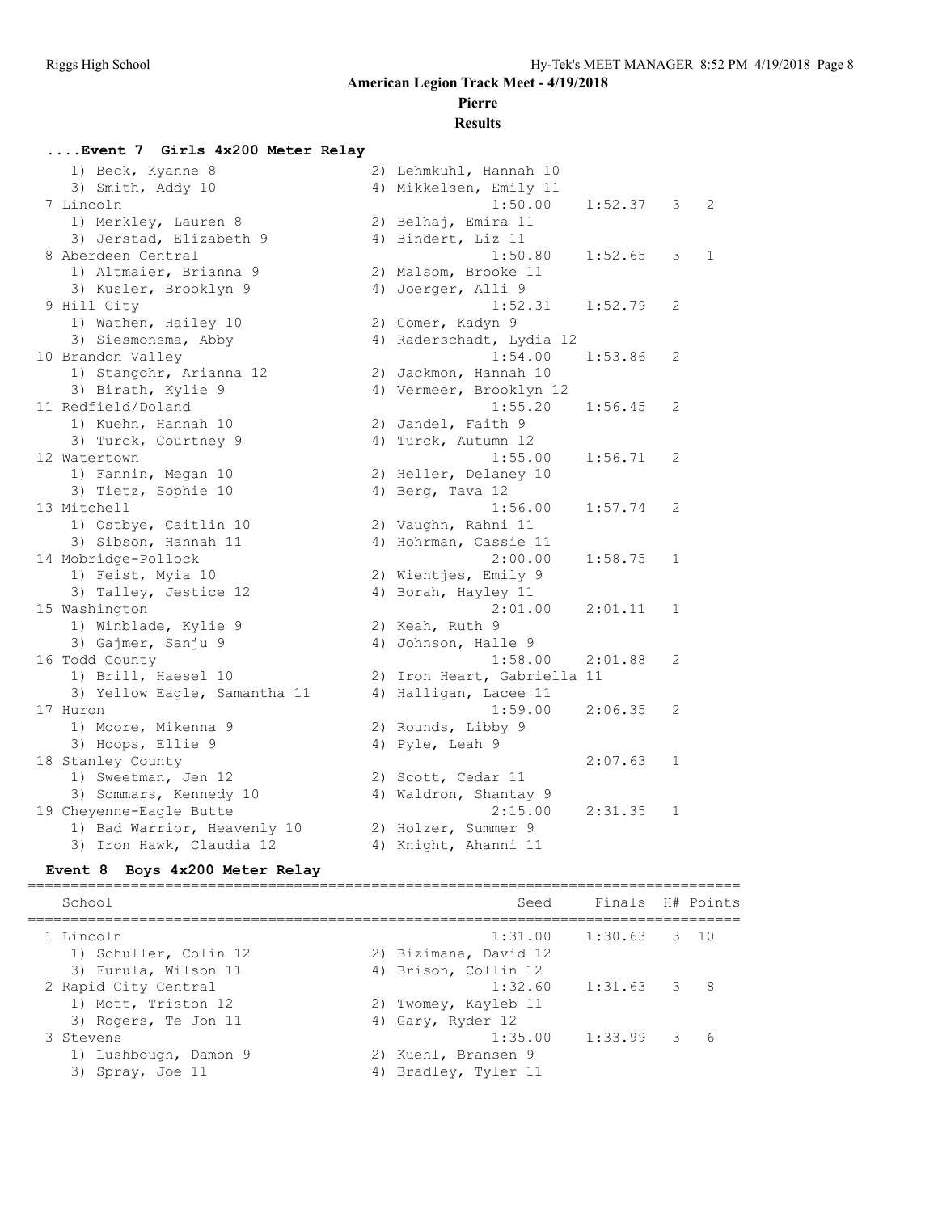**American Legion Track Meet - 4/19/2018**

**Pierre**

**Results**

### ....Event 7 Girls 4x200 Meter Relay

| School | Seed | Finals | H# | Points |
|---|---|---|---|---|
| 1) Beck, Kyanne 8 — 2) Lehmkuhl, Hannah 10 | | | | |
| 3) Smith, Addy 10 — 4) Mikkelsen, Emily 11 | | | | |
| 7 Lincoln | 1:50.00 | 1:52.37 | 3 | 2 |
| 1) Merkley, Lauren 8 — 2) Belhaj, Emira 11 | | | | |
| 3) Jerstad, Elizabeth 9 — 4) Bindert, Liz 11 | | | | |
| 8 Aberdeen Central | 1:50.80 | 1:52.65 | 3 | 1 |
| 1) Altmaier, Brianna 9 — 2) Malsom, Brooke 11 | | | | |
| 3) Kusler, Brooklyn 9 — 4) Joerger, Alli 9 | | | | |
| 9 Hill City | 1:52.31 | 1:52.79 | 2 | |
| 1) Wathen, Hailey 10 — 2) Comer, Kadyn 9 | | | | |
| 3) Siesmonsma, Abby — 4) Raderschadt, Lydia 12 | | | | |
| 10 Brandon Valley | 1:54.00 | 1:53.86 | 2 | |
| 1) Stangohr, Arianna 12 — 2) Jackmon, Hannah 10 | | | | |
| 3) Birath, Kylie 9 — 4) Vermeer, Brooklyn 12 | | | | |
| 11 Redfield/Doland | 1:55.20 | 1:56.45 | 2 | |
| 1) Kuehn, Hannah 10 — 2) Jandel, Faith 9 | | | | |
| 3) Turck, Courtney 9 — 4) Turck, Autumn 12 | | | | |
| 12 Watertown | 1:55.00 | 1:56.71 | 2 | |
| 1) Fannin, Megan 10 — 2) Heller, Delaney 10 | | | | |
| 3) Tietz, Sophie 10 — 4) Berg, Tava 12 | | | | |
| 13 Mitchell | 1:56.00 | 1:57.74 | 2 | |
| 1) Ostbye, Caitlin 10 — 2) Vaughn, Rahni 11 | | | | |
| 3) Sibson, Hannah 11 — 4) Hohrman, Cassie 11 | | | | |
| 14 Mobridge-Pollock | 2:00.00 | 1:58.75 | 1 | |
| 1) Feist, Myia 10 — 2) Wientjes, Emily 9 | | | | |
| 3) Talley, Jestice 12 — 4) Borah, Hayley 11 | | | | |
| 15 Washington | 2:01.00 | 2:01.11 | 1 | |
| 1) Winblade, Kylie 9 — 2) Keah, Ruth 9 | | | | |
| 3) Gajmer, Sanju 9 — 4) Johnson, Halle 9 | | | | |
| 16 Todd County | 1:58.00 | 2:01.88 | 2 | |
| 1) Brill, Haesel 10 — 2) Iron Heart, Gabriella 11 | | | | |
| 3) Yellow Eagle, Samantha 11 — 4) Halligan, Lacee 11 | | | | |
| 17 Huron | 1:59.00 | 2:06.35 | 2 | |
| 1) Moore, Mikenna 9 — 2) Rounds, Libby 9 | | | | |
| 3) Hoops, Ellie 9 — 4) Pyle, Leah 9 | | | | |
| 18 Stanley County | | 2:07.63 | 1 | |
| 1) Sweetman, Jen 12 — 2) Scott, Cedar 11 | | | | |
| 3) Sommars, Kennedy 10 — 4) Waldron, Shantay 9 | | | | |
| 19 Cheyenne-Eagle Butte | 2:15.00 | 2:31.35 | 1 | |
| 1) Bad Warrior, Heavenly 10 — 2) Holzer, Summer 9 | | | | |
| 3) Iron Hawk, Claudia 12 — 4) Knight, Ahanni 11 | | | | |

### Event 8 Boys 4x200 Meter Relay

| School | Seed | Finals | H# | Points |
|---|---|---|---|---|
| 1 Lincoln | 1:31.00 | 1:30.63 | 3 | 10 |
| 1) Schuller, Colin 12 — 2) Bizimana, David 12 | | | | |
| 3) Furula, Wilson 11 — 4) Brison, Collin 12 | | | | |
| 2 Rapid City Central | 1:32.60 | 1:31.63 | 3 | 8 |
| 1) Mott, Triston 12 — 2) Twomey, Kayleb 11 | | | | |
| 3) Rogers, Te Jon 11 — 4) Gary, Ryder 12 | | | | |
| 3 Stevens | 1:35.00 | 1:33.99 | 3 | 6 |
| 1) Lushbough, Damon 9 — 2) Kuehl, Bransen 9 | | | | |
| 3) Spray, Joe 11 — 4) Bradley, Tyler 11 | | | | |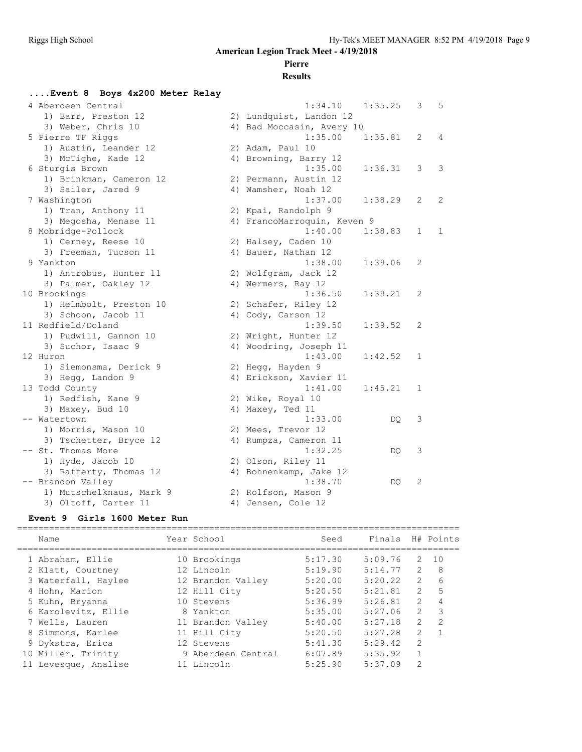**American Legion Track Meet - 4/19/2018**

**Pierre**

**Results**

### ....Event 8 Boys 4x200 Meter Relay

| Place | Team | Seed | Finals | H# | Points |
|---|---|---|---|---|---|
| 4 | Aberdeen Central | 1:34.10 | 1:35.25 | 3 | 5 |
| | 1) Barr, Preston 12; 2) Lundquist, Landon 12; 3) Weber, Chris 10; 4) Bad Moccasin, Avery 10 | | | | |
| 5 | Pierre TF Riggs | 1:35.00 | 1:35.81 | 2 | 4 |
| | 1) Austin, Leander 12; 2) Adam, Paul 10; 3) McTighe, Kade 12; 4) Browning, Barry 12 | | | | |
| 6 | Sturgis Brown | 1:35.00 | 1:36.31 | 3 | 3 |
| | 1) Brinkman, Cameron 12; 2) Permann, Austin 12; 3) Sailer, Jared 9; 4) Wamsher, Noah 12 | | | | |
| 7 | Washington | 1:37.00 | 1:38.29 | 2 | 2 |
| | 1) Tran, Anthony 11; 2) Kpai, Randolph 9; 3) Megosha, Menase 11; 4) FrancoMarroquin, Keven 9 | | | | |
| 8 | Mobridge-Pollock | 1:40.00 | 1:38.83 | 1 | 1 |
| | 1) Cerney, Reese 10; 2) Halsey, Caden 10; 3) Freeman, Tucson 11; 4) Bauer, Nathan 12 | | | | |
| 9 | Yankton | 1:38.00 | 1:39.06 | 2 | |
| | 1) Antrobus, Hunter 11; 2) Wolfgram, Jack 12; 3) Palmer, Oakley 12; 4) Wermers, Ray 12 | | | | |
| 10 | Brookings | 1:36.50 | 1:39.21 | 2 | |
| | 1) Helmbolt, Preston 10; 2) Schafer, Riley 12; 3) Schoon, Jacob 11; 4) Cody, Carson 12 | | | | |
| 11 | Redfield/Doland | 1:39.50 | 1:39.52 | 2 | |
| | 1) Pudwill, Gannon 10; 2) Wright, Hunter 12; 3) Suchor, Isaac 9; 4) Woodring, Joseph 11 | | | | |
| 12 | Huron | 1:43.00 | 1:42.52 | 1 | |
| | 1) Siemonsma, Derick 9; 2) Hegg, Hayden 9; 3) Hegg, Landon 9; 4) Erickson, Xavier 11 | | | | |
| 13 | Todd County | 1:41.00 | 1:45.21 | 1 | |
| | 1) Redfish, Kane 9; 2) Wike, Royal 10; 3) Maxey, Bud 10; 4) Maxey, Ted 11 | | | | |
| -- | Watertown | 1:33.00 | DQ | 3 | |
| | 1) Morris, Mason 10; 2) Mees, Trevor 12; 3) Tschetter, Bryce 12; 4) Rumpza, Cameron 11 | | | | |
| -- | St. Thomas More | 1:32.25 | DQ | 3 | |
| | 1) Hyde, Jacob 10; 2) Olson, Riley 11; 3) Rafferty, Thomas 12; 4) Bohnenkamp, Jake 12 | | | | |
| -- | Brandon Valley | 1:38.70 | DQ | 2 | |
| | 1) Mutschelknaus, Mark 9; 2) Rolfson, Mason 9; 3) Oltoff, Carter 11; 4) Jensen, Cole 12 | | | | |

### Event 9 Girls 1600 Meter Run

| Place | Name | Year | School | Seed | Finals | H# | Points |
|---|---|---|---|---|---|---|---|
| 1 | Abraham, Ellie | 10 | Brookings | 5:17.30 | 5:09.76 | 2 | 10 |
| 2 | Klatt, Courtney | 12 | Lincoln | 5:19.90 | 5:14.77 | 2 | 8 |
| 3 | Waterfall, Haylee | 12 | Brandon Valley | 5:20.00 | 5:20.22 | 2 | 6 |
| 4 | Hohn, Marion | 12 | Hill City | 5:20.50 | 5:21.81 | 2 | 5 |
| 5 | Kuhn, Bryanna | 10 | Stevens | 5:36.99 | 5:26.81 | 2 | 4 |
| 6 | Karolevitz, Ellie | 8 | Yankton | 5:35.00 | 5:27.06 | 2 | 3 |
| 7 | Wells, Lauren | 11 | Brandon Valley | 5:40.00 | 5:27.18 | 2 | 2 |
| 8 | Simmons, Karlee | 11 | Hill City | 5:20.50 | 5:27.28 | 2 | 1 |
| 9 | Dykstra, Erica | 12 | Stevens | 5:41.30 | 5:29.42 | 2 | |
| 10 | Miller, Trinity | 9 | Aberdeen Central | 6:07.89 | 5:35.92 | 1 | |
| 11 | Levesque, Analise | 11 | Lincoln | 5:25.90 | 5:37.09 | 2 | |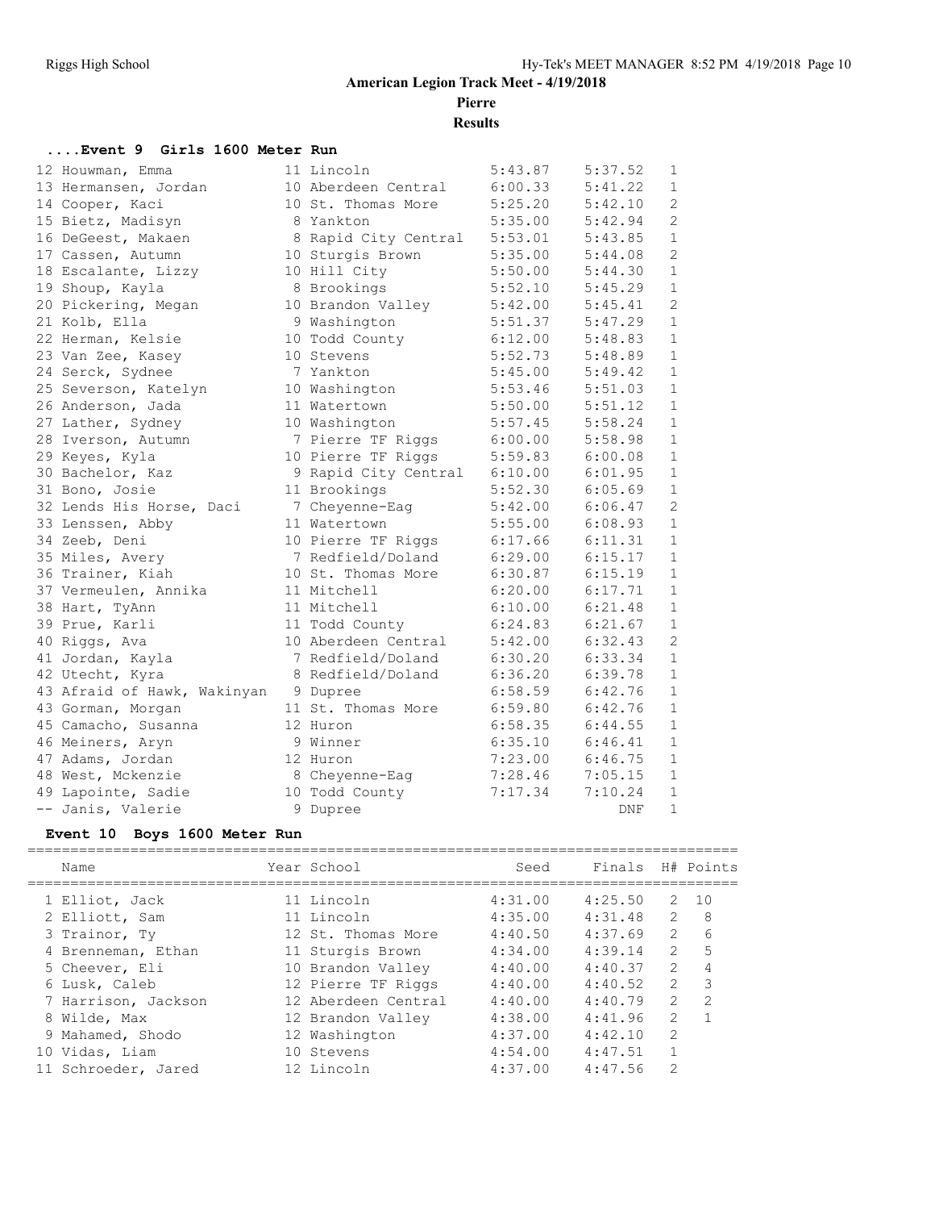# American Legion Track Meet - 4/19/2018

## Pierre

## Results

### ....Event 9 Girls 1600 Meter Run

| Place | Name | Year | School | Seed | Finals | H# |
|---|---|---|---|---|---|---|
| 12 | Houwman, Emma | 11 | Lincoln | 5:43.87 | 5:37.52 | 1 |
| 13 | Hermansen, Jordan | 10 | Aberdeen Central | 6:00.33 | 5:41.22 | 1 |
| 14 | Cooper, Kaci | 10 | St. Thomas More | 5:25.20 | 5:42.10 | 2 |
| 15 | Bietz, Madisyn | 8 | Yankton | 5:35.00 | 5:42.94 | 2 |
| 16 | DeGeest, Makaen | 8 | Rapid City Central | 5:53.01 | 5:43.85 | 1 |
| 17 | Cassen, Autumn | 10 | Sturgis Brown | 5:35.00 | 5:44.08 | 2 |
| 18 | Escalante, Lizzy | 10 | Hill City | 5:50.00 | 5:44.30 | 1 |
| 19 | Shoup, Kayla | 8 | Brookings | 5:52.10 | 5:45.29 | 1 |
| 20 | Pickering, Megan | 10 | Brandon Valley | 5:42.00 | 5:45.41 | 2 |
| 21 | Kolb, Ella | 9 | Washington | 5:51.37 | 5:47.29 | 1 |
| 22 | Herman, Kelsie | 10 | Todd County | 6:12.00 | 5:48.83 | 1 |
| 23 | Van Zee, Kasey | 10 | Stevens | 5:52.73 | 5:48.89 | 1 |
| 24 | Serck, Sydnee | 7 | Yankton | 5:45.00 | 5:49.42 | 1 |
| 25 | Severson, Katelyn | 10 | Washington | 5:53.46 | 5:51.03 | 1 |
| 26 | Anderson, Jada | 11 | Watertown | 5:50.00 | 5:51.12 | 1 |
| 27 | Lather, Sydney | 10 | Washington | 5:57.45 | 5:58.24 | 1 |
| 28 | Iverson, Autumn | 7 | Pierre TF Riggs | 6:00.00 | 5:58.98 | 1 |
| 29 | Keyes, Kyla | 10 | Pierre TF Riggs | 5:59.83 | 6:00.08 | 1 |
| 30 | Bachelor, Kaz | 9 | Rapid City Central | 6:10.00 | 6:01.95 | 1 |
| 31 | Bono, Josie | 11 | Brookings | 5:52.30 | 6:05.69 | 1 |
| 32 | Lends His Horse, Daci | 7 | Cheyenne-Eag | 5:42.00 | 6:06.47 | 2 |
| 33 | Lenssen, Abby | 11 | Watertown | 5:55.00 | 6:08.93 | 1 |
| 34 | Zeeb, Deni | 10 | Pierre TF Riggs | 6:17.66 | 6:11.31 | 1 |
| 35 | Miles, Avery | 7 | Redfield/Doland | 6:29.00 | 6:15.17 | 1 |
| 36 | Trainer, Kiah | 10 | St. Thomas More | 6:30.87 | 6:15.19 | 1 |
| 37 | Vermeulen, Annika | 11 | Mitchell | 6:20.00 | 6:17.71 | 1 |
| 38 | Hart, TyAnn | 11 | Mitchell | 6:10.00 | 6:21.48 | 1 |
| 39 | Prue, Karli | 11 | Todd County | 6:24.83 | 6:21.67 | 1 |
| 40 | Riggs, Ava | 10 | Aberdeen Central | 5:42.00 | 6:32.43 | 2 |
| 41 | Jordan, Kayla | 7 | Redfield/Doland | 6:30.20 | 6:33.34 | 1 |
| 42 | Utecht, Kyra | 8 | Redfield/Doland | 6:36.20 | 6:39.78 | 1 |
| 43 | Afraid of Hawk, Wakinyan | 9 | Dupree | 6:58.59 | 6:42.76 | 1 |
| 43 | Gorman, Morgan | 11 | St. Thomas More | 6:59.80 | 6:42.76 | 1 |
| 45 | Camacho, Susanna | 12 | Huron | 6:58.35 | 6:44.55 | 1 |
| 46 | Meiners, Aryn | 9 | Winner | 6:35.10 | 6:46.41 | 1 |
| 47 | Adams, Jordan | 12 | Huron | 7:23.00 | 6:46.75 | 1 |
| 48 | West, Mckenzie | 8 | Cheyenne-Eag | 7:28.46 | 7:05.15 | 1 |
| 49 | Lapointe, Sadie | 10 | Todd County | 7:17.34 | 7:10.24 | 1 |
| -- | Janis, Valerie | 9 | Dupree | | DNF | 1 |

### Event 10 Boys 1600 Meter Run

| Place | Name | Year | School | Seed | Finals | H# | Points |
|---|---|---|---|---|---|---|---|
| 1 | Elliot, Jack | 11 | Lincoln | 4:31.00 | 4:25.50 | 2 | 10 |
| 2 | Elliott, Sam | 11 | Lincoln | 4:35.00 | 4:31.48 | 2 | 8 |
| 3 | Trainor, Ty | 12 | St. Thomas More | 4:40.50 | 4:37.69 | 2 | 6 |
| 4 | Brenneman, Ethan | 11 | Sturgis Brown | 4:34.00 | 4:39.14 | 2 | 5 |
| 5 | Cheever, Eli | 10 | Brandon Valley | 4:40.00 | 4:40.37 | 2 | 4 |
| 6 | Lusk, Caleb | 12 | Pierre TF Riggs | 4:40.00 | 4:40.52 | 2 | 3 |
| 7 | Harrison, Jackson | 12 | Aberdeen Central | 4:40.00 | 4:40.79 | 2 | 2 |
| 8 | Wilde, Max | 12 | Brandon Valley | 4:38.00 | 4:41.96 | 2 | 1 |
| 9 | Mahamed, Shodo | 12 | Washington | 4:37.00 | 4:42.10 | 2 | |
| 10 | Vidas, Liam | 10 | Stevens | 4:54.00 | 4:47.51 | 1 | |
| 11 | Schroeder, Jared | 12 | Lincoln | 4:37.00 | 4:47.56 | 2 | |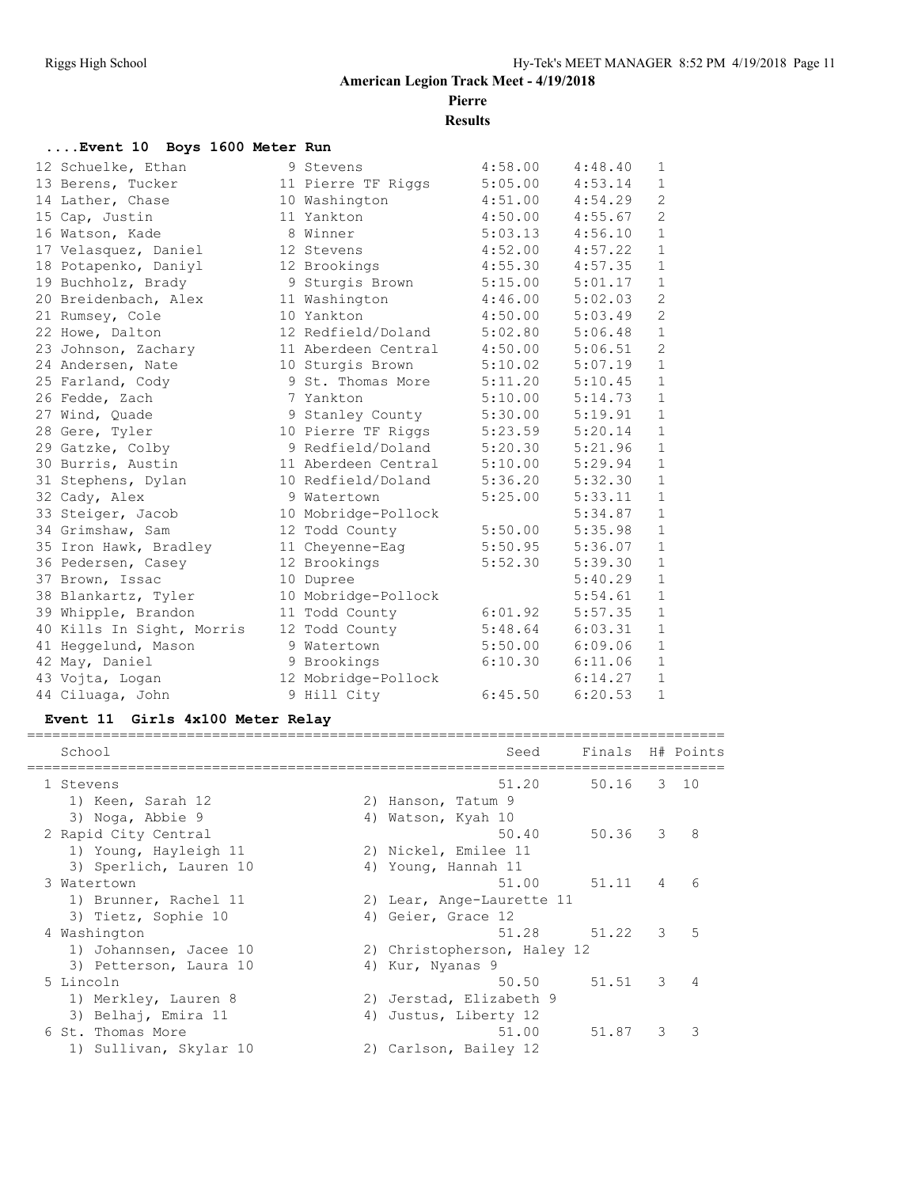# American Legion Track Meet - 4/19/2018

## Pierre

### Results

#### ....Event 10 Boys 1600 Meter Run

| Place | Name | Yr | School | Seed | Finals | H# |
|---|---|---|---|---|---|---|
| 12 | Schuelke, Ethan | 9 | Stevens | 4:58.00 | 4:48.40 | 1 |
| 13 | Berens, Tucker | 11 | Pierre TF Riggs | 5:05.00 | 4:53.14 | 1 |
| 14 | Lather, Chase | 10 | Washington | 4:51.00 | 4:54.29 | 2 |
| 15 | Cap, Justin | 11 | Yankton | 4:50.00 | 4:55.67 | 2 |
| 16 | Watson, Kade | 8 | Winner | 5:03.13 | 4:56.10 | 1 |
| 17 | Velasquez, Daniel | 12 | Stevens | 4:52.00 | 4:57.22 | 1 |
| 18 | Potapenko, Daniyl | 12 | Brookings | 4:55.30 | 4:57.35 | 1 |
| 19 | Buchholz, Brady | 9 | Sturgis Brown | 5:15.00 | 5:01.17 | 1 |
| 20 | Breidenbach, Alex | 11 | Washington | 4:46.00 | 5:02.03 | 2 |
| 21 | Rumsey, Cole | 10 | Yankton | 4:50.00 | 5:03.49 | 2 |
| 22 | Howe, Dalton | 12 | Redfield/Doland | 5:02.80 | 5:06.48 | 1 |
| 23 | Johnson, Zachary | 11 | Aberdeen Central | 4:50.00 | 5:06.51 | 2 |
| 24 | Andersen, Nate | 10 | Sturgis Brown | 5:10.02 | 5:07.19 | 1 |
| 25 | Farland, Cody | 9 | St. Thomas More | 5:11.20 | 5:10.45 | 1 |
| 26 | Fedde, Zach | 7 | Yankton | 5:10.00 | 5:14.73 | 1 |
| 27 | Wind, Quade | 9 | Stanley County | 5:30.00 | 5:19.91 | 1 |
| 28 | Gere, Tyler | 10 | Pierre TF Riggs | 5:23.59 | 5:20.14 | 1 |
| 29 | Gatzke, Colby | 9 | Redfield/Doland | 5:20.30 | 5:21.96 | 1 |
| 30 | Burris, Austin | 11 | Aberdeen Central | 5:10.00 | 5:29.94 | 1 |
| 31 | Stephens, Dylan | 10 | Redfield/Doland | 5:36.20 | 5:32.30 | 1 |
| 32 | Cady, Alex | 9 | Watertown | 5:25.00 | 5:33.11 | 1 |
| 33 | Steiger, Jacob | 10 | Mobridge-Pollock | | 5:34.87 | 1 |
| 34 | Grimshaw, Sam | 12 | Todd County | 5:50.00 | 5:35.98 | 1 |
| 35 | Iron Hawk, Bradley | 11 | Cheyenne-Eag | 5:50.95 | 5:36.07 | 1 |
| 36 | Pedersen, Casey | 12 | Brookings | 5:52.30 | 5:39.30 | 1 |
| 37 | Brown, Issac | 10 | Dupree | | 5:40.29 | 1 |
| 38 | Blankartz, Tyler | 10 | Mobridge-Pollock | | 5:54.61 | 1 |
| 39 | Whipple, Brandon | 11 | Todd County | 6:01.92 | 5:57.35 | 1 |
| 40 | Kills In Sight, Morris | 12 | Todd County | 5:48.64 | 6:03.31 | 1 |
| 41 | Heggelund, Mason | 9 | Watertown | 5:50.00 | 6:09.06 | 1 |
| 42 | May, Daniel | 9 | Brookings | 6:10.30 | 6:11.06 | 1 |
| 43 | Vojta, Logan | 12 | Mobridge-Pollock | | 6:14.27 | 1 |
| 44 | Ciluaga, John | 9 | Hill City | 6:45.50 | 6:20.53 | 1 |

#### Event 11 Girls 4x100 Meter Relay

| Place | School | Seed | Finals | H# | Points |
|---|---|---|---|---|---|
| 1 | Stevens | 51.20 | 50.16 | 3 | 10 |
| | 1) Keen, Sarah 12; 2) Hanson, Tatum 9; 3) Noga, Abbie 9; 4) Watson, Kyah 10 | | | | |
| 2 | Rapid City Central | 50.40 | 50.36 | 3 | 8 |
| | 1) Young, Hayleigh 11; 2) Nickel, Emilee 11; 3) Sperlich, Lauren 10; 4) Young, Hannah 11 | | | | |
| 3 | Watertown | 51.00 | 51.11 | 4 | 6 |
| | 1) Brunner, Rachel 11; 2) Lear, Ange-Laurette 11; 3) Tietz, Sophie 10; 4) Geier, Grace 12 | | | | |
| 4 | Washington | 51.28 | 51.22 | 3 | 5 |
| | 1) Johannsen, Jacee 10; 2) Christopherson, Haley 12; 3) Petterson, Laura 10; 4) Kur, Nyanas 9 | | | | |
| 5 | Lincoln | 50.50 | 51.51 | 3 | 4 |
| | 1) Merkley, Lauren 8; 2) Jerstad, Elizabeth 9; 3) Belhaj, Emira 11; 4) Justus, Liberty 12 | | | | |
| 6 | St. Thomas More | 51.00 | 51.87 | 3 | 3 |
| | 1) Sullivan, Skylar 10; 2) Carlson, Bailey 12 | | | | |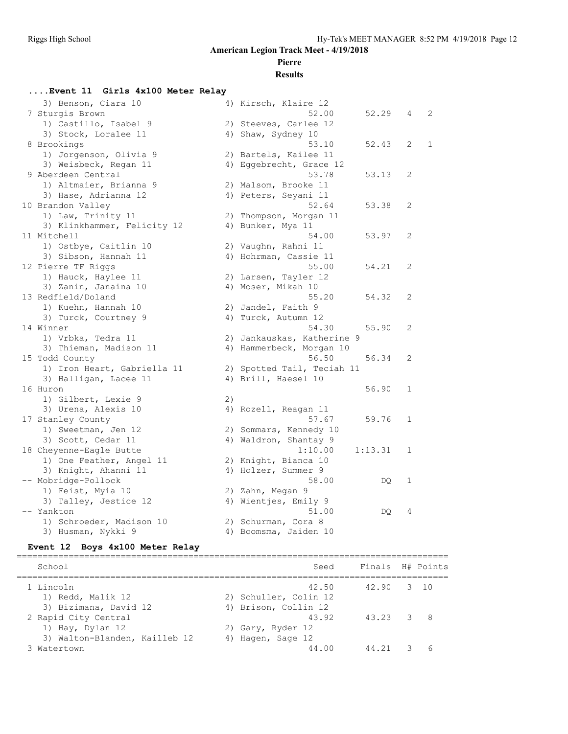**American Legion Track Meet - 4/19/2018**

**Pierre**

**Results**

### ....Event 11 Girls 4x100 Meter Relay

| Place | School | Seed | Finals | H# | Points |
|---|---|---|---|---|---|
| | 3) Benson, Ciara 10 / 4) Kirsch, Klaire 12 | | | | |
| 7 | Sturgis Brown | 52.00 | 52.29 | 4 | 2 |
| | 1) Castillo, Isabel 9 / 2) Steeves, Carlee 12 / 3) Stock, Loralee 11 / 4) Shaw, Sydney 10 | | | | |
| 8 | Brookings | 53.10 | 52.43 | 2 | 1 |
| | 1) Jorgenson, Olivia 9 / 2) Bartels, Kailee 11 / 3) Weisbeck, Regan 11 / 4) Eggebrecht, Grace 12 | | | | |
| 9 | Aberdeen Central | 53.78 | 53.13 | 2 | |
| | 1) Altmaier, Brianna 9 / 2) Malsom, Brooke 11 / 3) Hase, Adrianna 12 / 4) Peters, Seyani 11 | | | | |
| 10 | Brandon Valley | 52.64 | 53.38 | 2 | |
| | 1) Law, Trinity 11 / 2) Thompson, Morgan 11 / 3) Klinkhammer, Felicity 12 / 4) Bunker, Mya 11 | | | | |
| 11 | Mitchell | 54.00 | 53.97 | 2 | |
| | 1) Ostbye, Caitlin 10 / 2) Vaughn, Rahni 11 / 3) Sibson, Hannah 11 / 4) Hohrman, Cassie 11 | | | | |
| 12 | Pierre TF Riggs | 55.00 | 54.21 | 2 | |
| | 1) Hauck, Haylee 11 / 2) Larsen, Tayler 12 / 3) Zanin, Janaina 10 / 4) Moser, Mikah 10 | | | | |
| 13 | Redfield/Doland | 55.20 | 54.32 | 2 | |
| | 1) Kuehn, Hannah 10 / 2) Jandel, Faith 9 / 3) Turck, Courtney 9 / 4) Turck, Autumn 12 | | | | |
| 14 | Winner | 54.30 | 55.90 | 2 | |
| | 1) Vrbka, Tedra 11 / 2) Jankauskas, Katherine 9 / 3) Thieman, Madison 11 / 4) Hammerbeck, Morgan 10 | | | | |
| 15 | Todd County | 56.50 | 56.34 | 2 | |
| | 1) Iron Heart, Gabriella 11 / 2) Spotted Tail, Teciah 11 / 3) Halligan, Lacee 11 / 4) Brill, Haesel 10 | | | | |
| 16 | Huron | | 56.90 | 1 | |
| | 1) Gilbert, Lexie 9 / 2) / 3) Urena, Alexis 10 / 4) Rozell, Reagan 11 | | | | |
| 17 | Stanley County | 57.67 | 59.76 | 1 | |
| | 1) Sweetman, Jen 12 / 2) Sommars, Kennedy 10 / 3) Scott, Cedar 11 / 4) Waldron, Shantay 9 | | | | |
| 18 | Cheyenne-Eagle Butte | 1:10.00 | 1:13.31 | 1 | |
| | 1) One Feather, Angel 11 / 2) Knight, Bianca 10 / 3) Knight, Ahanni 11 / 4) Holzer, Summer 9 | | | | |
| -- | Mobridge-Pollock | 58.00 | DQ | 1 | |
| | 1) Feist, Myia 10 / 2) Zahn, Megan 9 / 3) Talley, Jestice 12 / 4) Wientjes, Emily 9 | | | | |
| -- | Yankton | 51.00 | DQ | 4 | |
| | 1) Schroeder, Madison 10 / 2) Schurman, Cora 8 / 3) Husman, Nykki 9 / 4) Boomsma, Jaiden 10 | | | | |

### Event 12 Boys 4x100 Meter Relay

| Place | School | Seed | Finals | H# | Points |
|---|---|---|---|---|---|
| 1 | Lincoln | 42.50 | 42.90 | 3 | 10 |
| | 1) Redd, Malik 12 / 2) Schuller, Colin 12 / 3) Bizimana, David 12 / 4) Brison, Collin 12 | | | | |
| 2 | Rapid City Central | 43.92 | 43.23 | 3 | 8 |
| | 1) Hay, Dylan 12 / 2) Gary, Ryder 12 / 3) Walton-Blanden, Kailleb 12 / 4) Hagen, Sage 12 | | | | |
| 3 | Watertown | 44.00 | 44.21 | 3 | 6 |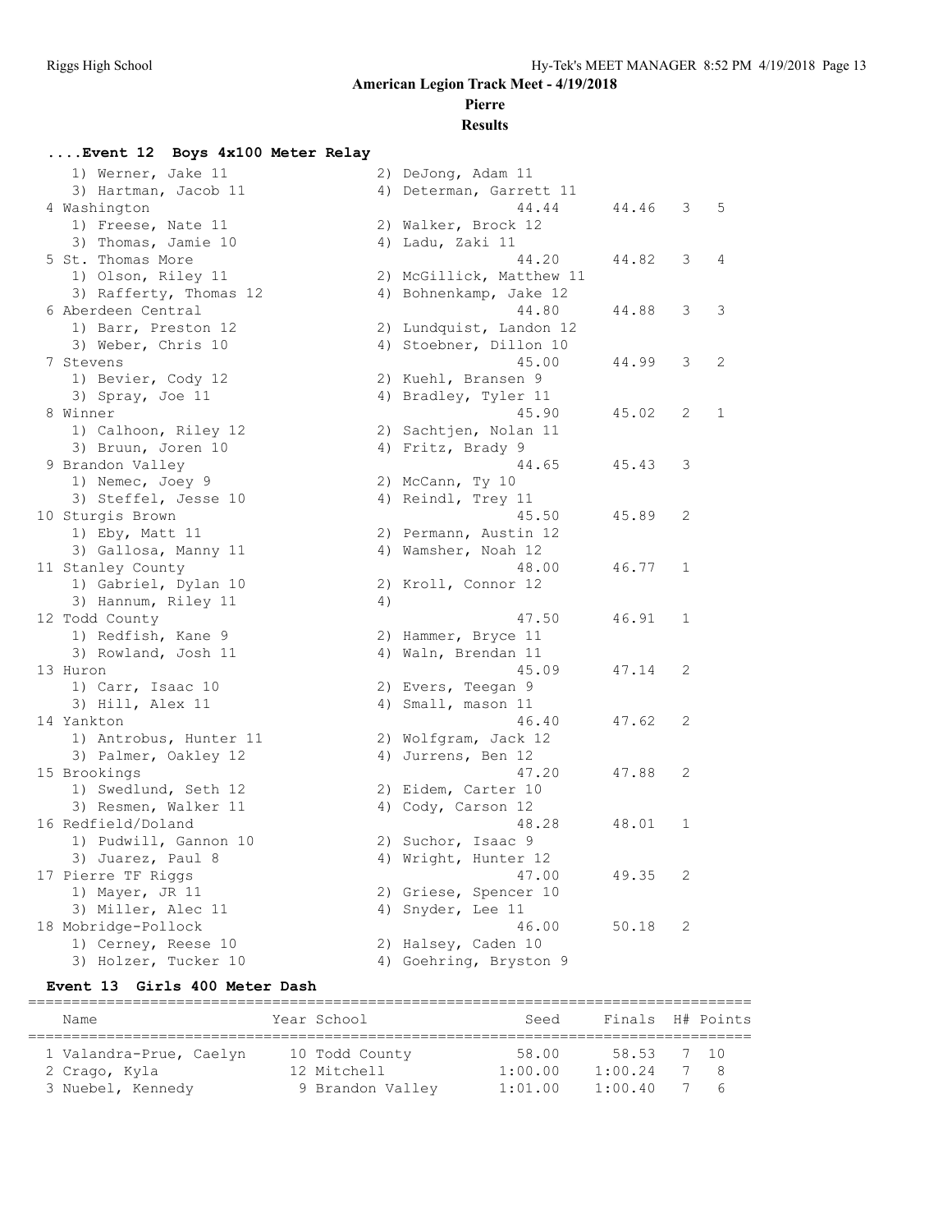# American Legion Track Meet - 4/19/2018

## Pierre

## Results

### ....Event 12 Boys 4x100 Meter Relay

| Place | School | Seed | Finals | H# | Points |
|---|---|---|---|---|---|
| | 1) Werner, Jake 11; 2) DeJong, Adam 11; 3) Hartman, Jacob 11; 4) Determan, Garrett 11 | | | | |
| 4 | Washington | 44.44 | 44.46 | 3 | 5 |
| | 1) Freese, Nate 11; 2) Walker, Brock 12; 3) Thomas, Jamie 10; 4) Ladu, Zaki 11 | | | | |
| 5 | St. Thomas More | 44.20 | 44.82 | 3 | 4 |
| | 1) Olson, Riley 11; 2) McGillick, Matthew 11; 3) Rafferty, Thomas 12; 4) Bohnenkamp, Jake 12 | | | | |
| 6 | Aberdeen Central | 44.80 | 44.88 | 3 | 3 |
| | 1) Barr, Preston 12; 2) Lundquist, Landon 12; 3) Weber, Chris 10; 4) Stoebner, Dillon 10 | | | | |
| 7 | Stevens | 45.00 | 44.99 | 3 | 2 |
| | 1) Bevier, Cody 12; 2) Kuehl, Bransen 9; 3) Spray, Joe 11; 4) Bradley, Tyler 11 | | | | |
| 8 | Winner | 45.90 | 45.02 | 2 | 1 |
| | 1) Calhoon, Riley 12; 2) Sachtjen, Nolan 11; 3) Bruun, Joren 10; 4) Fritz, Brady 9 | | | | |
| 9 | Brandon Valley | 44.65 | 45.43 | 3 | |
| | 1) Nemec, Joey 9; 2) McCann, Ty 10; 3) Steffel, Jesse 10; 4) Reindl, Trey 11 | | | | |
| 10 | Sturgis Brown | 45.50 | 45.89 | 2 | |
| | 1) Eby, Matt 11; 2) Permann, Austin 12; 3) Gallosa, Manny 11; 4) Wamsher, Noah 12 | | | | |
| 11 | Stanley County | 48.00 | 46.77 | 1 | |
| | 1) Gabriel, Dylan 10; 2) Kroll, Connor 12; 3) Hannum, Riley 11; 4) | | | | |
| 12 | Todd County | 47.50 | 46.91 | 1 | |
| | 1) Redfish, Kane 9; 2) Hammer, Bryce 11; 3) Rowland, Josh 11; 4) Waln, Brendan 11 | | | | |
| 13 | Huron | 45.09 | 47.14 | 2 | |
| | 1) Carr, Isaac 10; 2) Evers, Teegan 9; 3) Hill, Alex 11; 4) Small, mason 11 | | | | |
| 14 | Yankton | 46.40 | 47.62 | 2 | |
| | 1) Antrobus, Hunter 11; 2) Wolfgram, Jack 12; 3) Palmer, Oakley 12; 4) Jurrens, Ben 12 | | | | |
| 15 | Brookings | 47.20 | 47.88 | 2 | |
| | 1) Swedlund, Seth 12; 2) Eidem, Carter 10; 3) Resmen, Walker 11; 4) Cody, Carson 12 | | | | |
| 16 | Redfield/Doland | 48.28 | 48.01 | 1 | |
| | 1) Pudwill, Gannon 10; 2) Suchor, Isaac 9; 3) Juarez, Paul 8; 4) Wright, Hunter 12 | | | | |
| 17 | Pierre TF Riggs | 47.00 | 49.35 | 2 | |
| | 1) Mayer, JR 11; 2) Griese, Spencer 10; 3) Miller, Alec 11; 4) Snyder, Lee 11 | | | | |
| 18 | Mobridge-Pollock | 46.00 | 50.18 | 2 | |
| | 1) Cerney, Reese 10; 2) Halsey, Caden 10; 3) Holzer, Tucker 10; 4) Goehring, Bryston 9 | | | | |

### Event 13 Girls 400 Meter Dash

| Place | Name | Year | School | Seed | Finals | H# | Points |
|---|---|---|---|---|---|---|---|
| 1 | Valandra-Prue, Caelyn | 10 | Todd County | 58.00 | 58.53 | 7 | 10 |
| 2 | Crago, Kyla | 12 | Mitchell | 1:00.00 | 1:00.24 | 7 | 8 |
| 3 | Nuebel, Kennedy | 9 | Brandon Valley | 1:01.00 | 1:00.40 | 7 | 6 |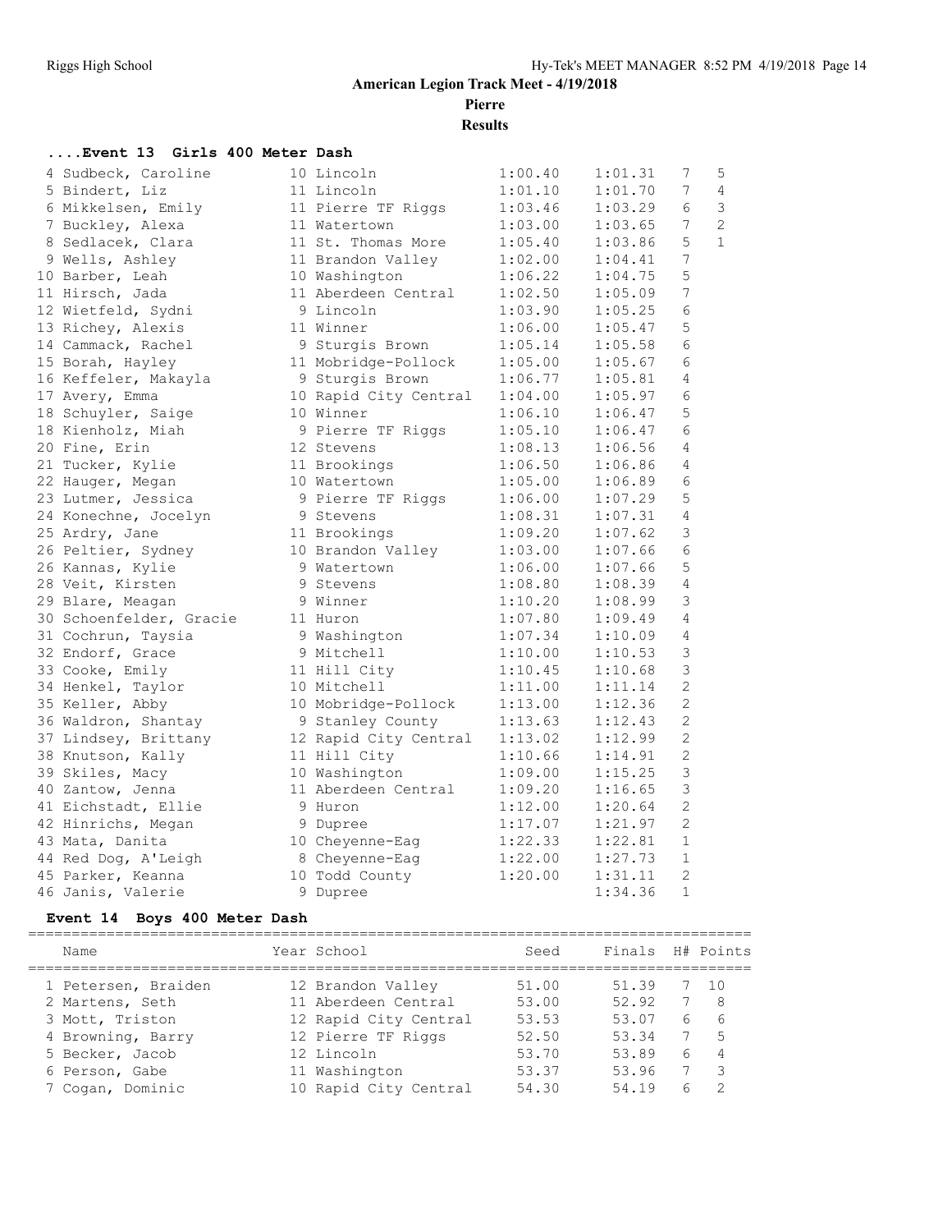## American Legion Track Meet - 4/19/2018

**Pierre**

**Results**

### ....Event 13 Girls 400 Meter Dash

| Name | Year School | Seed | Finals | H# | Points |
|---|---|---|---|---|---|
| 4 Sudbeck, Caroline | 10 Lincoln | 1:00.40 | 1:01.31 | 7 | 5 |
| 5 Bindert, Liz | 11 Lincoln | 1:01.10 | 1:01.70 | 7 | 4 |
| 6 Mikkelsen, Emily | 11 Pierre TF Riggs | 1:03.46 | 1:03.29 | 6 | 3 |
| 7 Buckley, Alexa | 11 Watertown | 1:03.00 | 1:03.65 | 7 | 2 |
| 8 Sedlacek, Clara | 11 St. Thomas More | 1:05.40 | 1:03.86 | 5 | 1 |
| 9 Wells, Ashley | 11 Brandon Valley | 1:02.00 | 1:04.41 | 7 | |
| 10 Barber, Leah | 10 Washington | 1:06.22 | 1:04.75 | 5 | |
| 11 Hirsch, Jada | 11 Aberdeen Central | 1:02.50 | 1:05.09 | 7 | |
| 12 Wietfeld, Sydni | 9 Lincoln | 1:03.90 | 1:05.25 | 6 | |
| 13 Richey, Alexis | 11 Winner | 1:06.00 | 1:05.47 | 5 | |
| 14 Cammack, Rachel | 9 Sturgis Brown | 1:05.14 | 1:05.58 | 6 | |
| 15 Borah, Hayley | 11 Mobridge-Pollock | 1:05.00 | 1:05.67 | 6 | |
| 16 Keffeler, Makayla | 9 Sturgis Brown | 1:06.77 | 1:05.81 | 4 | |
| 17 Avery, Emma | 10 Rapid City Central | 1:04.00 | 1:05.97 | 6 | |
| 18 Schuyler, Saige | 10 Winner | 1:06.10 | 1:06.47 | 5 | |
| 18 Kienholz, Miah | 9 Pierre TF Riggs | 1:05.10 | 1:06.47 | 6 | |
| 20 Fine, Erin | 12 Stevens | 1:08.13 | 1:06.56 | 4 | |
| 21 Tucker, Kylie | 11 Brookings | 1:06.50 | 1:06.86 | 4 | |
| 22 Hauger, Megan | 10 Watertown | 1:05.00 | 1:06.89 | 6 | |
| 23 Lutmer, Jessica | 9 Pierre TF Riggs | 1:06.00 | 1:07.29 | 5 | |
| 24 Konechne, Jocelyn | 9 Stevens | 1:08.31 | 1:07.31 | 4 | |
| 25 Ardry, Jane | 11 Brookings | 1:09.20 | 1:07.62 | 3 | |
| 26 Peltier, Sydney | 10 Brandon Valley | 1:03.00 | 1:07.66 | 6 | |
| 26 Kannas, Kylie | 9 Watertown | 1:06.00 | 1:07.66 | 5 | |
| 28 Veit, Kirsten | 9 Stevens | 1:08.80 | 1:08.39 | 4 | |
| 29 Blare, Meagan | 9 Winner | 1:10.20 | 1:08.99 | 3 | |
| 30 Schoenfelder, Gracie | 11 Huron | 1:07.80 | 1:09.49 | 4 | |
| 31 Cochrun, Taysia | 9 Washington | 1:07.34 | 1:10.09 | 4 | |
| 32 Endorf, Grace | 9 Mitchell | 1:10.00 | 1:10.53 | 3 | |
| 33 Cooke, Emily | 11 Hill City | 1:10.45 | 1:10.68 | 3 | |
| 34 Henkel, Taylor | 10 Mitchell | 1:11.00 | 1:11.14 | 2 | |
| 35 Keller, Abby | 10 Mobridge-Pollock | 1:13.00 | 1:12.36 | 2 | |
| 36 Waldron, Shantay | 9 Stanley County | 1:13.63 | 1:12.43 | 2 | |
| 37 Lindsey, Brittany | 12 Rapid City Central | 1:13.02 | 1:12.99 | 2 | |
| 38 Knutson, Kally | 11 Hill City | 1:10.66 | 1:14.91 | 2 | |
| 39 Skiles, Macy | 10 Washington | 1:09.00 | 1:15.25 | 3 | |
| 40 Zantow, Jenna | 11 Aberdeen Central | 1:09.20 | 1:16.65 | 3 | |
| 41 Eichstadt, Ellie | 9 Huron | 1:12.00 | 1:20.64 | 2 | |
| 42 Hinrichs, Megan | 9 Dupree | 1:17.07 | 1:21.97 | 2 | |
| 43 Mata, Danita | 10 Cheyenne-Eag | 1:22.33 | 1:22.81 | 1 | |
| 44 Red Dog, A'Leigh | 8 Cheyenne-Eag | 1:22.00 | 1:27.73 | 1 | |
| 45 Parker, Keanna | 10 Todd County | 1:20.00 | 1:31.11 | 2 | |
| 46 Janis, Valerie | 9 Dupree | | 1:34.36 | 1 | |

### Event 14 Boys 400 Meter Dash

| Name | Year School | Seed | Finals | H# | Points |
|---|---|---|---|---|---|
| 1 Petersen, Braiden | 12 Brandon Valley | 51.00 | 51.39 | 7 | 10 |
| 2 Martens, Seth | 11 Aberdeen Central | 53.00 | 52.92 | 7 | 8 |
| 3 Mott, Triston | 12 Rapid City Central | 53.53 | 53.07 | 6 | 6 |
| 4 Browning, Barry | 12 Pierre TF Riggs | 52.50 | 53.34 | 7 | 5 |
| 5 Becker, Jacob | 12 Lincoln | 53.70 | 53.89 | 6 | 4 |
| 6 Person, Gabe | 11 Washington | 53.37 | 53.96 | 7 | 3 |
| 7 Cogan, Dominic | 10 Rapid City Central | 54.30 | 54.19 | 6 | 2 |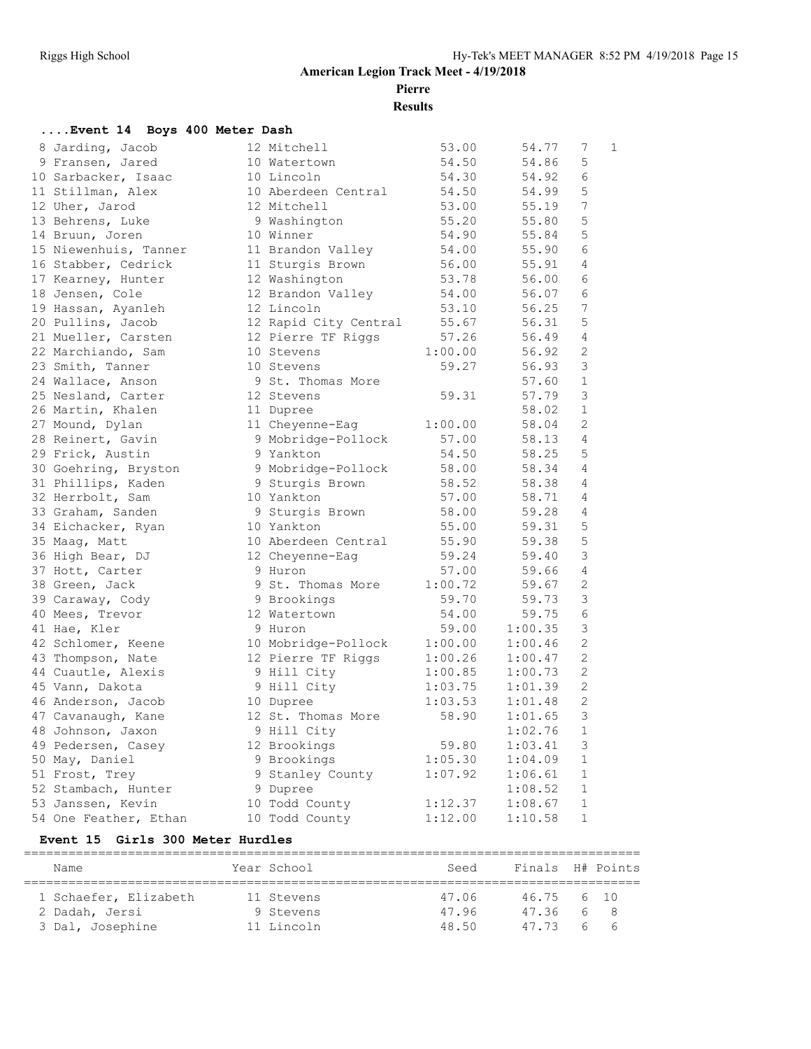# American Legion Track Meet - 4/19/2018

**Pierre**

**Results**

### ....Event 14 Boys 400 Meter Dash

| | Name | Year | School | Seed | Finals | H# | Points |
|---|---|---|---|---|---|---|---|
| 8 | Jarding, Jacob | 12 | Mitchell | 53.00 | 54.77 | 7 | 1 |
| 9 | Fransen, Jared | 10 | Watertown | 54.50 | 54.86 | 5 | |
| 10 | Sarbacker, Isaac | 10 | Lincoln | 54.30 | 54.92 | 6 | |
| 11 | Stillman, Alex | 10 | Aberdeen Central | 54.50 | 54.99 | 5 | |
| 12 | Uher, Jarod | 12 | Mitchell | 53.00 | 55.19 | 7 | |
| 13 | Behrens, Luke | 9 | Washington | 55.20 | 55.80 | 5 | |
| 14 | Bruun, Joren | 10 | Winner | 54.90 | 55.84 | 5 | |
| 15 | Niewenhuis, Tanner | 11 | Brandon Valley | 54.00 | 55.90 | 6 | |
| 16 | Stabber, Cedrick | 11 | Sturgis Brown | 56.00 | 55.91 | 4 | |
| 17 | Kearney, Hunter | 12 | Washington | 53.78 | 56.00 | 6 | |
| 18 | Jensen, Cole | 12 | Brandon Valley | 54.00 | 56.07 | 6 | |
| 19 | Hassan, Ayanleh | 12 | Lincoln | 53.10 | 56.25 | 7 | |
| 20 | Pullins, Jacob | 12 | Rapid City Central | 55.67 | 56.31 | 5 | |
| 21 | Mueller, Carsten | 12 | Pierre TF Riggs | 57.26 | 56.49 | 4 | |
| 22 | Marchiando, Sam | 10 | Stevens | 1:00.00 | 56.92 | 2 | |
| 23 | Smith, Tanner | 10 | Stevens | 59.27 | 56.93 | 3 | |
| 24 | Wallace, Anson | 9 | St. Thomas More | | 57.60 | 1 | |
| 25 | Nesland, Carter | 12 | Stevens | 59.31 | 57.79 | 3 | |
| 26 | Martin, Khalen | 11 | Dupree | | 58.02 | 1 | |
| 27 | Mound, Dylan | 11 | Cheyenne-Eag | 1:00.00 | 58.04 | 2 | |
| 28 | Reinert, Gavin | 9 | Mobridge-Pollock | 57.00 | 58.13 | 4 | |
| 29 | Frick, Austin | 9 | Yankton | 54.50 | 58.25 | 5 | |
| 30 | Goehring, Bryston | 9 | Mobridge-Pollock | 58.00 | 58.34 | 4 | |
| 31 | Phillips, Kaden | 9 | Sturgis Brown | 58.52 | 58.38 | 4 | |
| 32 | Herrbolt, Sam | 10 | Yankton | 57.00 | 58.71 | 4 | |
| 33 | Graham, Sanden | 9 | Sturgis Brown | 58.00 | 59.28 | 4 | |
| 34 | Eichacker, Ryan | 10 | Yankton | 55.00 | 59.31 | 5 | |
| 35 | Maag, Matt | 10 | Aberdeen Central | 55.90 | 59.38 | 5 | |
| 36 | High Bear, DJ | 12 | Cheyenne-Eag | 59.24 | 59.40 | 3 | |
| 37 | Hott, Carter | 9 | Huron | 57.00 | 59.66 | 4 | |
| 38 | Green, Jack | 9 | St. Thomas More | 1:00.72 | 59.67 | 2 | |
| 39 | Caraway, Cody | 9 | Brookings | 59.70 | 59.73 | 3 | |
| 40 | Mees, Trevor | 12 | Watertown | 54.00 | 59.75 | 6 | |
| 41 | Hae, Kler | 9 | Huron | 59.00 | 1:00.35 | 3 | |
| 42 | Schlomer, Keene | 10 | Mobridge-Pollock | 1:00.00 | 1:00.46 | 2 | |
| 43 | Thompson, Nate | 12 | Pierre TF Riggs | 1:00.26 | 1:00.47 | 2 | |
| 44 | Cuautle, Alexis | 9 | Hill City | 1:00.85 | 1:00.73 | 2 | |
| 45 | Vann, Dakota | 9 | Hill City | 1:03.75 | 1:01.39 | 2 | |
| 46 | Anderson, Jacob | 10 | Dupree | 1:03.53 | 1:01.48 | 2 | |
| 47 | Cavanaugh, Kane | 12 | St. Thomas More | 58.90 | 1:01.65 | 3 | |
| 48 | Johnson, Jaxon | 9 | Hill City | | 1:02.76 | 1 | |
| 49 | Pedersen, Casey | 12 | Brookings | 59.80 | 1:03.41 | 3 | |
| 50 | May, Daniel | 9 | Brookings | 1:05.30 | 1:04.09 | 1 | |
| 51 | Frost, Trey | 9 | Stanley County | 1:07.92 | 1:06.61 | 1 | |
| 52 | Stambach, Hunter | 9 | Dupree | | 1:08.52 | 1 | |
| 53 | Janssen, Kevin | 10 | Todd County | 1:12.37 | 1:08.67 | 1 | |
| 54 | One Feather, Ethan | 10 | Todd County | 1:12.00 | 1:10.58 | 1 | |

### Event 15 Girls 300 Meter Hurdles

| | Name | Year | School | Seed | Finals | H# | Points |
|---|---|---|---|---|---|---|---|
| 1 | Schaefer, Elizabeth | 11 | Stevens | 47.06 | 46.75 | 6 | 10 |
| 2 | Dadah, Jersi | 9 | Stevens | 47.96 | 47.36 | 6 | 8 |
| 3 | Dal, Josephine | 11 | Lincoln | 48.50 | 47.73 | 6 | 6 |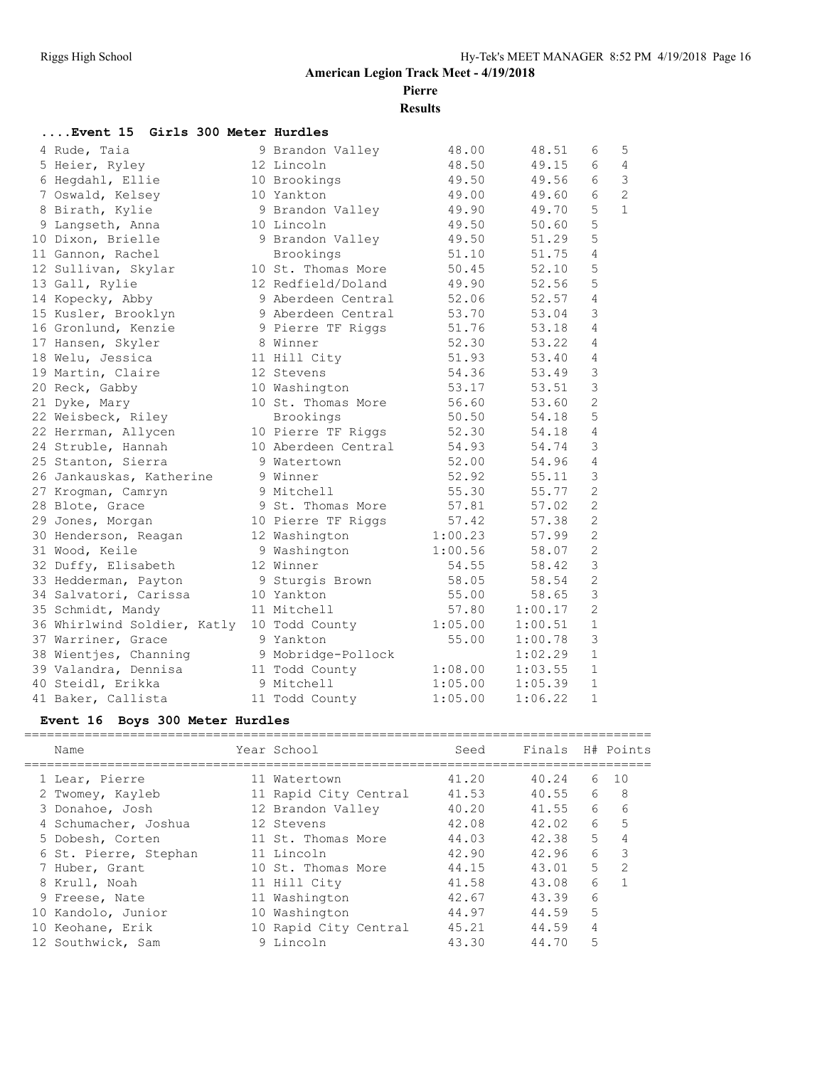# American Legion Track Meet - 4/19/2018

**Pierre**

**Results**

### ....Event 15 Girls 300 Meter Hurdles

| Place | Name | Year | School | Seed | Finals | H# | Points |
|---|---|---|---|---|---|---|---|
| 4 | Rude, Taia | 9 | Brandon Valley | 48.00 | 48.51 | 6 | 5 |
| 5 | Heier, Ryley | 12 | Lincoln | 48.50 | 49.15 | 6 | 4 |
| 6 | Hegdahl, Ellie | 10 | Brookings | 49.50 | 49.56 | 6 | 3 |
| 7 | Oswald, Kelsey | 10 | Yankton | 49.00 | 49.60 | 6 | 2 |
| 8 | Birath, Kylie | 9 | Brandon Valley | 49.90 | 49.70 | 5 | 1 |
| 9 | Langseth, Anna | 10 | Lincoln | 49.50 | 50.60 | 5 | |
| 10 | Dixon, Brielle | 9 | Brandon Valley | 49.50 | 51.29 | 5 | |
| 11 | Gannon, Rachel | | Brookings | 51.10 | 51.75 | 4 | |
| 12 | Sullivan, Skylar | 10 | St. Thomas More | 50.45 | 52.10 | 5 | |
| 13 | Gall, Rylie | 12 | Redfield/Doland | 49.90 | 52.56 | 5 | |
| 14 | Kopecky, Abby | 9 | Aberdeen Central | 52.06 | 52.57 | 4 | |
| 15 | Kusler, Brooklyn | 9 | Aberdeen Central | 53.70 | 53.04 | 3 | |
| 16 | Gronlund, Kenzie | 9 | Pierre TF Riggs | 51.76 | 53.18 | 4 | |
| 17 | Hansen, Skyler | 8 | Winner | 52.30 | 53.22 | 4 | |
| 18 | Welu, Jessica | 11 | Hill City | 51.93 | 53.40 | 4 | |
| 19 | Martin, Claire | 12 | Stevens | 54.36 | 53.49 | 3 | |
| 20 | Reck, Gabby | 10 | Washington | 53.17 | 53.51 | 3 | |
| 21 | Dyke, Mary | 10 | St. Thomas More | 56.60 | 53.60 | 2 | |
| 22 | Weisbeck, Riley | | Brookings | 50.50 | 54.18 | 5 | |
| 22 | Herrman, Allycen | 10 | Pierre TF Riggs | 52.30 | 54.18 | 4 | |
| 24 | Struble, Hannah | 10 | Aberdeen Central | 54.93 | 54.74 | 3 | |
| 25 | Stanton, Sierra | 9 | Watertown | 52.00 | 54.96 | 4 | |
| 26 | Jankauskas, Katherine | 9 | Winner | 52.92 | 55.11 | 3 | |
| 27 | Krogman, Camryn | 9 | Mitchell | 55.30 | 55.77 | 2 | |
| 28 | Blote, Grace | 9 | St. Thomas More | 57.81 | 57.02 | 2 | |
| 29 | Jones, Morgan | 10 | Pierre TF Riggs | 57.42 | 57.38 | 2 | |
| 30 | Henderson, Reagan | 12 | Washington | 1:00.23 | 57.99 | 2 | |
| 31 | Wood, Keile | 9 | Washington | 1:00.56 | 58.07 | 2 | |
| 32 | Duffy, Elisabeth | 12 | Winner | 54.55 | 58.42 | 3 | |
| 33 | Hedderman, Payton | 9 | Sturgis Brown | 58.05 | 58.54 | 2 | |
| 34 | Salvatori, Carissa | 10 | Yankton | 55.00 | 58.65 | 3 | |
| 35 | Schmidt, Mandy | 11 | Mitchell | 57.80 | 1:00.17 | 2 | |
| 36 | Whirlwind Soldier, Katly | 10 | Todd County | 1:05.00 | 1:00.51 | 1 | |
| 37 | Warriner, Grace | 9 | Yankton | 55.00 | 1:00.78 | 3 | |
| 38 | Wientjes, Channing | 9 | Mobridge-Pollock | | 1:02.29 | 1 | |
| 39 | Valandra, Dennisa | 11 | Todd County | 1:08.00 | 1:03.55 | 1 | |
| 40 | Steidl, Erikka | 9 | Mitchell | 1:05.00 | 1:05.39 | 1 | |
| 41 | Baker, Callista | 11 | Todd County | 1:05.00 | 1:06.22 | 1 | |

### Event 16 Boys 300 Meter Hurdles

| Place | Name | Year | School | Seed | Finals | H# | Points |
|---|---|---|---|---|---|---|---|
| 1 | Lear, Pierre | 11 | Watertown | 41.20 | 40.24 | 6 | 10 |
| 2 | Twomey, Kayleb | 11 | Rapid City Central | 41.53 | 40.55 | 6 | 8 |
| 3 | Donahoe, Josh | 12 | Brandon Valley | 40.20 | 41.55 | 6 | 6 |
| 4 | Schumacher, Joshua | 12 | Stevens | 42.08 | 42.02 | 6 | 5 |
| 5 | Dobesh, Corten | 11 | St. Thomas More | 44.03 | 42.38 | 5 | 4 |
| 6 | St. Pierre, Stephan | 11 | Lincoln | 42.90 | 42.96 | 6 | 3 |
| 7 | Huber, Grant | 10 | St. Thomas More | 44.15 | 43.01 | 5 | 2 |
| 8 | Krull, Noah | 11 | Hill City | 41.58 | 43.08 | 6 | 1 |
| 9 | Freese, Nate | 11 | Washington | 42.67 | 43.39 | 6 | |
| 10 | Kandolo, Junior | 10 | Washington | 44.97 | 44.59 | 5 | |
| 10 | Keohane, Erik | 10 | Rapid City Central | 45.21 | 44.59 | 4 | |
| 12 | Southwick, Sam | 9 | Lincoln | 43.30 | 44.70 | 5 | |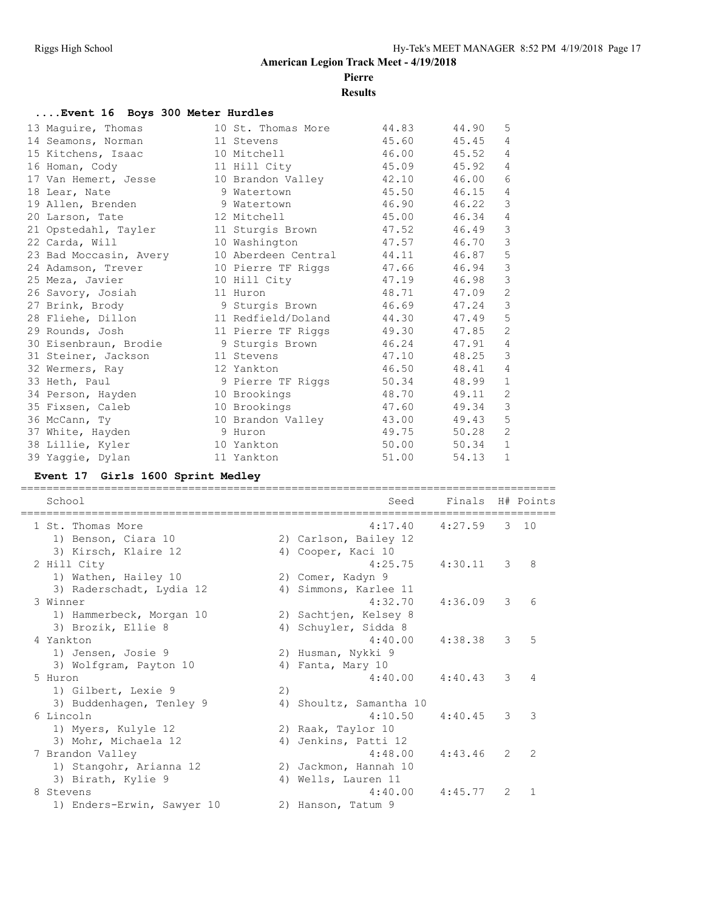# American Legion Track Meet - 4/19/2018

## Pierre

### Results

#### ....Event 16 Boys 300 Meter Hurdles

| Place | Name | Yr | School | Seed | Finals | H# |
|---|---|---|---|---|---|---|
| 13 | Maguire, Thomas | 10 | St. Thomas More | 44.83 | 44.90 | 5 |
| 14 | Seamons, Norman | 11 | Stevens | 45.60 | 45.45 | 4 |
| 15 | Kitchens, Isaac | 10 | Mitchell | 46.00 | 45.52 | 4 |
| 16 | Homan, Cody | 11 | Hill City | 45.09 | 45.92 | 4 |
| 17 | Van Hemert, Jesse | 10 | Brandon Valley | 42.10 | 46.00 | 6 |
| 18 | Lear, Nate | 9 | Watertown | 45.50 | 46.15 | 4 |
| 19 | Allen, Brenden | 9 | Watertown | 46.90 | 46.22 | 3 |
| 20 | Larson, Tate | 12 | Mitchell | 45.00 | 46.34 | 4 |
| 21 | Opstedahl, Tayler | 11 | Sturgis Brown | 47.52 | 46.49 | 3 |
| 22 | Carda, Will | 10 | Washington | 47.57 | 46.70 | 3 |
| 23 | Bad Moccasin, Avery | 10 | Aberdeen Central | 44.11 | 46.87 | 5 |
| 24 | Adamson, Trever | 10 | Pierre TF Riggs | 47.66 | 46.94 | 3 |
| 25 | Meza, Javier | 10 | Hill City | 47.19 | 46.98 | 3 |
| 26 | Savory, Josiah | 11 | Huron | 48.71 | 47.09 | 2 |
| 27 | Brink, Brody | 9 | Sturgis Brown | 46.69 | 47.24 | 3 |
| 28 | Fliehe, Dillon | 11 | Redfield/Doland | 44.30 | 47.49 | 5 |
| 29 | Rounds, Josh | 11 | Pierre TF Riggs | 49.30 | 47.85 | 2 |
| 30 | Eisenbraun, Brodie | 9 | Sturgis Brown | 46.24 | 47.91 | 4 |
| 31 | Steiner, Jackson | 11 | Stevens | 47.10 | 48.25 | 3 |
| 32 | Wermers, Ray | 12 | Yankton | 46.50 | 48.41 | 4 |
| 33 | Heth, Paul | 9 | Pierre TF Riggs | 50.34 | 48.99 | 1 |
| 34 | Person, Hayden | 10 | Brookings | 48.70 | 49.11 | 2 |
| 35 | Fixsen, Caleb | 10 | Brookings | 47.60 | 49.34 | 3 |
| 36 | McCann, Ty | 10 | Brandon Valley | 43.00 | 49.43 | 5 |
| 37 | White, Hayden | 9 | Huron | 49.75 | 50.28 | 2 |
| 38 | Lillie, Kyler | 10 | Yankton | 50.00 | 50.34 | 1 |
| 39 | Yaggie, Dylan | 11 | Yankton | 51.00 | 54.13 | 1 |

#### Event 17 Girls 1600 Sprint Medley

| Place | School | Seed | Finals | H# | Points |
|---|---|---|---|---|---|
| 1 | St. Thomas More | 4:17.40 | 4:27.59 | 3 | 10 |
| | 1) Benson, Ciara 10; 2) Carlson, Bailey 12; 3) Kirsch, Klaire 12; 4) Cooper, Kaci 10 | | | | |
| 2 | Hill City | 4:25.75 | 4:30.11 | 3 | 8 |
| | 1) Wathen, Hailey 10; 2) Comer, Kadyn 9; 3) Raderschadt, Lydia 12; 4) Simmons, Karlee 11 | | | | |
| 3 | Winner | 4:32.70 | 4:36.09 | 3 | 6 |
| | 1) Hammerbeck, Morgan 10; 2) Sachtjen, Kelsey 8; 3) Brozik, Ellie 8; 4) Schuyler, Sidda 8 | | | | |
| 4 | Yankton | 4:40.00 | 4:38.38 | 3 | 5 |
| | 1) Jensen, Josie 9; 2) Husman, Nykki 9; 3) Wolfgram, Payton 10; 4) Fanta, Mary 10 | | | | |
| 5 | Huron | 4:40.00 | 4:40.43 | 3 | 4 |
| | 1) Gilbert, Lexie 9; 2); 3) Buddenhagen, Tenley 9; 4) Shoultz, Samantha 10 | | | | |
| 6 | Lincoln | 4:10.50 | 4:40.45 | 3 | 3 |
| | 1) Myers, Kulyle 12; 2) Raak, Taylor 10; 3) Mohr, Michaela 12; 4) Jenkins, Patti 12 | | | | |
| 7 | Brandon Valley | 4:48.00 | 4:43.46 | 2 | 2 |
| | 1) Stangohr, Arianna 12; 2) Jackmon, Hannah 10; 3) Birath, Kylie 9; 4) Wells, Lauren 11 | | | | |
| 8 | Stevens | 4:40.00 | 4:45.77 | 2 | 1 |
| | 1) Enders-Erwin, Sawyer 10; 2) Hanson, Tatum 9 | | | | |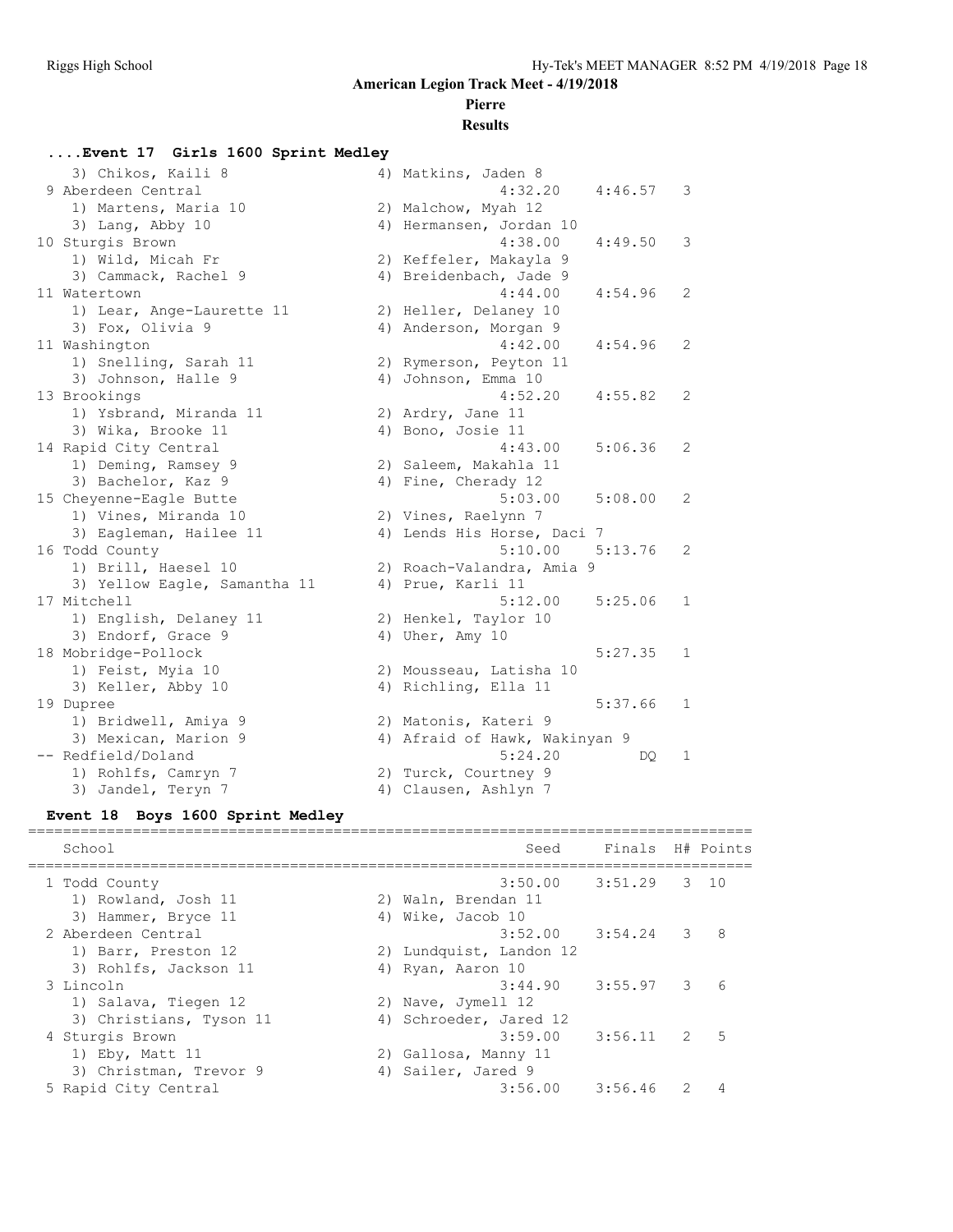## American Legion Track Meet - 4/19/2018

### Pierre

### Results

#### ....Event 17 Girls 1600 Sprint Medley

```
   3) Chikos, Kaili 8                 4) Matkins, Jaden 8
 9 Aberdeen Central                            4:32.20    4:46.57   3
   1) Martens, Maria 10               2) Malchow, Myah 12
   3) Lang, Abby 10                   4) Hermansen, Jordan 10
10 Sturgis Brown                               4:38.00    4:49.50   3
   1) Wild, Micah Fr                  2) Keffeler, Makayla 9
   3) Cammack, Rachel 9               4) Breidenbach, Jade 9
11 Watertown                                   4:44.00    4:54.96   2
   1) Lear, Ange-Laurette 11          2) Heller, Delaney 10
   3) Fox, Olivia 9                   4) Anderson, Morgan 9
11 Washington                                  4:42.00    4:54.96   2
   1) Snelling, Sarah 11              2) Rymerson, Peyton 11
   3) Johnson, Halle 9                4) Johnson, Emma 10
13 Brookings                                   4:52.20    4:55.82   2
   1) Ysbrand, Miranda 11             2) Ardry, Jane 11
   3) Wika, Brooke 11                 4) Bono, Josie 11
14 Rapid City Central                          4:43.00    5:06.36   2
   1) Deming, Ramsey 9                2) Saleem, Makahla 11
   3) Bachelor, Kaz 9                 4) Fine, Cherady 12
15 Cheyenne-Eagle Butte                        5:03.00    5:08.00   2
   1) Vines, Miranda 10               2) Vines, Raelynn 7
   3) Eagleman, Hailee 11             4) Lends His Horse, Daci 7
16 Todd County                                 5:10.00    5:13.76   2
   1) Brill, Haesel 10                2) Roach-Valandra, Amia 9
   3) Yellow Eagle, Samantha 11       4) Prue, Karli 11
17 Mitchell                                    5:12.00    5:25.06   1
   1) English, Delaney 11             2) Henkel, Taylor 10
   3) Endorf, Grace 9                 4) Uher, Amy 10
18 Mobridge-Pollock                                       5:27.35   1
   1) Feist, Myia 10                  2) Mousseau, Latisha 10
   3) Keller, Abby 10                 4) Richling, Ella 11
19 Dupree                                                 5:37.66   1
   1) Bridwell, Amiya 9               2) Matonis, Kateri 9
   3) Mexican, Marion 9               4) Afraid of Hawk, Wakinyan 9
-- Redfield/Doland                             5:24.20         DQ   1
   1) Rohlfs, Camryn 7                2) Turck, Courtney 9
   3) Jandel, Teryn 7                 4) Clausen, Ashlyn 7
```

#### Event 18 Boys 1600 Sprint Medley

```
===================================================================================
    School                                          Seed     Finals  H# Points
===================================================================================
  1 Todd County                                  3:50.00    3:51.29   3  10
     1) Rowland, Josh 11                2) Waln, Brendan 11
     3) Hammer, Bryce 11                4) Wike, Jacob 10
  2 Aberdeen Central                             3:52.00    3:54.24   3   8
     1) Barr, Preston 12                2) Lundquist, Landon 12
     3) Rohlfs, Jackson 11              4) Ryan, Aaron 10
  3 Lincoln                                      3:44.90    3:55.97   3   6
     1) Salava, Tiegen 12               2) Nave, Jymell 12
     3) Christians, Tyson 11            4) Schroeder, Jared 12
  4 Sturgis Brown                                3:59.00    3:56.11   2   5
     1) Eby, Matt 11                    2) Gallosa, Manny 11
     3) Christman, Trevor 9             4) Sailer, Jared 9
  5 Rapid City Central                           3:56.00    3:56.46   2   4
```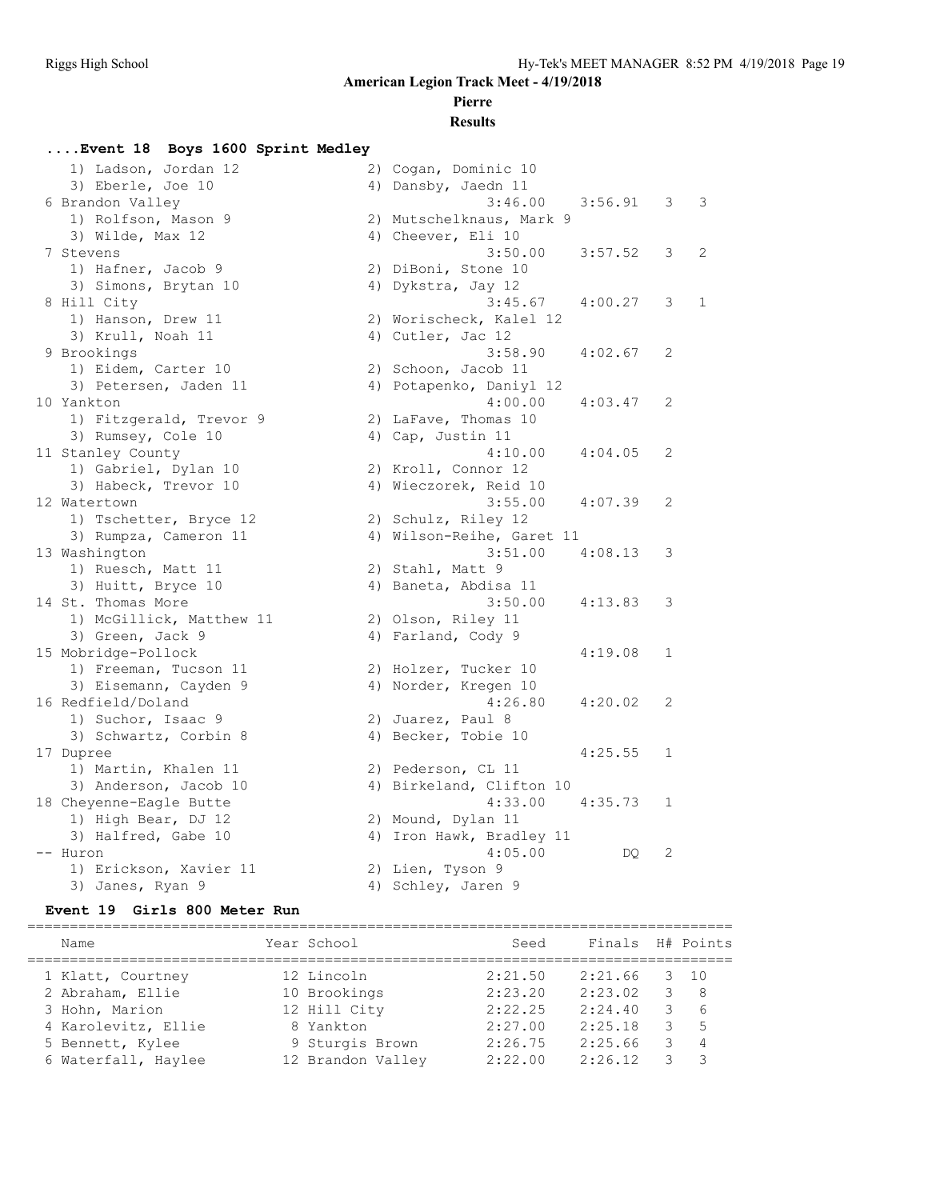**American Legion Track Meet - 4/19/2018**

**Pierre**

**Results**

### ....Event 18 Boys 1600 Sprint Medley

```
    1) Ladson, Jordan 12              2) Cogan, Dominic 10
    3) Eberle, Joe 10                 4) Dansby, Jaedn 11
  6 Brandon Valley                          3:46.00    3:56.91   3   3
    1) Rolfson, Mason 9               2) Mutschelknaus, Mark 9
    3) Wilde, Max 12                  4) Cheever, Eli 10
  7 Stevens                                 3:50.00    3:57.52   3   2
    1) Hafner, Jacob 9                2) DiBoni, Stone 10
    3) Simons, Brytan 10              4) Dykstra, Jay 12
  8 Hill City                               3:45.67    4:00.27   3   1
    1) Hanson, Drew 11                2) Worischeck, Kalel 12
    3) Krull, Noah 11                 4) Cutler, Jac 12
  9 Brookings                               3:58.90    4:02.67   2
    1) Eidem, Carter 10               2) Schoon, Jacob 11
    3) Petersen, Jaden 11             4) Potapenko, Daniyl 12
 10 Yankton                                 4:00.00    4:03.47   2
    1) Fitzgerald, Trevor 9           2) LaFave, Thomas 10
    3) Rumsey, Cole 10                4) Cap, Justin 11
 11 Stanley County                          4:10.00    4:04.05   2
    1) Gabriel, Dylan 10              2) Kroll, Connor 12
    3) Habeck, Trevor 10              4) Wieczorek, Reid 10
 12 Watertown                               3:55.00    4:07.39   2
    1) Tschetter, Bryce 12            2) Schulz, Riley 12
    3) Rumpza, Cameron 11             4) Wilson-Reihe, Garet 11
 13 Washington                              3:51.00    4:08.13   3
    1) Ruesch, Matt 11                2) Stahl, Matt 9
    3) Huitt, Bryce 10                4) Baneta, Abdisa 11
 14 St. Thomas More                         3:50.00    4:13.83   3
    1) McGillick, Matthew 11          2) Olson, Riley 11
    3) Green, Jack 9                  4) Farland, Cody 9
 15 Mobridge-Pollock                                   4:19.08   1
    1) Freeman, Tucson 11             2) Holzer, Tucker 10
    3) Eisemann, Cayden 9             4) Norder, Kregen 10
 16 Redfield/Doland                         4:26.80    4:20.02   2
    1) Suchor, Isaac 9                2) Juarez, Paul 8
    3) Schwartz, Corbin 8             4) Becker, Tobie 10
 17 Dupree                                             4:25.55   1
    1) Martin, Khalen 11              2) Pederson, CL 11
    3) Anderson, Jacob 10             4) Birkeland, Clifton 10
 18 Cheyenne-Eagle Butte                    4:33.00    4:35.73   1
    1) High Bear, DJ 12               2) Mound, Dylan 11
    3) Halfred, Gabe 10               4) Iron Hawk, Bradley 11
 -- Huron                                   4:05.00         DQ   2
    1) Erickson, Xavier 11            2) Lien, Tyson 9
    3) Janes, Ryan 9                  4) Schley, Jaren 9
```

### Event 19 Girls 800 Meter Run

| | Name | Year | School | Seed | Finals | H# | Points |
|---|---|---|---|---|---|---|---|
| 1 | Klatt, Courtney | 12 | Lincoln | 2:21.50 | 2:21.66 | 3 | 10 |
| 2 | Abraham, Ellie | 10 | Brookings | 2:23.20 | 2:23.02 | 3 | 8 |
| 3 | Hohn, Marion | 12 | Hill City | 2:22.25 | 2:24.40 | 3 | 6 |
| 4 | Karolevitz, Ellie | 8 | Yankton | 2:27.00 | 2:25.18 | 3 | 5 |
| 5 | Bennett, Kylee | 9 | Sturgis Brown | 2:26.75 | 2:25.66 | 3 | 4 |
| 6 | Waterfall, Haylee | 12 | Brandon Valley | 2:22.00 | 2:26.12 | 3 | 3 |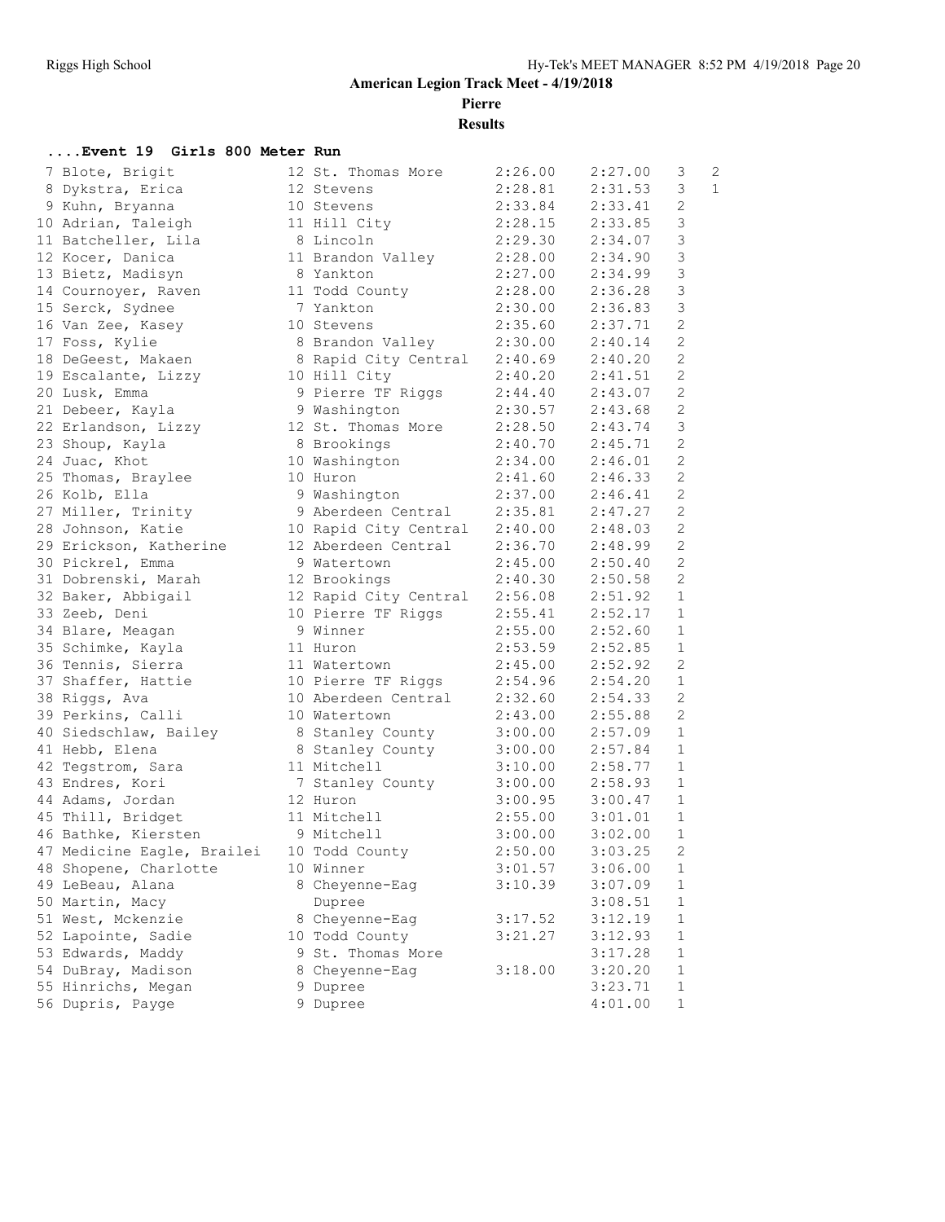**American Legion Track Meet - 4/19/2018**

**Pierre**

**Results**

### ....Event 19 Girls 800 Meter Run

| Place | Name | Yr | School | Seed | Finals | H# | Points |
|---|---|---|---|---|---|---|---|
| 7 | Blote, Brigit | 12 | St. Thomas More | 2:26.00 | 2:27.00 | 3 | 2 |
| 8 | Dykstra, Erica | 12 | Stevens | 2:28.81 | 2:31.53 | 3 | 1 |
| 9 | Kuhn, Bryanna | 10 | Stevens | 2:33.84 | 2:33.41 | 2 | |
| 10 | Adrian, Taleigh | 11 | Hill City | 2:28.15 | 2:33.85 | 3 | |
| 11 | Batcheller, Lila | 8 | Lincoln | 2:29.30 | 2:34.07 | 3 | |
| 12 | Kocer, Danica | 11 | Brandon Valley | 2:28.00 | 2:34.90 | 3 | |
| 13 | Bietz, Madisyn | 8 | Yankton | 2:27.00 | 2:34.99 | 3 | |
| 14 | Cournoyer, Raven | 11 | Todd County | 2:28.00 | 2:36.28 | 3 | |
| 15 | Serck, Sydnee | 7 | Yankton | 2:30.00 | 2:36.83 | 3 | |
| 16 | Van Zee, Kasey | 10 | Stevens | 2:35.60 | 2:37.71 | 2 | |
| 17 | Foss, Kylie | 8 | Brandon Valley | 2:30.00 | 2:40.14 | 2 | |
| 18 | DeGeest, Makaen | 8 | Rapid City Central | 2:40.69 | 2:40.20 | 2 | |
| 19 | Escalante, Lizzy | 10 | Hill City | 2:40.20 | 2:41.51 | 2 | |
| 20 | Lusk, Emma | 9 | Pierre TF Riggs | 2:44.40 | 2:43.07 | 2 | |
| 21 | Debeer, Kayla | 9 | Washington | 2:30.57 | 2:43.68 | 2 | |
| 22 | Erlandson, Lizzy | 12 | St. Thomas More | 2:28.50 | 2:43.74 | 3 | |
| 23 | Shoup, Kayla | 8 | Brookings | 2:40.70 | 2:45.71 | 2 | |
| 24 | Juac, Khot | 10 | Washington | 2:34.00 | 2:46.01 | 2 | |
| 25 | Thomas, Braylee | 10 | Huron | 2:41.60 | 2:46.33 | 2 | |
| 26 | Kolb, Ella | 9 | Washington | 2:37.00 | 2:46.41 | 2 | |
| 27 | Miller, Trinity | 9 | Aberdeen Central | 2:35.81 | 2:47.27 | 2 | |
| 28 | Johnson, Katie | 10 | Rapid City Central | 2:40.00 | 2:48.03 | 2 | |
| 29 | Erickson, Katherine | 12 | Aberdeen Central | 2:36.70 | 2:48.99 | 2 | |
| 30 | Pickrel, Emma | 9 | Watertown | 2:45.00 | 2:50.40 | 2 | |
| 31 | Dobrenski, Marah | 12 | Brookings | 2:40.30 | 2:50.58 | 2 | |
| 32 | Baker, Abbigail | 12 | Rapid City Central | 2:56.08 | 2:51.92 | 1 | |
| 33 | Zeeb, Deni | 10 | Pierre TF Riggs | 2:55.41 | 2:52.17 | 1 | |
| 34 | Blare, Meagan | 9 | Winner | 2:55.00 | 2:52.60 | 1 | |
| 35 | Schimke, Kayla | 11 | Huron | 2:53.59 | 2:52.85 | 1 | |
| 36 | Tennis, Sierra | 11 | Watertown | 2:45.00 | 2:52.92 | 2 | |
| 37 | Shaffer, Hattie | 10 | Pierre TF Riggs | 2:54.96 | 2:54.20 | 1 | |
| 38 | Riggs, Ava | 10 | Aberdeen Central | 2:32.60 | 2:54.33 | 2 | |
| 39 | Perkins, Calli | 10 | Watertown | 2:43.00 | 2:55.88 | 2 | |
| 40 | Siedschlaw, Bailey | 8 | Stanley County | 3:00.00 | 2:57.09 | 1 | |
| 41 | Hebb, Elena | 8 | Stanley County | 3:00.00 | 2:57.84 | 1 | |
| 42 | Tegstrom, Sara | 11 | Mitchell | 3:10.00 | 2:58.77 | 1 | |
| 43 | Endres, Kori | 7 | Stanley County | 3:00.00 | 2:58.93 | 1 | |
| 44 | Adams, Jordan | 12 | Huron | 3:00.95 | 3:00.47 | 1 | |
| 45 | Thill, Bridget | 11 | Mitchell | 2:55.00 | 3:01.01 | 1 | |
| 46 | Bathke, Kiersten | 9 | Mitchell | 3:00.00 | 3:02.00 | 1 | |
| 47 | Medicine Eagle, Brailei | 10 | Todd County | 2:50.00 | 3:03.25 | 2 | |
| 48 | Shopene, Charlotte | 10 | Winner | 3:01.57 | 3:06.00 | 1 | |
| 49 | LeBeau, Alana | 8 | Cheyenne-Eag | 3:10.39 | 3:07.09 | 1 | |
| 50 | Martin, Macy | | Dupree | | 3:08.51 | 1 | |
| 51 | West, Mckenzie | 8 | Cheyenne-Eag | 3:17.52 | 3:12.19 | 1 | |
| 52 | Lapointe, Sadie | 10 | Todd County | 3:21.27 | 3:12.93 | 1 | |
| 53 | Edwards, Maddy | 9 | St. Thomas More | | 3:17.28 | 1 | |
| 54 | DuBray, Madison | 8 | Cheyenne-Eag | 3:18.00 | 3:20.20 | 1 | |
| 55 | Hinrichs, Megan | 9 | Dupree | | 3:23.71 | 1 | |
| 56 | Dupris, Payge | 9 | Dupree | | 4:01.00 | 1 | |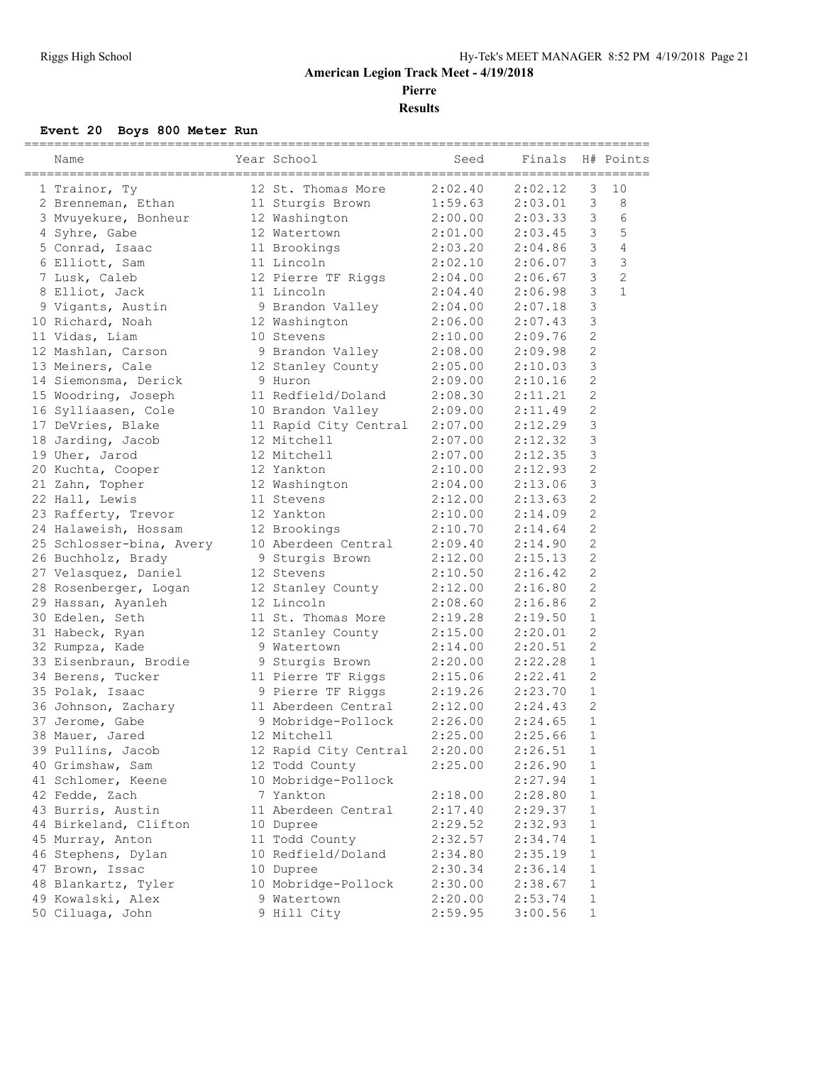**American Legion Track Meet - 4/19/2018**

**Pierre**

**Results**

### Event 20 Boys 800 Meter Run

| Place | Name | Year | School | Seed | Finals | H# | Points |
|---|---|---|---|---|---|---|---|
| 1 | Trainor, Ty | 12 | St. Thomas More | 2:02.40 | 2:02.12 | 3 | 10 |
| 2 | Brenneman, Ethan | 11 | Sturgis Brown | 1:59.63 | 2:03.01 | 3 | 8 |
| 3 | Mvuyekure, Bonheur | 12 | Washington | 2:00.00 | 2:03.33 | 3 | 6 |
| 4 | Syhre, Gabe | 12 | Watertown | 2:01.00 | 2:03.45 | 3 | 5 |
| 5 | Conrad, Isaac | 11 | Brookings | 2:03.20 | 2:04.86 | 3 | 4 |
| 6 | Elliott, Sam | 11 | Lincoln | 2:02.10 | 2:06.07 | 3 | 3 |
| 7 | Lusk, Caleb | 12 | Pierre TF Riggs | 2:04.00 | 2:06.67 | 3 | 2 |
| 8 | Elliot, Jack | 11 | Lincoln | 2:04.40 | 2:06.98 | 3 | 1 |
| 9 | Vigants, Austin | 9 | Brandon Valley | 2:04.00 | 2:07.18 | 3 | |
| 10 | Richard, Noah | 12 | Washington | 2:06.00 | 2:07.43 | 3 | |
| 11 | Vidas, Liam | 10 | Stevens | 2:10.00 | 2:09.76 | 2 | |
| 12 | Mashlan, Carson | 9 | Brandon Valley | 2:08.00 | 2:09.98 | 2 | |
| 13 | Meiners, Cale | 12 | Stanley County | 2:05.00 | 2:10.03 | 3 | |
| 14 | Siemonsma, Derick | 9 | Huron | 2:09.00 | 2:10.16 | 2 | |
| 15 | Woodring, Joseph | 11 | Redfield/Doland | 2:08.30 | 2:11.21 | 2 | |
| 16 | Sylliaasen, Cole | 10 | Brandon Valley | 2:09.00 | 2:11.49 | 2 | |
| 17 | DeVries, Blake | 11 | Rapid City Central | 2:07.00 | 2:12.29 | 3 | |
| 18 | Jarding, Jacob | 12 | Mitchell | 2:07.00 | 2:12.32 | 3 | |
| 19 | Uher, Jarod | 12 | Mitchell | 2:07.00 | 2:12.35 | 3 | |
| 20 | Kuchta, Cooper | 12 | Yankton | 2:10.00 | 2:12.93 | 2 | |
| 21 | Zahn, Topher | 12 | Washington | 2:04.00 | 2:13.06 | 3 | |
| 22 | Hall, Lewis | 11 | Stevens | 2:12.00 | 2:13.63 | 2 | |
| 23 | Rafferty, Trevor | 12 | Yankton | 2:10.00 | 2:14.09 | 2 | |
| 24 | Halaweish, Hossam | 12 | Brookings | 2:10.70 | 2:14.64 | 2 | |
| 25 | Schlosser-bina, Avery | 10 | Aberdeen Central | 2:09.40 | 2:14.90 | 2 | |
| 26 | Buchholz, Brady | 9 | Sturgis Brown | 2:12.00 | 2:15.13 | 2 | |
| 27 | Velasquez, Daniel | 12 | Stevens | 2:10.50 | 2:16.42 | 2 | |
| 28 | Rosenberger, Logan | 12 | Stanley County | 2:12.00 | 2:16.80 | 2 | |
| 29 | Hassan, Ayanleh | 12 | Lincoln | 2:08.60 | 2:16.86 | 2 | |
| 30 | Edelen, Seth | 11 | St. Thomas More | 2:19.28 | 2:19.50 | 1 | |
| 31 | Habeck, Ryan | 12 | Stanley County | 2:15.00 | 2:20.01 | 2 | |
| 32 | Rumpza, Kade | 9 | Watertown | 2:14.00 | 2:20.51 | 2 | |
| 33 | Eisenbraun, Brodie | 9 | Sturgis Brown | 2:20.00 | 2:22.28 | 1 | |
| 34 | Berens, Tucker | 11 | Pierre TF Riggs | 2:15.06 | 2:22.41 | 2 | |
| 35 | Polak, Isaac | 9 | Pierre TF Riggs | 2:19.26 | 2:23.70 | 1 | |
| 36 | Johnson, Zachary | 11 | Aberdeen Central | 2:12.00 | 2:24.43 | 2 | |
| 37 | Jerome, Gabe | 9 | Mobridge-Pollock | 2:26.00 | 2:24.65 | 1 | |
| 38 | Mauer, Jared | 12 | Mitchell | 2:25.00 | 2:25.66 | 1 | |
| 39 | Pullins, Jacob | 12 | Rapid City Central | 2:20.00 | 2:26.51 | 1 | |
| 40 | Grimshaw, Sam | 12 | Todd County | 2:25.00 | 2:26.90 | 1 | |
| 41 | Schlomer, Keene | 10 | Mobridge-Pollock | | 2:27.94 | 1 | |
| 42 | Fedde, Zach | 7 | Yankton | 2:18.00 | 2:28.80 | 1 | |
| 43 | Burris, Austin | 11 | Aberdeen Central | 2:17.40 | 2:29.37 | 1 | |
| 44 | Birkeland, Clifton | 10 | Dupree | 2:29.52 | 2:32.93 | 1 | |
| 45 | Murray, Anton | 11 | Todd County | 2:32.57 | 2:34.74 | 1 | |
| 46 | Stephens, Dylan | 10 | Redfield/Doland | 2:34.80 | 2:35.19 | 1 | |
| 47 | Brown, Issac | 10 | Dupree | 2:30.34 | 2:36.14 | 1 | |
| 48 | Blankartz, Tyler | 10 | Mobridge-Pollock | 2:30.00 | 2:38.67 | 1 | |
| 49 | Kowalski, Alex | 9 | Watertown | 2:20.00 | 2:53.74 | 1 | |
| 50 | Ciluaga, John | 9 | Hill City | 2:59.95 | 3:00.56 | 1 | |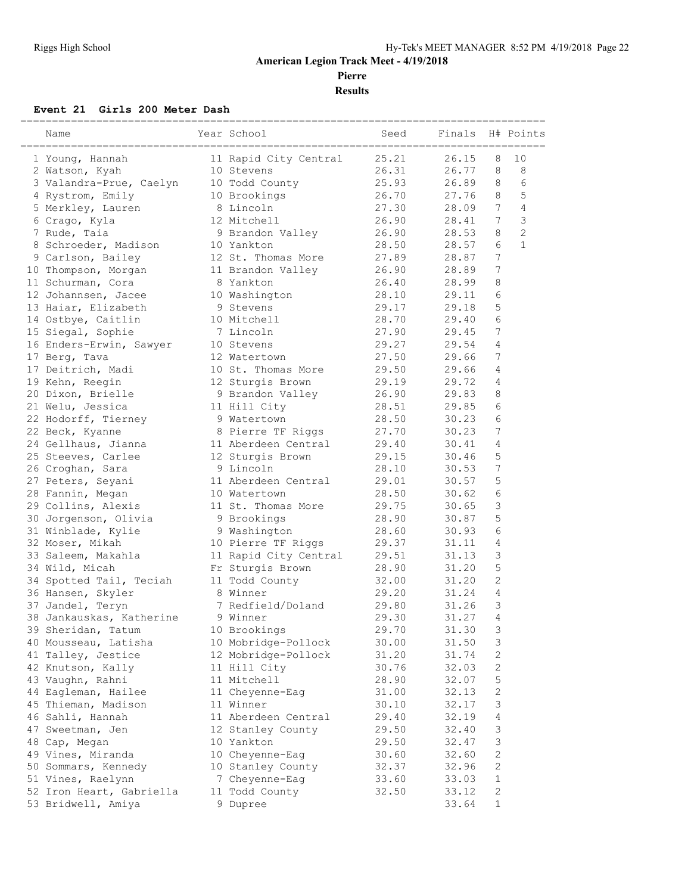**American Legion Track Meet - 4/19/2018**

**Pierre**

**Results**

### Event 21 Girls 200 Meter Dash

| | Name | Year | School | Seed | Finals | H# | Points |
|---|---|---|---|---|---|---|---|
| 1 | Young, Hannah | 11 | Rapid City Central | 25.21 | 26.15 | 8 | 10 |
| 2 | Watson, Kyah | 10 | Stevens | 26.31 | 26.77 | 8 | 8 |
| 3 | Valandra-Prue, Caelyn | 10 | Todd County | 25.93 | 26.89 | 8 | 6 |
| 4 | Rystrom, Emily | 10 | Brookings | 26.70 | 27.76 | 8 | 5 |
| 5 | Merkley, Lauren | 8 | Lincoln | 27.30 | 28.09 | 7 | 4 |
| 6 | Crago, Kyla | 12 | Mitchell | 26.90 | 28.41 | 7 | 3 |
| 7 | Rude, Taia | 9 | Brandon Valley | 26.90 | 28.53 | 8 | 2 |
| 8 | Schroeder, Madison | 10 | Yankton | 28.50 | 28.57 | 6 | 1 |
| 9 | Carlson, Bailey | 12 | St. Thomas More | 27.89 | 28.87 | 7 | |
| 10 | Thompson, Morgan | 11 | Brandon Valley | 26.90 | 28.89 | 7 | |
| 11 | Schurman, Cora | 8 | Yankton | 26.40 | 28.99 | 8 | |
| 12 | Johannsen, Jacee | 10 | Washington | 28.10 | 29.11 | 6 | |
| 13 | Haiar, Elizabeth | 9 | Stevens | 29.17 | 29.18 | 5 | |
| 14 | Ostbye, Caitlin | 10 | Mitchell | 28.70 | 29.40 | 6 | |
| 15 | Siegal, Sophie | 7 | Lincoln | 27.90 | 29.45 | 7 | |
| 16 | Enders-Erwin, Sawyer | 10 | Stevens | 29.27 | 29.54 | 4 | |
| 17 | Berg, Tava | 12 | Watertown | 27.50 | 29.66 | 7 | |
| 17 | Deitrich, Madi | 10 | St. Thomas More | 29.50 | 29.66 | 4 | |
| 19 | Kehn, Reegin | 12 | Sturgis Brown | 29.19 | 29.72 | 4 | |
| 20 | Dixon, Brielle | 9 | Brandon Valley | 26.90 | 29.83 | 8 | |
| 21 | Welu, Jessica | 11 | Hill City | 28.51 | 29.85 | 6 | |
| 22 | Hodorff, Tierney | 9 | Watertown | 28.50 | 30.23 | 6 | |
| 22 | Beck, Kyanne | 8 | Pierre TF Riggs | 27.70 | 30.23 | 7 | |
| 24 | Gellhaus, Jianna | 11 | Aberdeen Central | 29.40 | 30.41 | 4 | |
| 25 | Steeves, Carlee | 12 | Sturgis Brown | 29.15 | 30.46 | 5 | |
| 26 | Croghan, Sara | 9 | Lincoln | 28.10 | 30.53 | 7 | |
| 27 | Peters, Seyani | 11 | Aberdeen Central | 29.01 | 30.57 | 5 | |
| 28 | Fannin, Megan | 10 | Watertown | 28.50 | 30.62 | 6 | |
| 29 | Collins, Alexis | 11 | St. Thomas More | 29.75 | 30.65 | 3 | |
| 30 | Jorgenson, Olivia | 9 | Brookings | 28.90 | 30.87 | 5 | |
| 31 | Winblade, Kylie | 9 | Washington | 28.60 | 30.93 | 6 | |
| 32 | Moser, Mikah | 10 | Pierre TF Riggs | 29.37 | 31.11 | 4 | |
| 33 | Saleem, Makahla | 11 | Rapid City Central | 29.51 | 31.13 | 3 | |
| 34 | Wild, Micah | Fr | Sturgis Brown | 28.90 | 31.20 | 5 | |
| 34 | Spotted Tail, Teciah | 11 | Todd County | 32.00 | 31.20 | 2 | |
| 36 | Hansen, Skyler | 8 | Winner | 29.20 | 31.24 | 4 | |
| 37 | Jandel, Teryn | 7 | Redfield/Doland | 29.80 | 31.26 | 3 | |
| 38 | Jankauskas, Katherine | 9 | Winner | 29.30 | 31.27 | 4 | |
| 39 | Sheridan, Tatum | 10 | Brookings | 29.70 | 31.30 | 3 | |
| 40 | Mousseau, Latisha | 10 | Mobridge-Pollock | 30.00 | 31.50 | 3 | |
| 41 | Talley, Jestice | 12 | Mobridge-Pollock | 31.20 | 31.74 | 2 | |
| 42 | Knutson, Kally | 11 | Hill City | 30.76 | 32.03 | 2 | |
| 43 | Vaughn, Rahni | 11 | Mitchell | 28.90 | 32.07 | 5 | |
| 44 | Eagleman, Hailee | 11 | Cheyenne-Eag | 31.00 | 32.13 | 2 | |
| 45 | Thieman, Madison | 11 | Winner | 30.10 | 32.17 | 3 | |
| 46 | Sahli, Hannah | 11 | Aberdeen Central | 29.40 | 32.19 | 4 | |
| 47 | Sweetman, Jen | 12 | Stanley County | 29.50 | 32.40 | 3 | |
| 48 | Cap, Megan | 10 | Yankton | 29.50 | 32.47 | 3 | |
| 49 | Vines, Miranda | 10 | Cheyenne-Eag | 30.60 | 32.60 | 2 | |
| 50 | Sommars, Kennedy | 10 | Stanley County | 32.37 | 32.96 | 2 | |
| 51 | Vines, Raelynn | 7 | Cheyenne-Eag | 33.60 | 33.03 | 1 | |
| 52 | Iron Heart, Gabriella | 11 | Todd County | 32.50 | 33.12 | 2 | |
| 53 | Bridwell, Amiya | 9 | Dupree | | 33.64 | 1 | |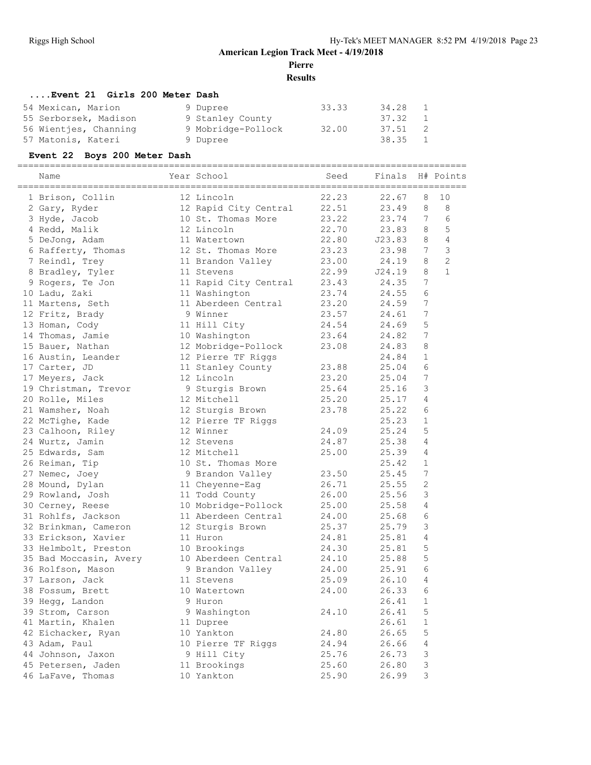# American Legion Track Meet - 4/19/2018

## Pierre

### Results

#### ....Event 21 Girls 200 Meter Dash

| Name | Year | School | Seed | Finals | H# |
|---|---|---|---|---|---|
| 54 Mexican, Marion | 9 | Dupree | 33.33 | 34.28 | 1 |
| 55 Serborsek, Madison | 9 | Stanley County | | 37.32 | 1 |
| 56 Wientjes, Channing | 9 | Mobridge-Pollock | 32.00 | 37.51 | 2 |
| 57 Matonis, Kateri | 9 | Dupree | | 38.35 | 1 |

#### Event 22 Boys 200 Meter Dash

| Name | Year | School | Seed | Finals | H# | Points |
|---|---|---|---|---|---|---|
| 1 Brison, Collin | 12 | Lincoln | 22.23 | 22.67 | 8 | 10 |
| 2 Gary, Ryder | 12 | Rapid City Central | 22.51 | 23.49 | 8 | 8 |
| 3 Hyde, Jacob | 10 | St. Thomas More | 23.22 | 23.74 | 7 | 6 |
| 4 Redd, Malik | 12 | Lincoln | 22.70 | 23.83 | 8 | 5 |
| 5 DeJong, Adam | 11 | Watertown | 22.80 | J23.83 | 8 | 4 |
| 6 Rafferty, Thomas | 12 | St. Thomas More | 23.23 | 23.98 | 7 | 3 |
| 7 Reindl, Trey | 11 | Brandon Valley | 23.00 | 24.19 | 8 | 2 |
| 8 Bradley, Tyler | 11 | Stevens | 22.99 | J24.19 | 8 | 1 |
| 9 Rogers, Te Jon | 11 | Rapid City Central | 23.43 | 24.35 | 7 | |
| 10 Ladu, Zaki | 11 | Washington | 23.74 | 24.55 | 6 | |
| 11 Martens, Seth | 11 | Aberdeen Central | 23.20 | 24.59 | 7 | |
| 12 Fritz, Brady | 9 | Winner | 23.57 | 24.61 | 7 | |
| 13 Homan, Cody | 11 | Hill City | 24.54 | 24.69 | 5 | |
| 14 Thomas, Jamie | 10 | Washington | 23.64 | 24.82 | 7 | |
| 15 Bauer, Nathan | 12 | Mobridge-Pollock | 23.08 | 24.83 | 8 | |
| 16 Austin, Leander | 12 | Pierre TF Riggs | | 24.84 | 1 | |
| 17 Carter, JD | 11 | Stanley County | 23.88 | 25.04 | 6 | |
| 17 Meyers, Jack | 12 | Lincoln | 23.20 | 25.04 | 7 | |
| 19 Christman, Trevor | 9 | Sturgis Brown | 25.64 | 25.16 | 3 | |
| 20 Rolle, Miles | 12 | Mitchell | 25.20 | 25.17 | 4 | |
| 21 Wamsher, Noah | 12 | Sturgis Brown | 23.78 | 25.22 | 6 | |
| 22 McTighe, Kade | 12 | Pierre TF Riggs | | 25.23 | 1 | |
| 23 Calhoon, Riley | 12 | Winner | 24.09 | 25.24 | 5 | |
| 24 Wurtz, Jamin | 12 | Stevens | 24.87 | 25.38 | 4 | |
| 25 Edwards, Sam | 12 | Mitchell | 25.00 | 25.39 | 4 | |
| 26 Reiman, Tip | 10 | St. Thomas More | | 25.42 | 1 | |
| 27 Nemec, Joey | 9 | Brandon Valley | 23.50 | 25.45 | 7 | |
| 28 Mound, Dylan | 11 | Cheyenne-Eag | 26.71 | 25.55 | 2 | |
| 29 Rowland, Josh | 11 | Todd County | 26.00 | 25.56 | 3 | |
| 30 Cerney, Reese | 10 | Mobridge-Pollock | 25.00 | 25.58 | 4 | |
| 31 Rohlfs, Jackson | 11 | Aberdeen Central | 24.00 | 25.68 | 6 | |
| 32 Brinkman, Cameron | 12 | Sturgis Brown | 25.37 | 25.79 | 3 | |
| 33 Erickson, Xavier | 11 | Huron | 24.81 | 25.81 | 4 | |
| 33 Helmbolt, Preston | 10 | Brookings | 24.30 | 25.81 | 5 | |
| 35 Bad Moccasin, Avery | 10 | Aberdeen Central | 24.10 | 25.88 | 5 | |
| 36 Rolfson, Mason | 9 | Brandon Valley | 24.00 | 25.91 | 6 | |
| 37 Larson, Jack | 11 | Stevens | 25.09 | 26.10 | 4 | |
| 38 Fossum, Brett | 10 | Watertown | 24.00 | 26.33 | 6 | |
| 39 Hegg, Landon | 9 | Huron | | 26.41 | 1 | |
| 39 Strom, Carson | 9 | Washington | 24.10 | 26.41 | 5 | |
| 41 Martin, Khalen | 11 | Dupree | | 26.61 | 1 | |
| 42 Eichacker, Ryan | 10 | Yankton | 24.80 | 26.65 | 5 | |
| 43 Adam, Paul | 10 | Pierre TF Riggs | 24.94 | 26.66 | 4 | |
| 44 Johnson, Jaxon | 9 | Hill City | 25.76 | 26.73 | 3 | |
| 45 Petersen, Jaden | 11 | Brookings | 25.60 | 26.80 | 3 | |
| 46 LaFave, Thomas | 10 | Yankton | 25.90 | 26.99 | 3 | |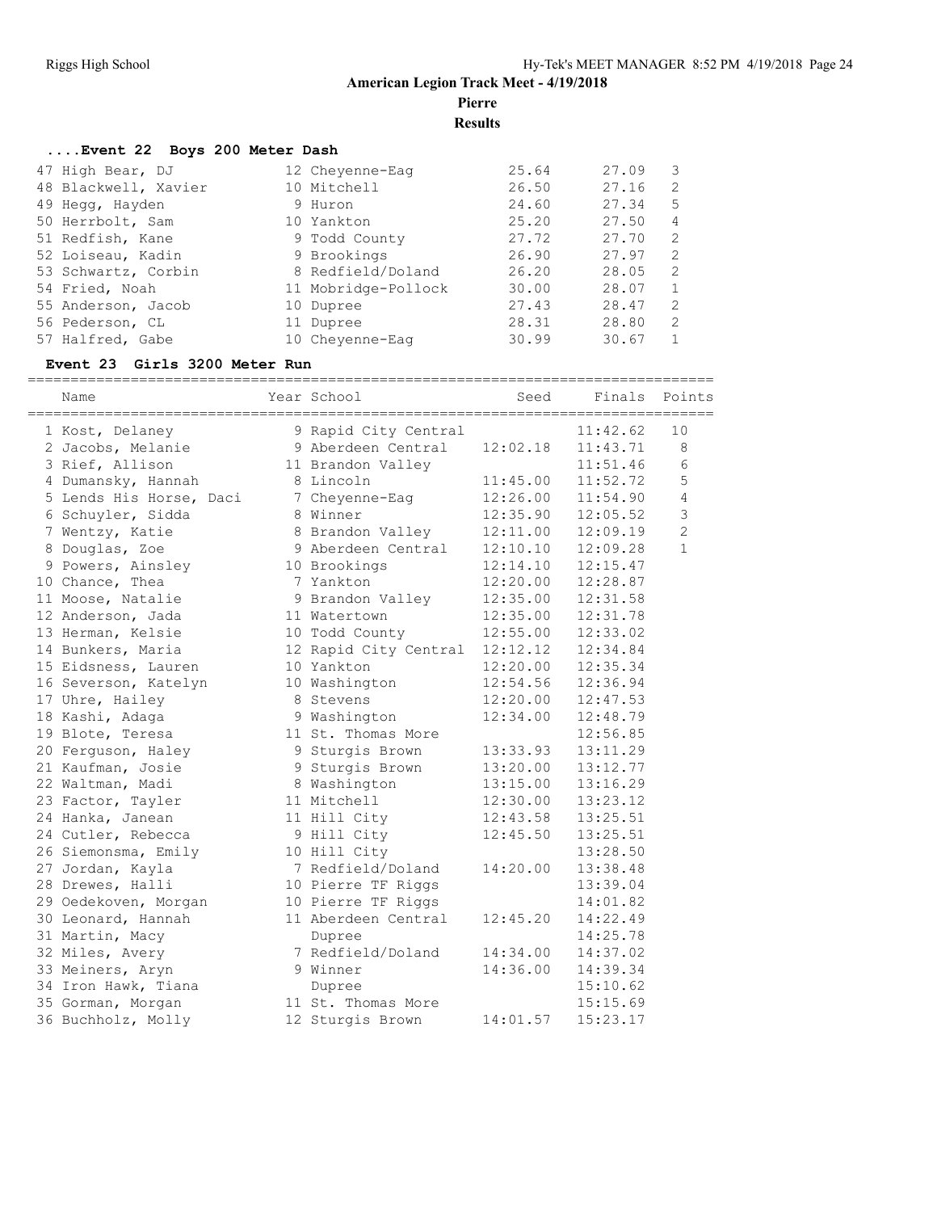# American Legion Track Meet - 4/19/2018

**Pierre**

**Results**

### ....Event 22 Boys 200 Meter Dash

| Place | Name | Year | School | Seed | Finals | H# |
|---|---|---|---|---|---|---|
| 47 | High Bear, DJ | 12 | Cheyenne-Eag | 25.64 | 27.09 | 3 |
| 48 | Blackwell, Xavier | 10 | Mitchell | 26.50 | 27.16 | 2 |
| 49 | Hegg, Hayden | 9 | Huron | 24.60 | 27.34 | 5 |
| 50 | Herrbolt, Sam | 10 | Yankton | 25.20 | 27.50 | 4 |
| 51 | Redfish, Kane | 9 | Todd County | 27.72 | 27.70 | 2 |
| 52 | Loiseau, Kadin | 9 | Brookings | 26.90 | 27.97 | 2 |
| 53 | Schwartz, Corbin | 8 | Redfield/Doland | 26.20 | 28.05 | 2 |
| 54 | Fried, Noah | 11 | Mobridge-Pollock | 30.00 | 28.07 | 1 |
| 55 | Anderson, Jacob | 10 | Dupree | 27.43 | 28.47 | 2 |
| 56 | Pederson, CL | 11 | Dupree | 28.31 | 28.80 | 2 |
| 57 | Halfred, Gabe | 10 | Cheyenne-Eag | 30.99 | 30.67 | 1 |

### Event 23 Girls 3200 Meter Run

| Place | Name | Year | School | Seed | Finals | Points |
|---|---|---|---|---|---|---|
| 1 | Kost, Delaney | 9 | Rapid City Central | | 11:42.62 | 10 |
| 2 | Jacobs, Melanie | 9 | Aberdeen Central | 12:02.18 | 11:43.71 | 8 |
| 3 | Rief, Allison | 11 | Brandon Valley | | 11:51.46 | 6 |
| 4 | Dumansky, Hannah | 8 | Lincoln | 11:45.00 | 11:52.72 | 5 |
| 5 | Lends His Horse, Daci | 7 | Cheyenne-Eag | 12:26.00 | 11:54.90 | 4 |
| 6 | Schuyler, Sidda | 8 | Winner | 12:35.90 | 12:05.52 | 3 |
| 7 | Wentzy, Katie | 8 | Brandon Valley | 12:11.00 | 12:09.19 | 2 |
| 8 | Douglas, Zoe | 9 | Aberdeen Central | 12:10.10 | 12:09.28 | 1 |
| 9 | Powers, Ainsley | 10 | Brookings | 12:14.10 | 12:15.47 | |
| 10 | Chance, Thea | 7 | Yankton | 12:20.00 | 12:28.87 | |
| 11 | Moose, Natalie | 9 | Brandon Valley | 12:35.00 | 12:31.58 | |
| 12 | Anderson, Jada | 11 | Watertown | 12:35.00 | 12:31.78 | |
| 13 | Herman, Kelsie | 10 | Todd County | 12:55.00 | 12:33.02 | |
| 14 | Bunkers, Maria | 12 | Rapid City Central | 12:12.12 | 12:34.84 | |
| 15 | Eidsness, Lauren | 10 | Yankton | 12:20.00 | 12:35.34 | |
| 16 | Severson, Katelyn | 10 | Washington | 12:54.56 | 12:36.94 | |
| 17 | Uhre, Hailey | 8 | Stevens | 12:20.00 | 12:47.53 | |
| 18 | Kashi, Adaga | 9 | Washington | 12:34.00 | 12:48.79 | |
| 19 | Blote, Teresa | 11 | St. Thomas More | | 12:56.85 | |
| 20 | Ferguson, Haley | 9 | Sturgis Brown | 13:33.93 | 13:11.29 | |
| 21 | Kaufman, Josie | 9 | Sturgis Brown | 13:20.00 | 13:12.77 | |
| 22 | Waltman, Madi | 8 | Washington | 13:15.00 | 13:16.29 | |
| 23 | Factor, Tayler | 11 | Mitchell | 12:30.00 | 13:23.12 | |
| 24 | Hanka, Janean | 11 | Hill City | 12:43.58 | 13:25.51 | |
| 24 | Cutler, Rebecca | 9 | Hill City | 12:45.50 | 13:25.51 | |
| 26 | Siemonsma, Emily | 10 | Hill City | | 13:28.50 | |
| 27 | Jordan, Kayla | 7 | Redfield/Doland | 14:20.00 | 13:38.48 | |
| 28 | Drewes, Halli | 10 | Pierre TF Riggs | | 13:39.04 | |
| 29 | Oedekoven, Morgan | 10 | Pierre TF Riggs | | 14:01.82 | |
| 30 | Leonard, Hannah | 11 | Aberdeen Central | 12:45.20 | 14:22.49 | |
| 31 | Martin, Macy | | Dupree | | 14:25.78 | |
| 32 | Miles, Avery | 7 | Redfield/Doland | 14:34.00 | 14:37.02 | |
| 33 | Meiners, Aryn | 9 | Winner | 14:36.00 | 14:39.34 | |
| 34 | Iron Hawk, Tiana | | Dupree | | 15:10.62 | |
| 35 | Gorman, Morgan | 11 | St. Thomas More | | 15:15.69 | |
| 36 | Buchholz, Molly | 12 | Sturgis Brown | 14:01.57 | 15:23.17 | |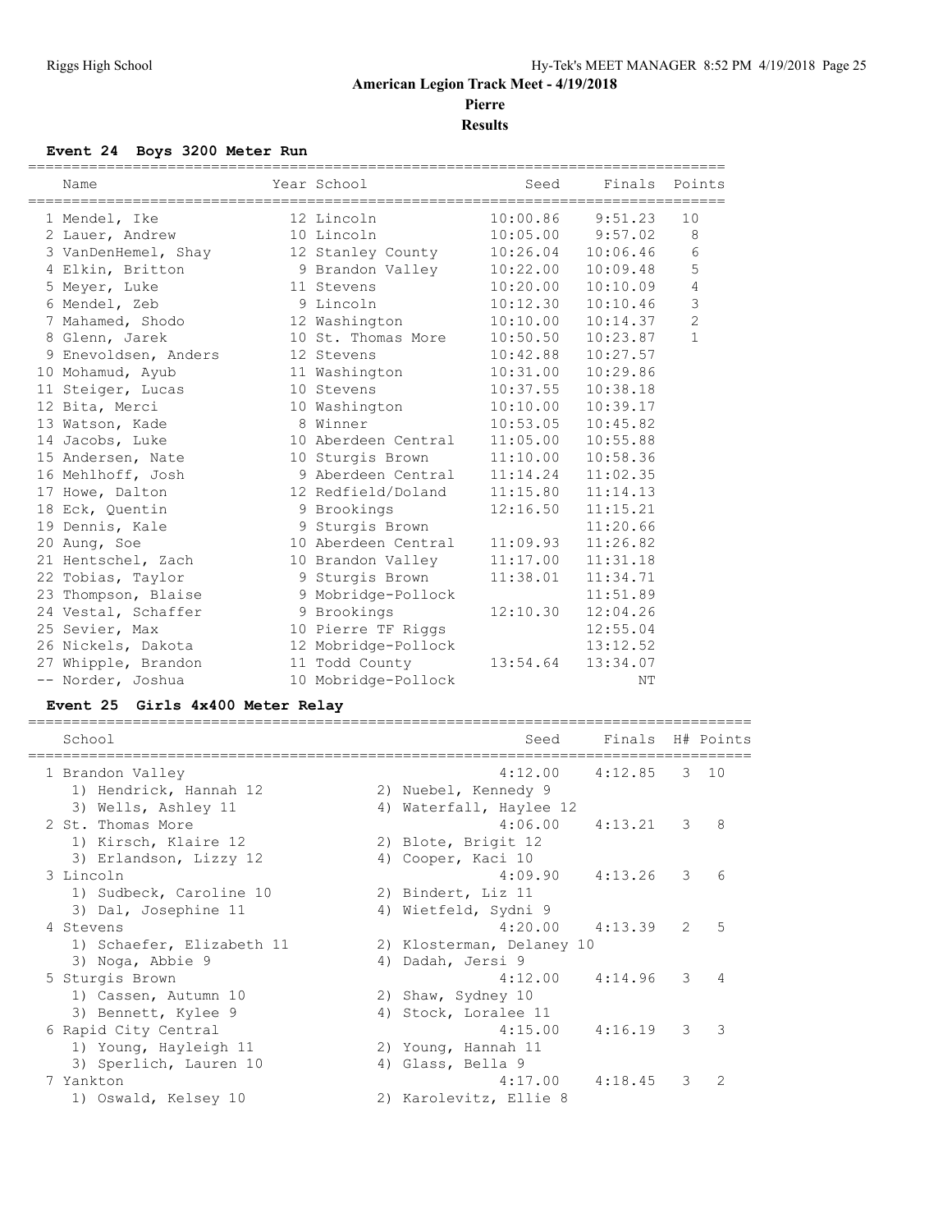# American Legion Track Meet - 4/19/2018

## Pierre

## Results

### Event 24 Boys 3200 Meter Run

| | Name | Year | School | Seed | Finals | Points |
|---|---|---|---|---|---|---|
| 1 | Mendel, Ike | 12 | Lincoln | 10:00.86 | 9:51.23 | 10 |
| 2 | Lauer, Andrew | 10 | Lincoln | 10:05.00 | 9:57.02 | 8 |
| 3 | VanDenHemel, Shay | 12 | Stanley County | 10:26.04 | 10:06.46 | 6 |
| 4 | Elkin, Britton | 9 | Brandon Valley | 10:22.00 | 10:09.48 | 5 |
| 5 | Meyer, Luke | 11 | Stevens | 10:20.00 | 10:10.09 | 4 |
| 6 | Mendel, Zeb | 9 | Lincoln | 10:12.30 | 10:10.46 | 3 |
| 7 | Mahamed, Shodo | 12 | Washington | 10:10.00 | 10:14.37 | 2 |
| 8 | Glenn, Jarek | 10 | St. Thomas More | 10:50.50 | 10:23.87 | 1 |
| 9 | Enevoldsen, Anders | 12 | Stevens | 10:42.88 | 10:27.57 | |
| 10 | Mohamud, Ayub | 11 | Washington | 10:31.00 | 10:29.86 | |
| 11 | Steiger, Lucas | 10 | Stevens | 10:37.55 | 10:38.18 | |
| 12 | Bita, Merci | 10 | Washington | 10:10.00 | 10:39.17 | |
| 13 | Watson, Kade | 8 | Winner | 10:53.05 | 10:45.82 | |
| 14 | Jacobs, Luke | 10 | Aberdeen Central | 11:05.00 | 10:55.88 | |
| 15 | Andersen, Nate | 10 | Sturgis Brown | 11:10.00 | 10:58.36 | |
| 16 | Mehlhoff, Josh | 9 | Aberdeen Central | 11:14.24 | 11:02.35 | |
| 17 | Howe, Dalton | 12 | Redfield/Doland | 11:15.80 | 11:14.13 | |
| 18 | Eck, Quentin | 9 | Brookings | 12:16.50 | 11:15.21 | |
| 19 | Dennis, Kale | 9 | Sturgis Brown | | 11:20.66 | |
| 20 | Aung, Soe | 10 | Aberdeen Central | 11:09.93 | 11:26.82 | |
| 21 | Hentschel, Zach | 10 | Brandon Valley | 11:17.00 | 11:31.18 | |
| 22 | Tobias, Taylor | 9 | Sturgis Brown | 11:38.01 | 11:34.71 | |
| 23 | Thompson, Blaise | 9 | Mobridge-Pollock | | 11:51.89 | |
| 24 | Vestal, Schaffer | 9 | Brookings | 12:10.30 | 12:04.26 | |
| 25 | Sevier, Max | 10 | Pierre TF Riggs | | 12:55.04 | |
| 26 | Nickels, Dakota | 12 | Mobridge-Pollock | | 13:12.52 | |
| 27 | Whipple, Brandon | 11 | Todd County | 13:54.64 | 13:34.07 | |
| -- | Norder, Joshua | 10 | Mobridge-Pollock | | NT | |

### Event 25 Girls 4x400 Meter Relay

| | School | Seed | Finals | H# | Points |
|---|---|---|---|---|---|
| 1 | Brandon Valley | 4:12.00 | 4:12.85 | 3 | 10 |
| | 1) Hendrick, Hannah 12; 2) Nuebel, Kennedy 9; 3) Wells, Ashley 11; 4) Waterfall, Haylee 12 | | | | |
| 2 | St. Thomas More | 4:06.00 | 4:13.21 | 3 | 8 |
| | 1) Kirsch, Klaire 12; 2) Blote, Brigit 12; 3) Erlandson, Lizzy 12; 4) Cooper, Kaci 10 | | | | |
| 3 | Lincoln | 4:09.90 | 4:13.26 | 3 | 6 |
| | 1) Sudbeck, Caroline 10; 2) Bindert, Liz 11; 3) Dal, Josephine 11; 4) Wietfeld, Sydni 9 | | | | |
| 4 | Stevens | 4:20.00 | 4:13.39 | 2 | 5 |
| | 1) Schaefer, Elizabeth 11; 2) Klosterman, Delaney 10; 3) Noga, Abbie 9; 4) Dadah, Jersi 9 | | | | |
| 5 | Sturgis Brown | 4:12.00 | 4:14.96 | 3 | 4 |
| | 1) Cassen, Autumn 10; 2) Shaw, Sydney 10; 3) Bennett, Kylee 9; 4) Stock, Loralee 11 | | | | |
| 6 | Rapid City Central | 4:15.00 | 4:16.19 | 3 | 3 |
| | 1) Young, Hayleigh 11; 2) Young, Hannah 11; 3) Sperlich, Lauren 10; 4) Glass, Bella 9 | | | | |
| 7 | Yankton | 4:17.00 | 4:18.45 | 3 | 2 |
| | 1) Oswald, Kelsey 10; 2) Karolevitz, Ellie 8 | | | | |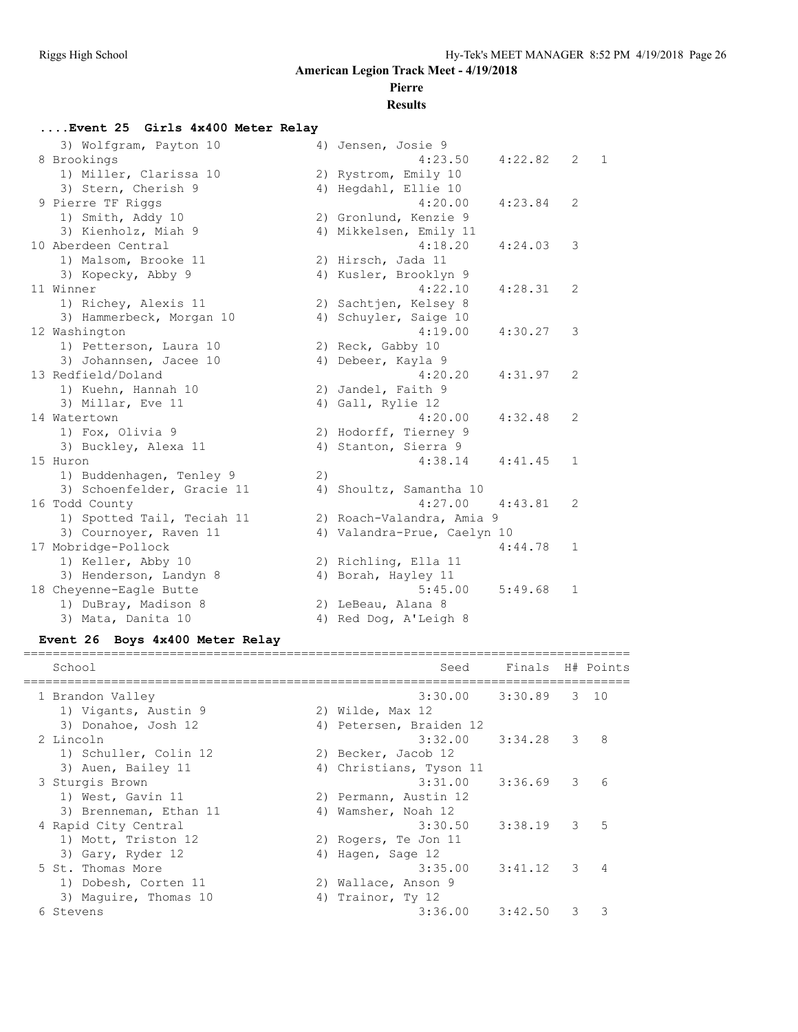**American Legion Track Meet - 4/19/2018**

**Pierre**

**Results**

### ....Event 25 Girls 4x400 Meter Relay

| School | Seed | Finals | H# | Points |
|---|---|---|---|---|
| 3) Wolfgram, Payton 10 — 4) Jensen, Josie 9 | | | | |
| 8 Brookings | 4:23.50 | 4:22.82 | 2 | 1 |
| 1) Miller, Clarissa 10 — 2) Rystrom, Emily 10 | | | | |
| 3) Stern, Cherish 9 — 4) Hegdahl, Ellie 10 | | | | |
| 9 Pierre TF Riggs | 4:20.00 | 4:23.84 | 2 | |
| 1) Smith, Addy 10 — 2) Gronlund, Kenzie 9 | | | | |
| 3) Kienholz, Miah 9 — 4) Mikkelsen, Emily 11 | | | | |
| 10 Aberdeen Central | 4:18.20 | 4:24.03 | 3 | |
| 1) Malsom, Brooke 11 — 2) Hirsch, Jada 11 | | | | |
| 3) Kopecky, Abby 9 — 4) Kusler, Brooklyn 9 | | | | |
| 11 Winner | 4:22.10 | 4:28.31 | 2 | |
| 1) Richey, Alexis 11 — 2) Sachtjen, Kelsey 8 | | | | |
| 3) Hammerbeck, Morgan 10 — 4) Schuyler, Saige 10 | | | | |
| 12 Washington | 4:19.00 | 4:30.27 | 3 | |
| 1) Petterson, Laura 10 — 2) Reck, Gabby 10 | | | | |
| 3) Johannsen, Jacee 10 — 4) Debeer, Kayla 9 | | | | |
| 13 Redfield/Doland | 4:20.20 | 4:31.97 | 2 | |
| 1) Kuehn, Hannah 10 — 2) Jandel, Faith 9 | | | | |
| 3) Millar, Eve 11 — 4) Gall, Rylie 12 | | | | |
| 14 Watertown | 4:20.00 | 4:32.48 | 2 | |
| 1) Fox, Olivia 9 — 2) Hodorff, Tierney 9 | | | | |
| 3) Buckley, Alexa 11 — 4) Stanton, Sierra 9 | | | | |
| 15 Huron | 4:38.14 | 4:41.45 | 1 | |
| 1) Buddenhagen, Tenley 9 — 2) | | | | |
| 3) Schoenfelder, Gracie 11 — 4) Shoultz, Samantha 10 | | | | |
| 16 Todd County | 4:27.00 | 4:43.81 | 2 | |
| 1) Spotted Tail, Teciah 11 — 2) Roach-Valandra, Amia 9 | | | | |
| 3) Cournoyer, Raven 11 — 4) Valandra-Prue, Caelyn 10 | | | | |
| 17 Mobridge-Pollock | | 4:44.78 | 1 | |
| 1) Keller, Abby 10 — 2) Richling, Ella 11 | | | | |
| 3) Henderson, Landyn 8 — 4) Borah, Hayley 11 | | | | |
| 18 Cheyenne-Eagle Butte | 5:45.00 | 5:49.68 | 1 | |
| 1) DuBray, Madison 8 — 2) LeBeau, Alana 8 | | | | |
| 3) Mata, Danita 10 — 4) Red Dog, A'Leigh 8 | | | | |

### Event 26 Boys 4x400 Meter Relay

| School | Seed | Finals | H# | Points |
|---|---|---|---|---|
| 1 Brandon Valley | 3:30.00 | 3:30.89 | 3 | 10 |
| 1) Vigants, Austin 9 — 2) Wilde, Max 12 | | | | |
| 3) Donahoe, Josh 12 — 4) Petersen, Braiden 12 | | | | |
| 2 Lincoln | 3:32.00 | 3:34.28 | 3 | 8 |
| 1) Schuller, Colin 12 — 2) Becker, Jacob 12 | | | | |
| 3) Auen, Bailey 11 — 4) Christians, Tyson 11 | | | | |
| 3 Sturgis Brown | 3:31.00 | 3:36.69 | 3 | 6 |
| 1) West, Gavin 11 — 2) Permann, Austin 12 | | | | |
| 3) Brenneman, Ethan 11 — 4) Wamsher, Noah 12 | | | | |
| 4 Rapid City Central | 3:30.50 | 3:38.19 | 3 | 5 |
| 1) Mott, Triston 12 — 2) Rogers, Te Jon 11 | | | | |
| 3) Gary, Ryder 12 — 4) Hagen, Sage 12 | | | | |
| 5 St. Thomas More | 3:35.00 | 3:41.12 | 3 | 4 |
| 1) Dobesh, Corten 11 — 2) Wallace, Anson 9 | | | | |
| 3) Maguire, Thomas 10 — 4) Trainor, Ty 12 | | | | |
| 6 Stevens | 3:36.00 | 3:42.50 | 3 | 3 |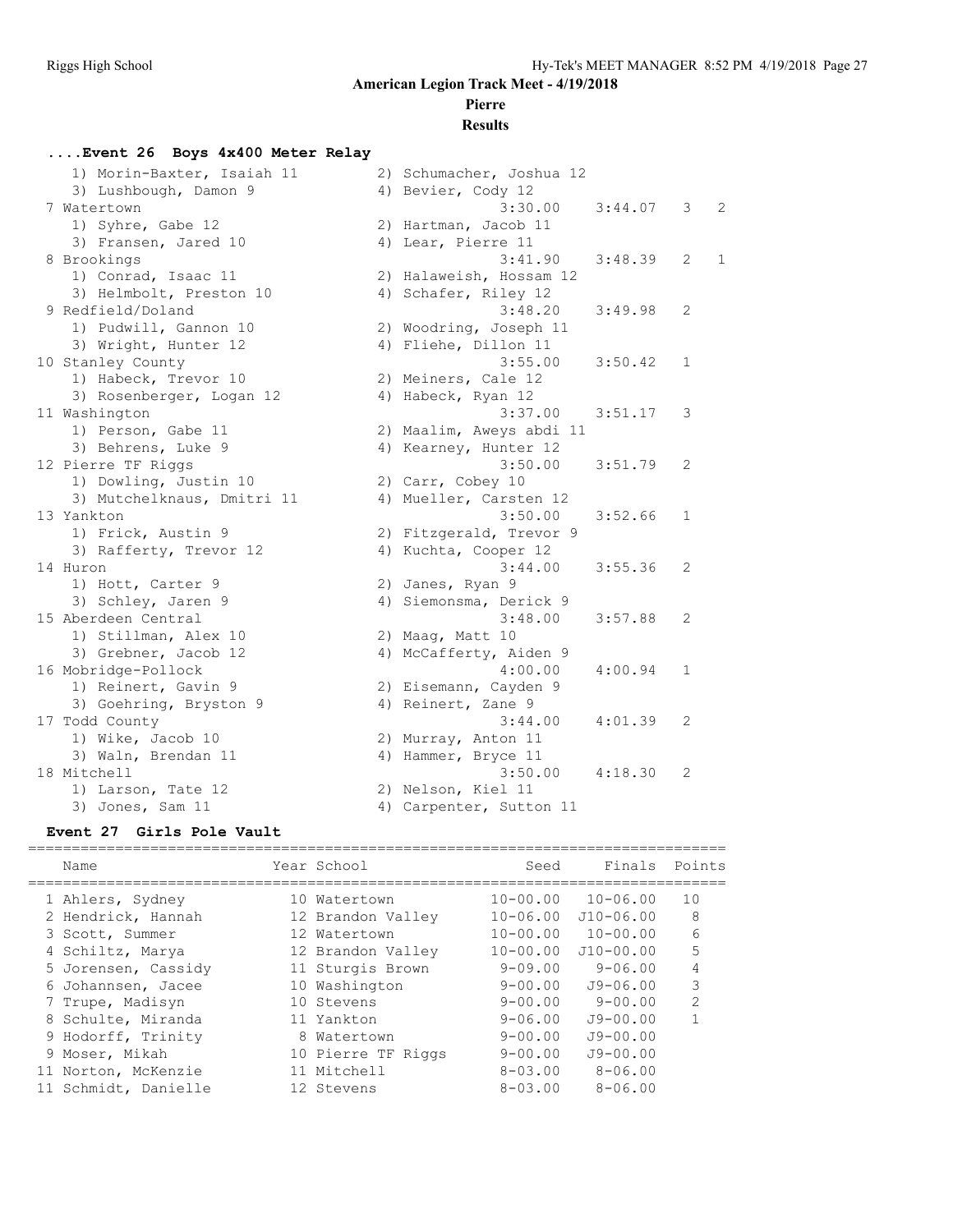**American Legion Track Meet - 4/19/2018**

**Pierre**

**Results**

### ....Event 26 Boys 4x400 Meter Relay

| Place | Team | Seed | Finals | H# | Points |
|---|---|---|---|---|---|
| | 1) Morin-Baxter, Isaiah 11; 2) Schumacher, Joshua 12; 3) Lushbough, Damon 9; 4) Bevier, Cody 12 | | | | |
| 7 | Watertown | 3:30.00 | 3:44.07 | 3 | 2 |
| | 1) Syhre, Gabe 12; 2) Hartman, Jacob 11; 3) Fransen, Jared 10; 4) Lear, Pierre 11 | | | | |
| 8 | Brookings | 3:41.90 | 3:48.39 | 2 | 1 |
| | 1) Conrad, Isaac 11; 2) Halaweish, Hossam 12; 3) Helmbolt, Preston 10; 4) Schafer, Riley 12 | | | | |
| 9 | Redfield/Doland | 3:48.20 | 3:49.98 | 2 | |
| | 1) Pudwill, Gannon 10; 2) Woodring, Joseph 11; 3) Wright, Hunter 12; 4) Fliehe, Dillon 11 | | | | |
| 10 | Stanley County | 3:55.00 | 3:50.42 | 1 | |
| | 1) Habeck, Trevor 10; 2) Meiners, Cale 12; 3) Rosenberger, Logan 12; 4) Habeck, Ryan 12 | | | | |
| 11 | Washington | 3:37.00 | 3:51.17 | 3 | |
| | 1) Person, Gabe 11; 2) Maalim, Aweys abdi 11; 3) Behrens, Luke 9; 4) Kearney, Hunter 12 | | | | |
| 12 | Pierre TF Riggs | 3:50.00 | 3:51.79 | 2 | |
| | 1) Dowling, Justin 10; 2) Carr, Cobey 10; 3) Mutchelknaus, Dmitri 11; 4) Mueller, Carsten 12 | | | | |
| 13 | Yankton | 3:50.00 | 3:52.66 | 1 | |
| | 1) Frick, Austin 9; 2) Fitzgerald, Trevor 9; 3) Rafferty, Trevor 12; 4) Kuchta, Cooper 12 | | | | |
| 14 | Huron | 3:44.00 | 3:55.36 | 2 | |
| | 1) Hott, Carter 9; 2) Janes, Ryan 9; 3) Schley, Jaren 9; 4) Siemonsma, Derick 9 | | | | |
| 15 | Aberdeen Central | 3:48.00 | 3:57.88 | 2 | |
| | 1) Stillman, Alex 10; 2) Maag, Matt 10; 3) Grebner, Jacob 12; 4) McCafferty, Aiden 9 | | | | |
| 16 | Mobridge-Pollock | 4:00.00 | 4:00.94 | 1 | |
| | 1) Reinert, Gavin 9; 2) Eisemann, Cayden 9; 3) Goehring, Bryston 9; 4) Reinert, Zane 9 | | | | |
| 17 | Todd County | 3:44.00 | 4:01.39 | 2 | |
| | 1) Wike, Jacob 10; 2) Murray, Anton 11; 3) Waln, Brendan 11; 4) Hammer, Bryce 11 | | | | |
| 18 | Mitchell | 3:50.00 | 4:18.30 | 2 | |
| | 1) Larson, Tate 12; 2) Nelson, Kiel 11; 3) Jones, Sam 11; 4) Carpenter, Sutton 11 | | | | |

### Event 27 Girls Pole Vault

| Place | Name | Year | School | Seed | Finals | Points |
|---|---|---|---|---|---|---|
| 1 | Ahlers, Sydney | 10 | Watertown | 10-00.00 | 10-06.00 | 10 |
| 2 | Hendrick, Hannah | 12 | Brandon Valley | 10-06.00 | J10-06.00 | 8 |
| 3 | Scott, Summer | 12 | Watertown | 10-00.00 | 10-00.00 | 6 |
| 4 | Schiltz, Marya | 12 | Brandon Valley | 10-00.00 | J10-00.00 | 5 |
| 5 | Jorensen, Cassidy | 11 | Sturgis Brown | 9-09.00 | 9-06.00 | 4 |
| 6 | Johannsen, Jacee | 10 | Washington | 9-00.00 | J9-06.00 | 3 |
| 7 | Trupe, Madisyn | 10 | Stevens | 9-00.00 | 9-00.00 | 2 |
| 8 | Schulte, Miranda | 11 | Yankton | 9-06.00 | J9-00.00 | 1 |
| 9 | Hodorff, Trinity | 8 | Watertown | 9-00.00 | J9-00.00 | |
| 9 | Moser, Mikah | 10 | Pierre TF Riggs | 9-00.00 | J9-00.00 | |
| 11 | Norton, McKenzie | 11 | Mitchell | 8-03.00 | 8-06.00 | |
| 11 | Schmidt, Danielle | 12 | Stevens | 8-03.00 | 8-06.00 | |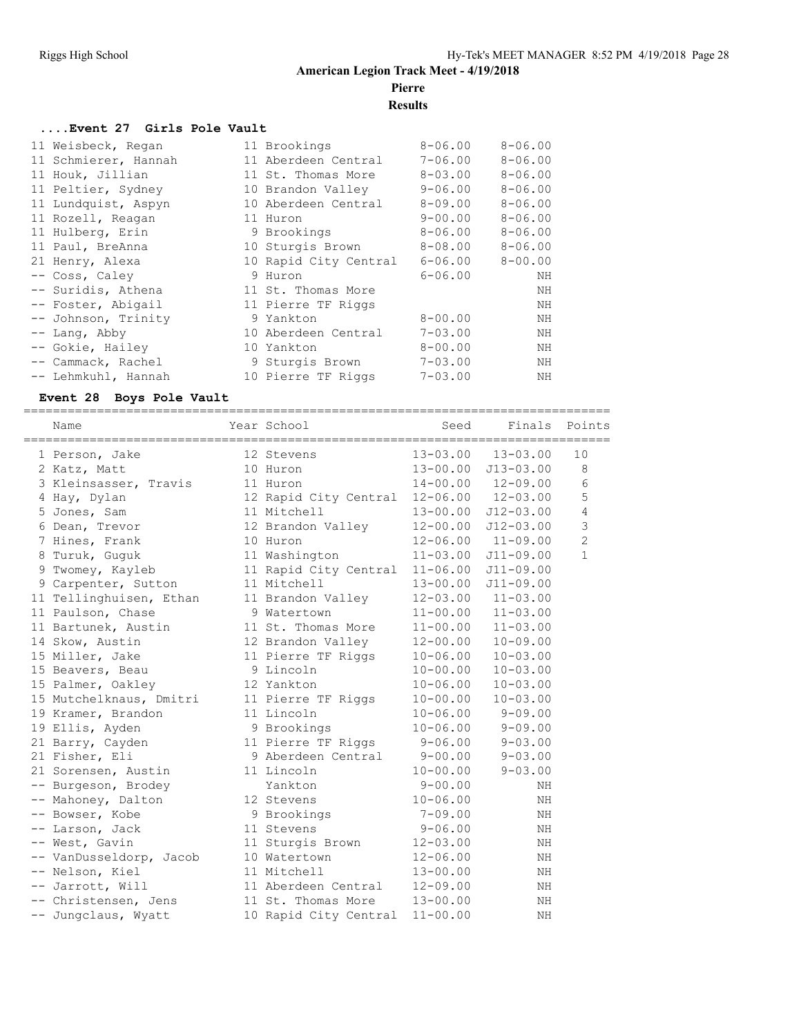# American Legion Track Meet - 4/19/2018

**Pierre**

**Results**

### ....Event 27 Girls Pole Vault

| Name | Year | School | Seed | Finals |
|---|---|---|---|---|
| 11 Weisbeck, Regan | 11 | Brookings | 8-06.00 | 8-06.00 |
| 11 Schmierer, Hannah | 11 | Aberdeen Central | 7-06.00 | 8-06.00 |
| 11 Houk, Jillian | 11 | St. Thomas More | 8-03.00 | 8-06.00 |
| 11 Peltier, Sydney | 10 | Brandon Valley | 9-06.00 | 8-06.00 |
| 11 Lundquist, Aspyn | 10 | Aberdeen Central | 8-09.00 | 8-06.00 |
| 11 Rozell, Reagan | 11 | Huron | 9-00.00 | 8-06.00 |
| 11 Hulberg, Erin | 9 | Brookings | 8-06.00 | 8-06.00 |
| 11 Paul, BreAnna | 10 | Sturgis Brown | 8-08.00 | 8-06.00 |
| 21 Henry, Alexa | 10 | Rapid City Central | 6-06.00 | 8-00.00 |
| -- Coss, Caley | 9 | Huron | 6-06.00 | NH |
| -- Suridis, Athena | 11 | St. Thomas More | | NH |
| -- Foster, Abigail | 11 | Pierre TF Riggs | | NH |
| -- Johnson, Trinity | 9 | Yankton | 8-00.00 | NH |
| -- Lang, Abby | 10 | Aberdeen Central | 7-03.00 | NH |
| -- Gokie, Hailey | 10 | Yankton | 8-00.00 | NH |
| -- Cammack, Rachel | 9 | Sturgis Brown | 7-03.00 | NH |
| -- Lehmkuhl, Hannah | 10 | Pierre TF Riggs | 7-03.00 | NH |

### Event 28 Boys Pole Vault

| Name | Year | School | Seed | Finals | Points |
|---|---|---|---|---|---|
| 1 Person, Jake | 12 | Stevens | 13-03.00 | 13-03.00 | 10 |
| 2 Katz, Matt | 10 | Huron | 13-00.00 | J13-03.00 | 8 |
| 3 Kleinsasser, Travis | 11 | Huron | 14-00.00 | 12-09.00 | 6 |
| 4 Hay, Dylan | 12 | Rapid City Central | 12-06.00 | 12-03.00 | 5 |
| 5 Jones, Sam | 11 | Mitchell | 13-00.00 | J12-03.00 | 4 |
| 6 Dean, Trevor | 12 | Brandon Valley | 12-00.00 | J12-03.00 | 3 |
| 7 Hines, Frank | 10 | Huron | 12-06.00 | 11-09.00 | 2 |
| 8 Turuk, Guguk | 11 | Washington | 11-03.00 | J11-09.00 | 1 |
| 9 Twomey, Kayleb | 11 | Rapid City Central | 11-06.00 | J11-09.00 | |
| 9 Carpenter, Sutton | 11 | Mitchell | 13-00.00 | J11-09.00 | |
| 11 Tellinghuisen, Ethan | 11 | Brandon Valley | 12-03.00 | 11-03.00 | |
| 11 Paulson, Chase | 9 | Watertown | 11-00.00 | 11-03.00 | |
| 11 Bartunek, Austin | 11 | St. Thomas More | 11-00.00 | 11-03.00 | |
| 14 Skow, Austin | 12 | Brandon Valley | 12-00.00 | 10-09.00 | |
| 15 Miller, Jake | 11 | Pierre TF Riggs | 10-06.00 | 10-03.00 | |
| 15 Beavers, Beau | 9 | Lincoln | 10-00.00 | 10-03.00 | |
| 15 Palmer, Oakley | 12 | Yankton | 10-06.00 | 10-03.00 | |
| 15 Mutchelknaus, Dmitri | 11 | Pierre TF Riggs | 10-00.00 | 10-03.00 | |
| 19 Kramer, Brandon | 11 | Lincoln | 10-06.00 | 9-09.00 | |
| 19 Ellis, Ayden | 9 | Brookings | 10-06.00 | 9-09.00 | |
| 21 Barry, Cayden | 11 | Pierre TF Riggs | 9-06.00 | 9-03.00 | |
| 21 Fisher, Eli | 9 | Aberdeen Central | 9-00.00 | 9-03.00 | |
| 21 Sorensen, Austin | 11 | Lincoln | 10-00.00 | 9-03.00 | |
| -- Burgeson, Brodey | | Yankton | 9-00.00 | NH | |
| -- Mahoney, Dalton | 12 | Stevens | 10-06.00 | NH | |
| -- Bowser, Kobe | 9 | Brookings | 7-09.00 | NH | |
| -- Larson, Jack | 11 | Stevens | 9-06.00 | NH | |
| -- West, Gavin | 11 | Sturgis Brown | 12-03.00 | NH | |
| -- VanDusseldorp, Jacob | 10 | Watertown | 12-06.00 | NH | |
| -- Nelson, Kiel | 11 | Mitchell | 13-00.00 | NH | |
| -- Jarrott, Will | 11 | Aberdeen Central | 12-09.00 | NH | |
| -- Christensen, Jens | 11 | St. Thomas More | 13-00.00 | NH | |
| -- Jungclaus, Wyatt | 10 | Rapid City Central | 11-00.00 | NH | |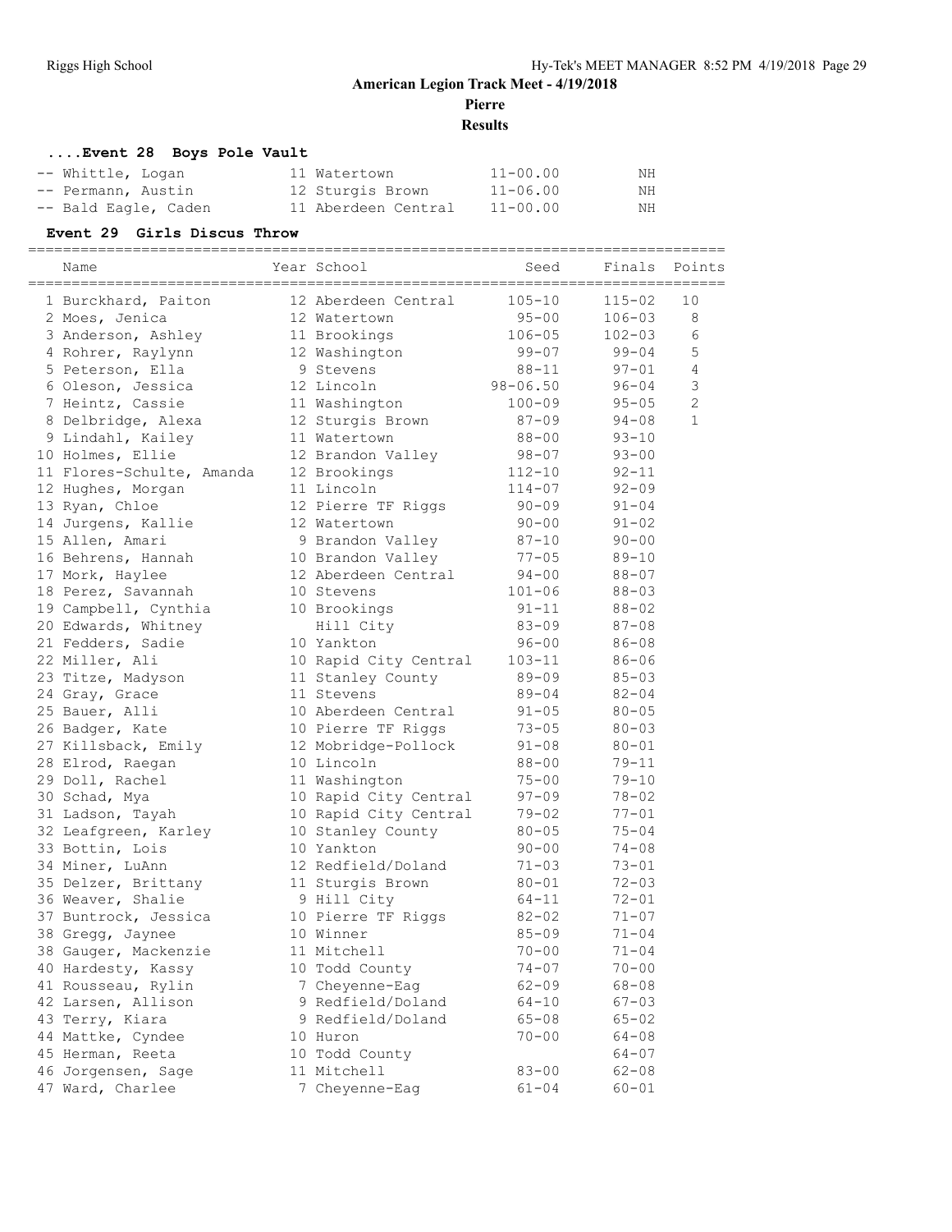**American Legion Track Meet - 4/19/2018**

**Pierre**

**Results**

### ....Event 28 Boys Pole Vault

| Place | Name | Year | School | Seed | Finals |
|---|---|---|---|---|---|
| -- | Whittle, Logan | 11 | Watertown | 11-00.00 | NH |
| -- | Permann, Austin | 12 | Sturgis Brown | 11-06.00 | NH |
| -- | Bald Eagle, Caden | 11 | Aberdeen Central | 11-00.00 | NH |

### Event 29 Girls Discus Throw

| Place | Name | Year | School | Seed | Finals | Points |
|---|---|---|---|---|---|---|
| 1 | Burckhard, Paiton | 12 | Aberdeen Central | 105-10 | 115-02 | 10 |
| 2 | Moes, Jenica | 12 | Watertown | 95-00 | 106-03 | 8 |
| 3 | Anderson, Ashley | 11 | Brookings | 106-05 | 102-03 | 6 |
| 4 | Rohrer, Raylynn | 12 | Washington | 99-07 | 99-04 | 5 |
| 5 | Peterson, Ella | 9 | Stevens | 88-11 | 97-01 | 4 |
| 6 | Oleson, Jessica | 12 | Lincoln | 98-06.50 | 96-04 | 3 |
| 7 | Heintz, Cassie | 11 | Washington | 100-09 | 95-05 | 2 |
| 8 | Delbridge, Alexa | 12 | Sturgis Brown | 87-09 | 94-08 | 1 |
| 9 | Lindahl, Kailey | 11 | Watertown | 88-00 | 93-10 | |
| 10 | Holmes, Ellie | 12 | Brandon Valley | 98-07 | 93-00 | |
| 11 | Flores-Schulte, Amanda | 12 | Brookings | 112-10 | 92-11 | |
| 12 | Hughes, Morgan | 11 | Lincoln | 114-07 | 92-09 | |
| 13 | Ryan, Chloe | 12 | Pierre TF Riggs | 90-09 | 91-04 | |
| 14 | Jurgens, Kallie | 12 | Watertown | 90-00 | 91-02 | |
| 15 | Allen, Amari | 9 | Brandon Valley | 87-10 | 90-00 | |
| 16 | Behrens, Hannah | 10 | Brandon Valley | 77-05 | 89-10 | |
| 17 | Mork, Haylee | 12 | Aberdeen Central | 94-00 | 88-07 | |
| 18 | Perez, Savannah | 10 | Stevens | 101-06 | 88-03 | |
| 19 | Campbell, Cynthia | 10 | Brookings | 91-11 | 88-02 | |
| 20 | Edwards, Whitney | | Hill City | 83-09 | 87-08 | |
| 21 | Fedders, Sadie | 10 | Yankton | 96-00 | 86-08 | |
| 22 | Miller, Ali | 10 | Rapid City Central | 103-11 | 86-06 | |
| 23 | Titze, Madyson | 11 | Stanley County | 89-09 | 85-03 | |
| 24 | Gray, Grace | 11 | Stevens | 89-04 | 82-04 | |
| 25 | Bauer, Alli | 10 | Aberdeen Central | 91-05 | 80-05 | |
| 26 | Badger, Kate | 10 | Pierre TF Riggs | 73-05 | 80-03 | |
| 27 | Killsback, Emily | 12 | Mobridge-Pollock | 91-08 | 80-01 | |
| 28 | Elrod, Raegan | 10 | Lincoln | 88-00 | 79-11 | |
| 29 | Doll, Rachel | 11 | Washington | 75-00 | 79-10 | |
| 30 | Schad, Mya | 10 | Rapid City Central | 97-09 | 78-02 | |
| 31 | Ladson, Tayah | 10 | Rapid City Central | 79-02 | 77-01 | |
| 32 | Leafgreen, Karley | 10 | Stanley County | 80-05 | 75-04 | |
| 33 | Bottin, Lois | 10 | Yankton | 90-00 | 74-08 | |
| 34 | Miner, LuAnn | 12 | Redfield/Doland | 71-03 | 73-01 | |
| 35 | Delzer, Brittany | 11 | Sturgis Brown | 80-01 | 72-03 | |
| 36 | Weaver, Shalie | 9 | Hill City | 64-11 | 72-01 | |
| 37 | Buntrock, Jessica | 10 | Pierre TF Riggs | 82-02 | 71-07 | |
| 38 | Gregg, Jaynee | 10 | Winner | 85-09 | 71-04 | |
| 38 | Gauger, Mackenzie | 11 | Mitchell | 70-00 | 71-04 | |
| 40 | Hardesty, Kassy | 10 | Todd County | 74-07 | 70-00 | |
| 41 | Rousseau, Rylin | 7 | Cheyenne-Eag | 62-09 | 68-08 | |
| 42 | Larsen, Allison | 9 | Redfield/Doland | 64-10 | 67-03 | |
| 43 | Terry, Kiara | 9 | Redfield/Doland | 65-08 | 65-02 | |
| 44 | Mattke, Cyndee | 10 | Huron | 70-00 | 64-08 | |
| 45 | Herman, Reeta | 10 | Todd County | | 64-07 | |
| 46 | Jorgensen, Sage | 11 | Mitchell | 83-00 | 62-08 | |
| 47 | Ward, Charlee | 7 | Cheyenne-Eag | 61-04 | 60-01 | |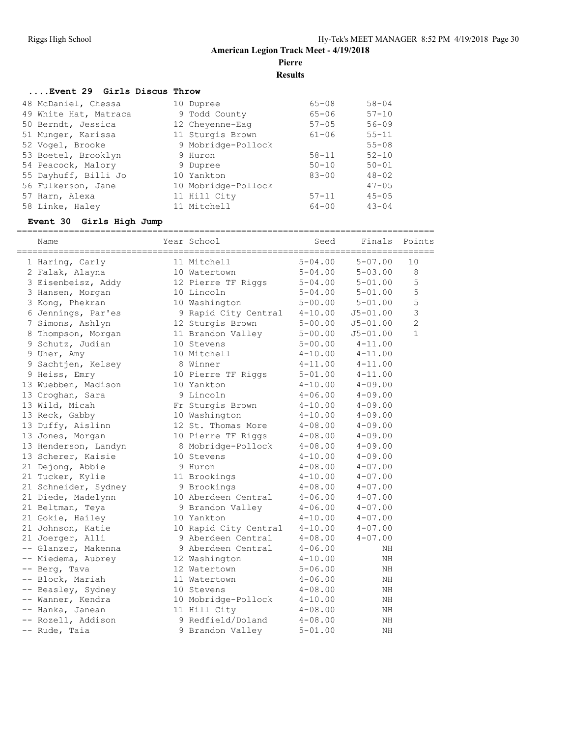## American Legion Track Meet - 4/19/2018

**Pierre**

**Results**

### ....Event 29 Girls Discus Throw

| Place | Name | Year | School | Seed | Finals |
|---|---|---|---|---|---|
| 48 | McDaniel, Chessa | 10 | Dupree | 65-08 | 58-04 |
| 49 | White Hat, Matraca | 9 | Todd County | 65-06 | 57-10 |
| 50 | Berndt, Jessica | 12 | Cheyenne-Eag | 57-05 | 56-09 |
| 51 | Munger, Karissa | 11 | Sturgis Brown | 61-06 | 55-11 |
| 52 | Vogel, Brooke | 9 | Mobridge-Pollock | | 55-08 |
| 53 | Boetel, Brooklyn | 9 | Huron | 58-11 | 52-10 |
| 54 | Peacock, Malory | 9 | Dupree | 50-10 | 50-01 |
| 55 | Dayhuff, Billi Jo | 10 | Yankton | 83-00 | 48-02 |
| 56 | Fulkerson, Jane | 10 | Mobridge-Pollock | | 47-05 |
| 57 | Harn, Alexa | 11 | Hill City | 57-11 | 45-05 |
| 58 | Linke, Haley | 11 | Mitchell | 64-00 | 43-04 |

### Event 30 Girls High Jump

| Place | Name | Year | School | Seed | Finals | Points |
|---|---|---|---|---|---|---|
| 1 | Haring, Carly | 11 | Mitchell | 5-04.00 | 5-07.00 | 10 |
| 2 | Falak, Alayna | 10 | Watertown | 5-04.00 | 5-03.00 | 8 |
| 3 | Eisenbeisz, Addy | 12 | Pierre TF Riggs | 5-04.00 | 5-01.00 | 5 |
| 3 | Hansen, Morgan | 10 | Lincoln | 5-04.00 | 5-01.00 | 5 |
| 3 | Kong, Phekran | 10 | Washington | 5-00.00 | 5-01.00 | 5 |
| 6 | Jennings, Par'es | 9 | Rapid City Central | 4-10.00 | J5-01.00 | 3 |
| 7 | Simons, Ashlyn | 12 | Sturgis Brown | 5-00.00 | J5-01.00 | 2 |
| 8 | Thompson, Morgan | 11 | Brandon Valley | 5-00.00 | J5-01.00 | 1 |
| 9 | Schutz, Judian | 10 | Stevens | 5-00.00 | 4-11.00 | |
| 9 | Uher, Amy | 10 | Mitchell | 4-10.00 | 4-11.00 | |
| 9 | Sachtjen, Kelsey | 8 | Winner | 4-11.00 | 4-11.00 | |
| 9 | Heiss, Emry | 10 | Pierre TF Riggs | 5-01.00 | 4-11.00 | |
| 13 | Wuebben, Madison | 10 | Yankton | 4-10.00 | 4-09.00 | |
| 13 | Croghan, Sara | 9 | Lincoln | 4-06.00 | 4-09.00 | |
| 13 | Wild, Micah | Fr | Sturgis Brown | 4-10.00 | 4-09.00 | |
| 13 | Reck, Gabby | 10 | Washington | 4-10.00 | 4-09.00 | |
| 13 | Duffy, Aislinn | 12 | St. Thomas More | 4-08.00 | 4-09.00 | |
| 13 | Jones, Morgan | 10 | Pierre TF Riggs | 4-08.00 | 4-09.00 | |
| 13 | Henderson, Landyn | 8 | Mobridge-Pollock | 4-08.00 | 4-09.00 | |
| 13 | Scherer, Kaisie | 10 | Stevens | 4-10.00 | 4-09.00 | |
| 21 | Dejong, Abbie | 9 | Huron | 4-08.00 | 4-07.00 | |
| 21 | Tucker, Kylie | 11 | Brookings | 4-10.00 | 4-07.00 | |
| 21 | Schneider, Sydney | 9 | Brookings | 4-08.00 | 4-07.00 | |
| 21 | Diede, Madelynn | 10 | Aberdeen Central | 4-06.00 | 4-07.00 | |
| 21 | Beltman, Teya | 9 | Brandon Valley | 4-06.00 | 4-07.00 | |
| 21 | Gokie, Hailey | 10 | Yankton | 4-10.00 | 4-07.00 | |
| 21 | Johnson, Katie | 10 | Rapid City Central | 4-10.00 | 4-07.00 | |
| 21 | Joerger, Alli | 9 | Aberdeen Central | 4-08.00 | 4-07.00 | |
| -- | Glanzer, Makenna | 9 | Aberdeen Central | 4-06.00 | NH | |
| -- | Miedema, Aubrey | 12 | Washington | 4-10.00 | NH | |
| -- | Berg, Tava | 12 | Watertown | 5-06.00 | NH | |
| -- | Block, Mariah | 11 | Watertown | 4-06.00 | NH | |
| -- | Beasley, Sydney | 10 | Stevens | 4-08.00 | NH | |
| -- | Wanner, Kendra | 10 | Mobridge-Pollock | 4-10.00 | NH | |
| -- | Hanka, Janean | 11 | Hill City | 4-08.00 | NH | |
| -- | Rozell, Addison | 9 | Redfield/Doland | 4-08.00 | NH | |
| -- | Rude, Taia | 9 | Brandon Valley | 5-01.00 | NH | |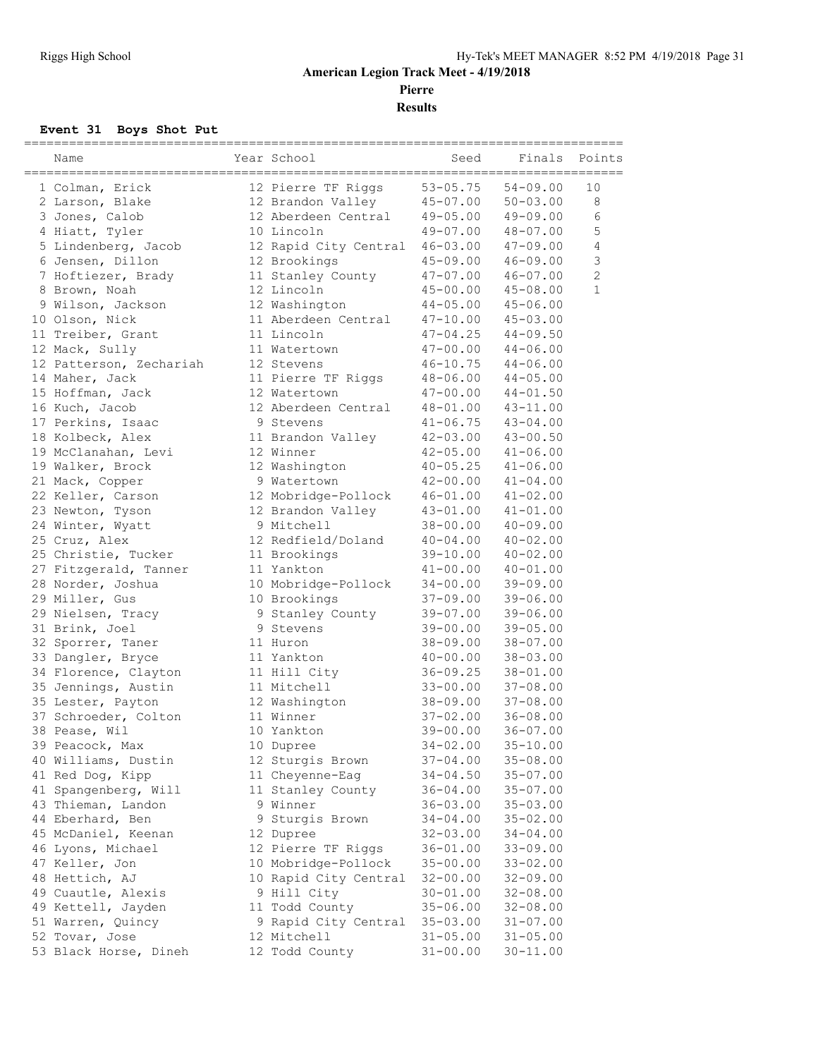# American Legion Track Meet - 4/19/2018

## Pierre

## Results

### Event 31 Boys Shot Put

| Name | Year | School | Seed | Finals | Points |
|---|---|---|---|---|---|
| 1 Colman, Erick | 12 | Pierre TF Riggs | 53-05.75 | 54-09.00 | 10 |
| 2 Larson, Blake | 12 | Brandon Valley | 45-07.00 | 50-03.00 | 8 |
| 3 Jones, Calob | 12 | Aberdeen Central | 49-05.00 | 49-09.00 | 6 |
| 4 Hiatt, Tyler | 10 | Lincoln | 49-07.00 | 48-07.00 | 5 |
| 5 Lindenberg, Jacob | 12 | Rapid City Central | 46-03.00 | 47-09.00 | 4 |
| 6 Jensen, Dillon | 12 | Brookings | 45-09.00 | 46-09.00 | 3 |
| 7 Hoftiezer, Brady | 11 | Stanley County | 47-07.00 | 46-07.00 | 2 |
| 8 Brown, Noah | 12 | Lincoln | 45-00.00 | 45-08.00 | 1 |
| 9 Wilson, Jackson | 12 | Washington | 44-05.00 | 45-06.00 | |
| 10 Olson, Nick | 11 | Aberdeen Central | 47-10.00 | 45-03.00 | |
| 11 Treiber, Grant | 11 | Lincoln | 47-04.25 | 44-09.50 | |
| 12 Mack, Sully | 11 | Watertown | 47-00.00 | 44-06.00 | |
| 12 Patterson, Zechariah | 12 | Stevens | 46-10.75 | 44-06.00 | |
| 14 Maher, Jack | 11 | Pierre TF Riggs | 48-06.00 | 44-05.00 | |
| 15 Hoffman, Jack | 12 | Watertown | 47-00.00 | 44-01.50 | |
| 16 Kuch, Jacob | 12 | Aberdeen Central | 48-01.00 | 43-11.00 | |
| 17 Perkins, Isaac | 9 | Stevens | 41-06.75 | 43-04.00 | |
| 18 Kolbeck, Alex | 11 | Brandon Valley | 42-03.00 | 43-00.50 | |
| 19 McClanahan, Levi | 12 | Winner | 42-05.00 | 41-06.00 | |
| 19 Walker, Brock | 12 | Washington | 40-05.25 | 41-06.00 | |
| 21 Mack, Copper | 9 | Watertown | 42-00.00 | 41-04.00 | |
| 22 Keller, Carson | 12 | Mobridge-Pollock | 46-01.00 | 41-02.00 | |
| 23 Newton, Tyson | 12 | Brandon Valley | 43-01.00 | 41-01.00 | |
| 24 Winter, Wyatt | 9 | Mitchell | 38-00.00 | 40-09.00 | |
| 25 Cruz, Alex | 12 | Redfield/Doland | 40-04.00 | 40-02.00 | |
| 25 Christie, Tucker | 11 | Brookings | 39-10.00 | 40-02.00 | |
| 27 Fitzgerald, Tanner | 11 | Yankton | 41-00.00 | 40-01.00 | |
| 28 Norder, Joshua | 10 | Mobridge-Pollock | 34-00.00 | 39-09.00 | |
| 29 Miller, Gus | 10 | Brookings | 37-09.00 | 39-06.00 | |
| 29 Nielsen, Tracy | 9 | Stanley County | 39-07.00 | 39-06.00 | |
| 31 Brink, Joel | 9 | Stevens | 39-00.00 | 39-05.00 | |
| 32 Sporrer, Taner | 11 | Huron | 38-09.00 | 38-07.00 | |
| 33 Dangler, Bryce | 11 | Yankton | 40-00.00 | 38-03.00 | |
| 34 Florence, Clayton | 11 | Hill City | 36-09.25 | 38-01.00 | |
| 35 Jennings, Austin | 11 | Mitchell | 33-00.00 | 37-08.00 | |
| 35 Lester, Payton | 12 | Washington | 38-09.00 | 37-08.00 | |
| 37 Schroeder, Colton | 11 | Winner | 37-02.00 | 36-08.00 | |
| 38 Pease, Wil | 10 | Yankton | 39-00.00 | 36-07.00 | |
| 39 Peacock, Max | 10 | Dupree | 34-02.00 | 35-10.00 | |
| 40 Williams, Dustin | 12 | Sturgis Brown | 37-04.00 | 35-08.00 | |
| 41 Red Dog, Kipp | 11 | Cheyenne-Eag | 34-04.50 | 35-07.00 | |
| 41 Spangenberg, Will | 11 | Stanley County | 36-04.00 | 35-07.00 | |
| 43 Thieman, Landon | 9 | Winner | 36-03.00 | 35-03.00 | |
| 44 Eberhard, Ben | 9 | Sturgis Brown | 34-04.00 | 35-02.00 | |
| 45 McDaniel, Keenan | 12 | Dupree | 32-03.00 | 34-04.00 | |
| 46 Lyons, Michael | 12 | Pierre TF Riggs | 36-01.00 | 33-09.00 | |
| 47 Keller, Jon | 10 | Mobridge-Pollock | 35-00.00 | 33-02.00 | |
| 48 Hettich, AJ | 10 | Rapid City Central | 32-00.00 | 32-09.00 | |
| 49 Cuautle, Alexis | 9 | Hill City | 30-01.00 | 32-08.00 | |
| 49 Kettell, Jayden | 11 | Todd County | 35-06.00 | 32-08.00 | |
| 51 Warren, Quincy | 9 | Rapid City Central | 35-03.00 | 31-07.00 | |
| 52 Tovar, Jose | 12 | Mitchell | 31-05.00 | 31-05.00 | |
| 53 Black Horse, Dineh | 12 | Todd County | 31-00.00 | 30-11.00 | |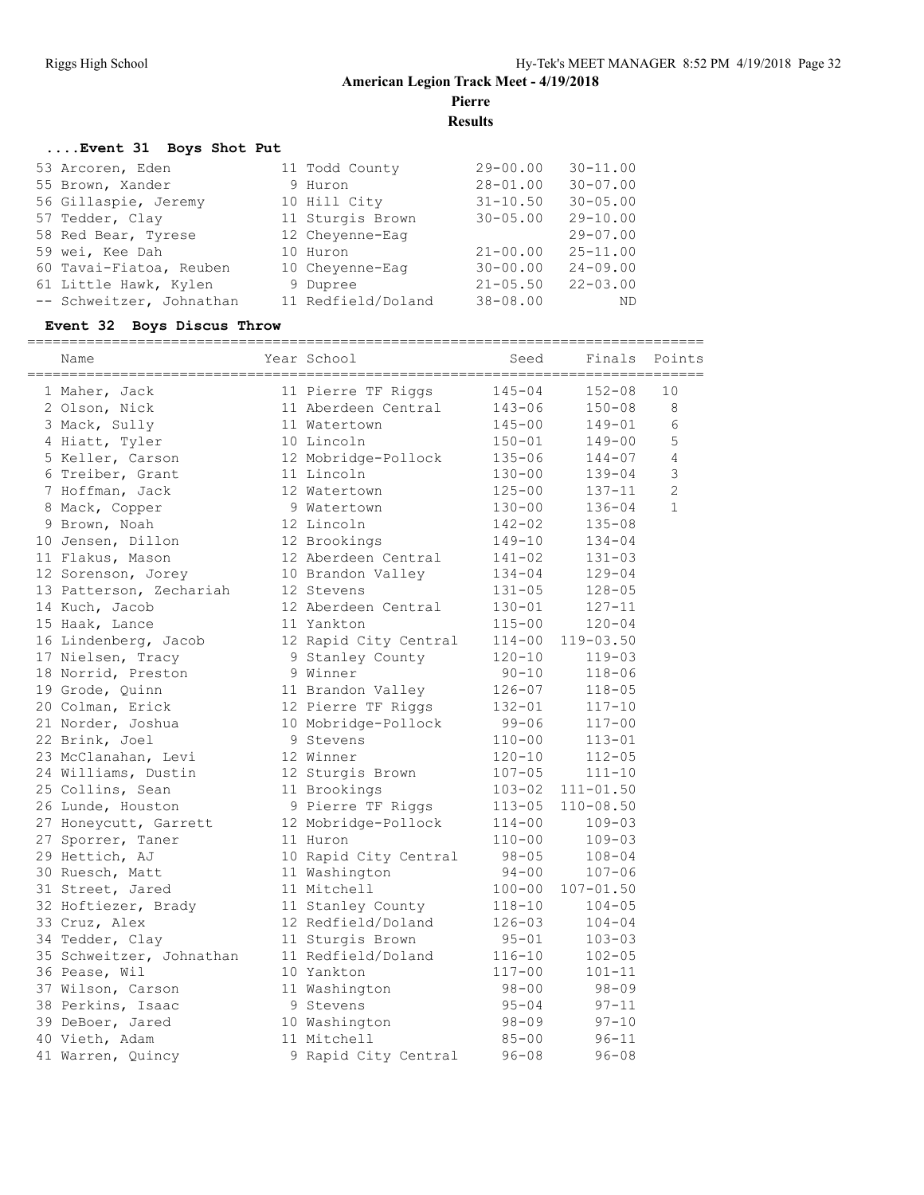# American Legion Track Meet - 4/19/2018

**Pierre**

**Results**

### ....Event 31 Boys Shot Put

| Place | Name | Year | School | Seed | Finals |
|---|---|---|---|---|---|
| 53 | Arcoren, Eden | 11 | Todd County | 29-00.00 | 30-11.00 |
| 55 | Brown, Xander | 9 | Huron | 28-01.00 | 30-07.00 |
| 56 | Gillaspie, Jeremy | 10 | Hill City | 31-10.50 | 30-05.00 |
| 57 | Tedder, Clay | 11 | Sturgis Brown | 30-05.00 | 29-10.00 |
| 58 | Red Bear, Tyrese | 12 | Cheyenne-Eag | | 29-07.00 |
| 59 | wei, Kee Dah | 10 | Huron | 21-00.00 | 25-11.00 |
| 60 | Tavai-Fiatoa, Reuben | 10 | Cheyenne-Eag | 30-00.00 | 24-09.00 |
| 61 | Little Hawk, Kylen | 9 | Dupree | 21-05.50 | 22-03.00 |
| -- | Schweitzer, Johnathan | 11 | Redfield/Doland | 38-08.00 | ND |

### Event 32 Boys Discus Throw

| Place | Name | Year | School | Seed | Finals | Points |
|---|---|---|---|---|---|---|
| 1 | Maher, Jack | 11 | Pierre TF Riggs | 145-04 | 152-08 | 10 |
| 2 | Olson, Nick | 11 | Aberdeen Central | 143-06 | 150-08 | 8 |
| 3 | Mack, Sully | 11 | Watertown | 145-00 | 149-01 | 6 |
| 4 | Hiatt, Tyler | 10 | Lincoln | 150-01 | 149-00 | 5 |
| 5 | Keller, Carson | 12 | Mobridge-Pollock | 135-06 | 144-07 | 4 |
| 6 | Treiber, Grant | 11 | Lincoln | 130-00 | 139-04 | 3 |
| 7 | Hoffman, Jack | 12 | Watertown | 125-00 | 137-11 | 2 |
| 8 | Mack, Copper | 9 | Watertown | 130-00 | 136-04 | 1 |
| 9 | Brown, Noah | 12 | Lincoln | 142-02 | 135-08 | |
| 10 | Jensen, Dillon | 12 | Brookings | 149-10 | 134-04 | |
| 11 | Flakus, Mason | 12 | Aberdeen Central | 141-02 | 131-03 | |
| 12 | Sorenson, Jorey | 10 | Brandon Valley | 134-04 | 129-04 | |
| 13 | Patterson, Zechariah | 12 | Stevens | 131-05 | 128-05 | |
| 14 | Kuch, Jacob | 12 | Aberdeen Central | 130-01 | 127-11 | |
| 15 | Haak, Lance | 11 | Yankton | 115-00 | 120-04 | |
| 16 | Lindenberg, Jacob | 12 | Rapid City Central | 114-00 | 119-03.50 | |
| 17 | Nielsen, Tracy | 9 | Stanley County | 120-10 | 119-03 | |
| 18 | Norrid, Preston | 9 | Winner | 90-10 | 118-06 | |
| 19 | Grode, Quinn | 11 | Brandon Valley | 126-07 | 118-05 | |
| 20 | Colman, Erick | 12 | Pierre TF Riggs | 132-01 | 117-10 | |
| 21 | Norder, Joshua | 10 | Mobridge-Pollock | 99-06 | 117-00 | |
| 22 | Brink, Joel | 9 | Stevens | 110-00 | 113-01 | |
| 23 | McClanahan, Levi | 12 | Winner | 120-10 | 112-05 | |
| 24 | Williams, Dustin | 12 | Sturgis Brown | 107-05 | 111-10 | |
| 25 | Collins, Sean | 11 | Brookings | 103-02 | 111-01.50 | |
| 26 | Lunde, Houston | 9 | Pierre TF Riggs | 113-05 | 110-08.50 | |
| 27 | Honeycutt, Garrett | 12 | Mobridge-Pollock | 114-00 | 109-03 | |
| 27 | Sporrer, Taner | 11 | Huron | 110-00 | 109-03 | |
| 29 | Hettich, AJ | 10 | Rapid City Central | 98-05 | 108-04 | |
| 30 | Ruesch, Matt | 11 | Washington | 94-00 | 107-06 | |
| 31 | Street, Jared | 11 | Mitchell | 100-00 | 107-01.50 | |
| 32 | Hoftiezer, Brady | 11 | Stanley County | 118-10 | 104-05 | |
| 33 | Cruz, Alex | 12 | Redfield/Doland | 126-03 | 104-04 | |
| 34 | Tedder, Clay | 11 | Sturgis Brown | 95-01 | 103-03 | |
| 35 | Schweitzer, Johnathan | 11 | Redfield/Doland | 116-10 | 102-05 | |
| 36 | Pease, Wil | 10 | Yankton | 117-00 | 101-11 | |
| 37 | Wilson, Carson | 11 | Washington | 98-00 | 98-09 | |
| 38 | Perkins, Isaac | 9 | Stevens | 95-04 | 97-11 | |
| 39 | DeBoer, Jared | 10 | Washington | 98-09 | 97-10 | |
| 40 | Vieth, Adam | 11 | Mitchell | 85-00 | 96-11 | |
| 41 | Warren, Quincy | 9 | Rapid City Central | 96-08 | 96-08 | |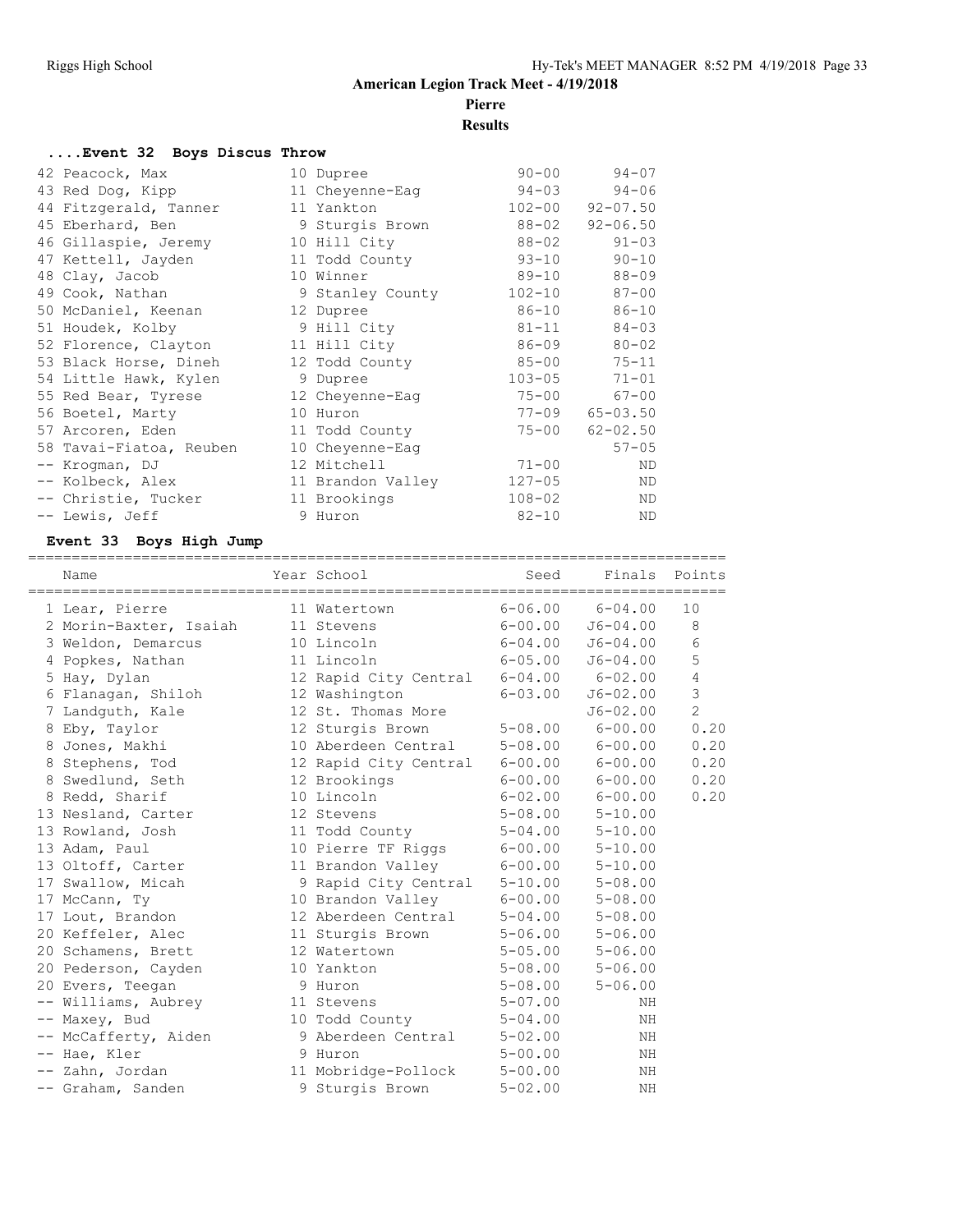## American Legion Track Meet - 4/19/2018

**Pierre**

**Results**

### ....Event 32 Boys Discus Throw

| Place | Name | Year | School | Seed | Finals |
|---|---|---|---|---|---|
| 42 | Peacock, Max | 10 | Dupree | 90-00 | 94-07 |
| 43 | Red Dog, Kipp | 11 | Cheyenne-Eag | 94-03 | 94-06 |
| 44 | Fitzgerald, Tanner | 11 | Yankton | 102-00 | 92-07.50 |
| 45 | Eberhard, Ben | 9 | Sturgis Brown | 88-02 | 92-06.50 |
| 46 | Gillaspie, Jeremy | 10 | Hill City | 88-02 | 91-03 |
| 47 | Kettell, Jayden | 11 | Todd County | 93-10 | 90-10 |
| 48 | Clay, Jacob | 10 | Winner | 89-10 | 88-09 |
| 49 | Cook, Nathan | 9 | Stanley County | 102-10 | 87-00 |
| 50 | McDaniel, Keenan | 12 | Dupree | 86-10 | 86-10 |
| 51 | Houdek, Kolby | 9 | Hill City | 81-11 | 84-03 |
| 52 | Florence, Clayton | 11 | Hill City | 86-09 | 80-02 |
| 53 | Black Horse, Dineh | 12 | Todd County | 85-00 | 75-11 |
| 54 | Little Hawk, Kylen | 9 | Dupree | 103-05 | 71-01 |
| 55 | Red Bear, Tyrese | 12 | Cheyenne-Eag | 75-00 | 67-00 |
| 56 | Boetel, Marty | 10 | Huron | 77-09 | 65-03.50 |
| 57 | Arcoren, Eden | 11 | Todd County | 75-00 | 62-02.50 |
| 58 | Tavai-Fiatoa, Reuben | 10 | Cheyenne-Eag | | 57-05 |
| -- | Krogman, DJ | 12 | Mitchell | 71-00 | ND |
| -- | Kolbeck, Alex | 11 | Brandon Valley | 127-05 | ND |
| -- | Christie, Tucker | 11 | Brookings | 108-02 | ND |
| -- | Lewis, Jeff | 9 | Huron | 82-10 | ND |

### Event 33 Boys High Jump

| Place | Name | Year | School | Seed | Finals | Points |
|---|---|---|---|---|---|---|
| 1 | Lear, Pierre | 11 | Watertown | 6-06.00 | 6-04.00 | 10 |
| 2 | Morin-Baxter, Isaiah | 11 | Stevens | 6-00.00 | J6-04.00 | 8 |
| 3 | Weldon, Demarcus | 10 | Lincoln | 6-04.00 | J6-04.00 | 6 |
| 4 | Popkes, Nathan | 11 | Lincoln | 6-05.00 | J6-04.00 | 5 |
| 5 | Hay, Dylan | 12 | Rapid City Central | 6-04.00 | 6-02.00 | 4 |
| 6 | Flanagan, Shiloh | 12 | Washington | 6-03.00 | J6-02.00 | 3 |
| 7 | Landguth, Kale | 12 | St. Thomas More | | J6-02.00 | 2 |
| 8 | Eby, Taylor | 12 | Sturgis Brown | 5-08.00 | 6-00.00 | 0.20 |
| 8 | Jones, Makhi | 10 | Aberdeen Central | 5-08.00 | 6-00.00 | 0.20 |
| 8 | Stephens, Tod | 12 | Rapid City Central | 6-00.00 | 6-00.00 | 0.20 |
| 8 | Swedlund, Seth | 12 | Brookings | 6-00.00 | 6-00.00 | 0.20 |
| 8 | Redd, Sharif | 10 | Lincoln | 6-02.00 | 6-00.00 | 0.20 |
| 13 | Nesland, Carter | 12 | Stevens | 5-08.00 | 5-10.00 | |
| 13 | Rowland, Josh | 11 | Todd County | 5-04.00 | 5-10.00 | |
| 13 | Adam, Paul | 10 | Pierre TF Riggs | 6-00.00 | 5-10.00 | |
| 13 | Oltoff, Carter | 11 | Brandon Valley | 6-00.00 | 5-10.00 | |
| 17 | Swallow, Micah | 9 | Rapid City Central | 5-10.00 | 5-08.00 | |
| 17 | McCann, Ty | 10 | Brandon Valley | 6-00.00 | 5-08.00 | |
| 17 | Lout, Brandon | 12 | Aberdeen Central | 5-04.00 | 5-08.00 | |
| 20 | Keffeler, Alec | 11 | Sturgis Brown | 5-06.00 | 5-06.00 | |
| 20 | Schamens, Brett | 12 | Watertown | 5-05.00 | 5-06.00 | |
| 20 | Pederson, Cayden | 10 | Yankton | 5-08.00 | 5-06.00 | |
| 20 | Evers, Teegan | 9 | Huron | 5-08.00 | 5-06.00 | |
| -- | Williams, Aubrey | 11 | Stevens | 5-07.00 | NH | |
| -- | Maxey, Bud | 10 | Todd County | 5-04.00 | NH | |
| -- | McCafferty, Aiden | 9 | Aberdeen Central | 5-02.00 | NH | |
| -- | Hae, Kler | 9 | Huron | 5-00.00 | NH | |
| -- | Zahn, Jordan | 11 | Mobridge-Pollock | 5-00.00 | NH | |
| -- | Graham, Sanden | 9 | Sturgis Brown | 5-02.00 | NH | |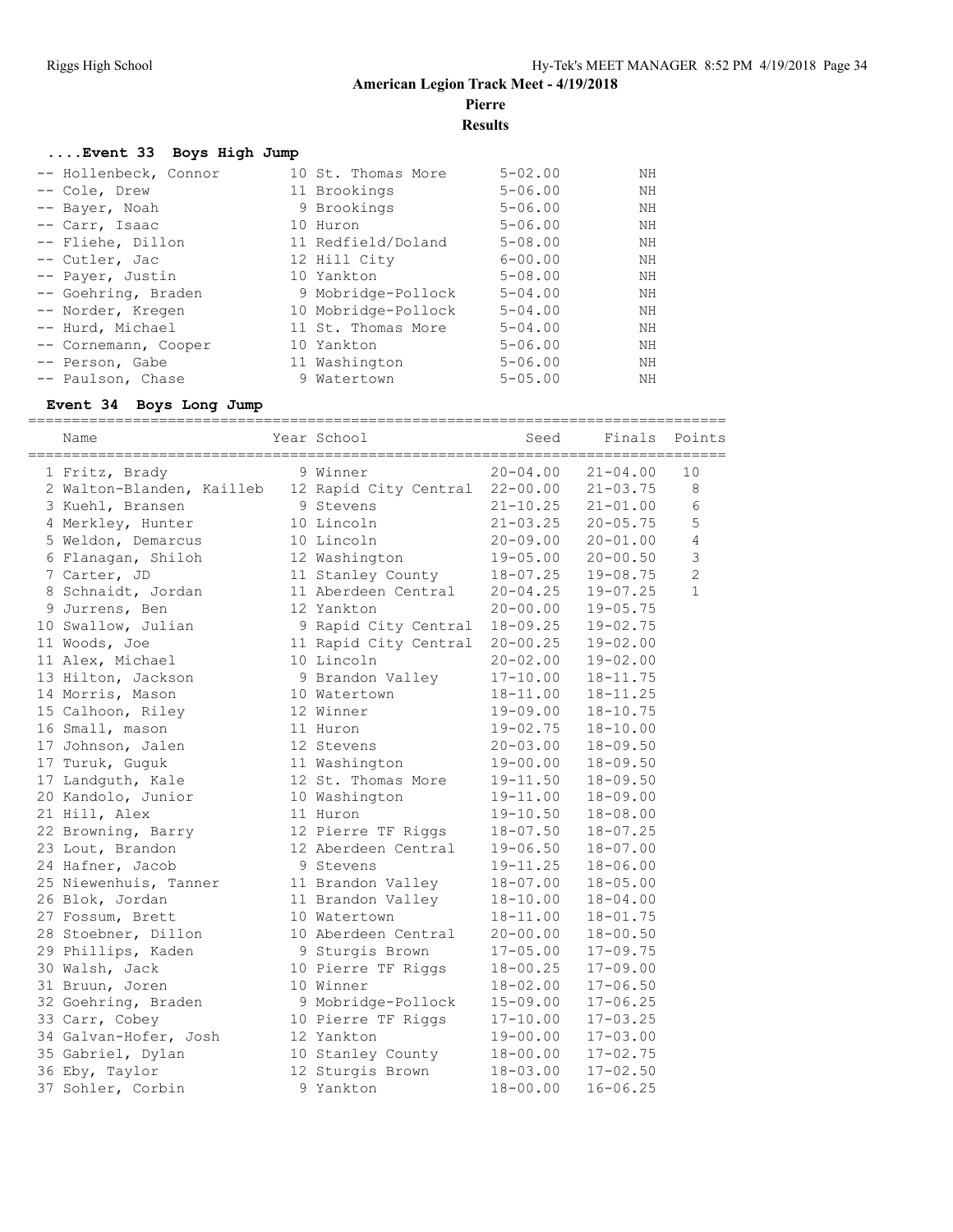# American Legion Track Meet - 4/19/2018

## Pierre

### Results

#### ....Event 33 Boys High Jump

| Place | Name | Year | School | Seed | Finals |
|---|---|---|---|---|---|
| -- | Hollenbeck, Connor | 10 | St. Thomas More | 5-02.00 | NH |
| -- | Cole, Drew | 11 | Brookings | 5-06.00 | NH |
| -- | Bayer, Noah | 9 | Brookings | 5-06.00 | NH |
| -- | Carr, Isaac | 10 | Huron | 5-06.00 | NH |
| -- | Fliehe, Dillon | 11 | Redfield/Doland | 5-08.00 | NH |
| -- | Cutler, Jac | 12 | Hill City | 6-00.00 | NH |
| -- | Payer, Justin | 10 | Yankton | 5-08.00 | NH |
| -- | Goehring, Braden | 9 | Mobridge-Pollock | 5-04.00 | NH |
| -- | Norder, Kregen | 10 | Mobridge-Pollock | 5-04.00 | NH |
| -- | Hurd, Michael | 11 | St. Thomas More | 5-04.00 | NH |
| -- | Cornemann, Cooper | 10 | Yankton | 5-06.00 | NH |
| -- | Person, Gabe | 11 | Washington | 5-06.00 | NH |
| -- | Paulson, Chase | 9 | Watertown | 5-05.00 | NH |

#### Event 34 Boys Long Jump

| Place | Name | Year | School | Seed | Finals | Points |
|---|---|---|---|---|---|---|
| 1 | Fritz, Brady | 9 | Winner | 20-04.00 | 21-04.00 | 10 |
| 2 | Walton-Blanden, Kailleb | 12 | Rapid City Central | 22-00.00 | 21-03.75 | 8 |
| 3 | Kuehl, Bransen | 9 | Stevens | 21-10.25 | 21-01.00 | 6 |
| 4 | Merkley, Hunter | 10 | Lincoln | 21-03.25 | 20-05.75 | 5 |
| 5 | Weldon, Demarcus | 10 | Lincoln | 20-09.00 | 20-01.00 | 4 |
| 6 | Flanagan, Shiloh | 12 | Washington | 19-05.00 | 20-00.50 | 3 |
| 7 | Carter, JD | 11 | Stanley County | 18-07.25 | 19-08.75 | 2 |
| 8 | Schnaidt, Jordan | 11 | Aberdeen Central | 20-04.25 | 19-07.25 | 1 |
| 9 | Jurrens, Ben | 12 | Yankton | 20-00.00 | 19-05.75 | |
| 10 | Swallow, Julian | 9 | Rapid City Central | 18-09.25 | 19-02.75 | |
| 11 | Woods, Joe | 11 | Rapid City Central | 20-00.25 | 19-02.00 | |
| 11 | Alex, Michael | 10 | Lincoln | 20-02.00 | 19-02.00 | |
| 13 | Hilton, Jackson | 9 | Brandon Valley | 17-10.00 | 18-11.75 | |
| 14 | Morris, Mason | 10 | Watertown | 18-11.00 | 18-11.25 | |
| 15 | Calhoon, Riley | 12 | Winner | 19-09.00 | 18-10.75 | |
| 16 | Small, mason | 11 | Huron | 19-02.75 | 18-10.00 | |
| 17 | Johnson, Jalen | 12 | Stevens | 20-03.00 | 18-09.50 | |
| 17 | Turuk, Guguk | 11 | Washington | 19-00.00 | 18-09.50 | |
| 17 | Landguth, Kale | 12 | St. Thomas More | 19-11.50 | 18-09.50 | |
| 20 | Kandolo, Junior | 10 | Washington | 19-11.00 | 18-09.00 | |
| 21 | Hill, Alex | 11 | Huron | 19-10.50 | 18-08.00 | |
| 22 | Browning, Barry | 12 | Pierre TF Riggs | 18-07.50 | 18-07.25 | |
| 23 | Lout, Brandon | 12 | Aberdeen Central | 19-06.50 | 18-07.00 | |
| 24 | Hafner, Jacob | 9 | Stevens | 19-11.25 | 18-06.00 | |
| 25 | Niewenhuis, Tanner | 11 | Brandon Valley | 18-07.00 | 18-05.00 | |
| 26 | Blok, Jordan | 11 | Brandon Valley | 18-10.00 | 18-04.00 | |
| 27 | Fossum, Brett | 10 | Watertown | 18-11.00 | 18-01.75 | |
| 28 | Stoebner, Dillon | 10 | Aberdeen Central | 20-00.00 | 18-00.50 | |
| 29 | Phillips, Kaden | 9 | Sturgis Brown | 17-05.00 | 17-09.75 | |
| 30 | Walsh, Jack | 10 | Pierre TF Riggs | 18-00.25 | 17-09.00 | |
| 31 | Bruun, Joren | 10 | Winner | 18-02.00 | 17-06.50 | |
| 32 | Goehring, Braden | 9 | Mobridge-Pollock | 15-09.00 | 17-06.25 | |
| 33 | Carr, Cobey | 10 | Pierre TF Riggs | 17-10.00 | 17-03.25 | |
| 34 | Galvan-Hofer, Josh | 12 | Yankton | 19-00.00 | 17-03.00 | |
| 35 | Gabriel, Dylan | 10 | Stanley County | 18-00.00 | 17-02.75 | |
| 36 | Eby, Taylor | 12 | Sturgis Brown | 18-03.00 | 17-02.50 | |
| 37 | Sohler, Corbin | 9 | Yankton | 18-00.00 | 16-06.25 | |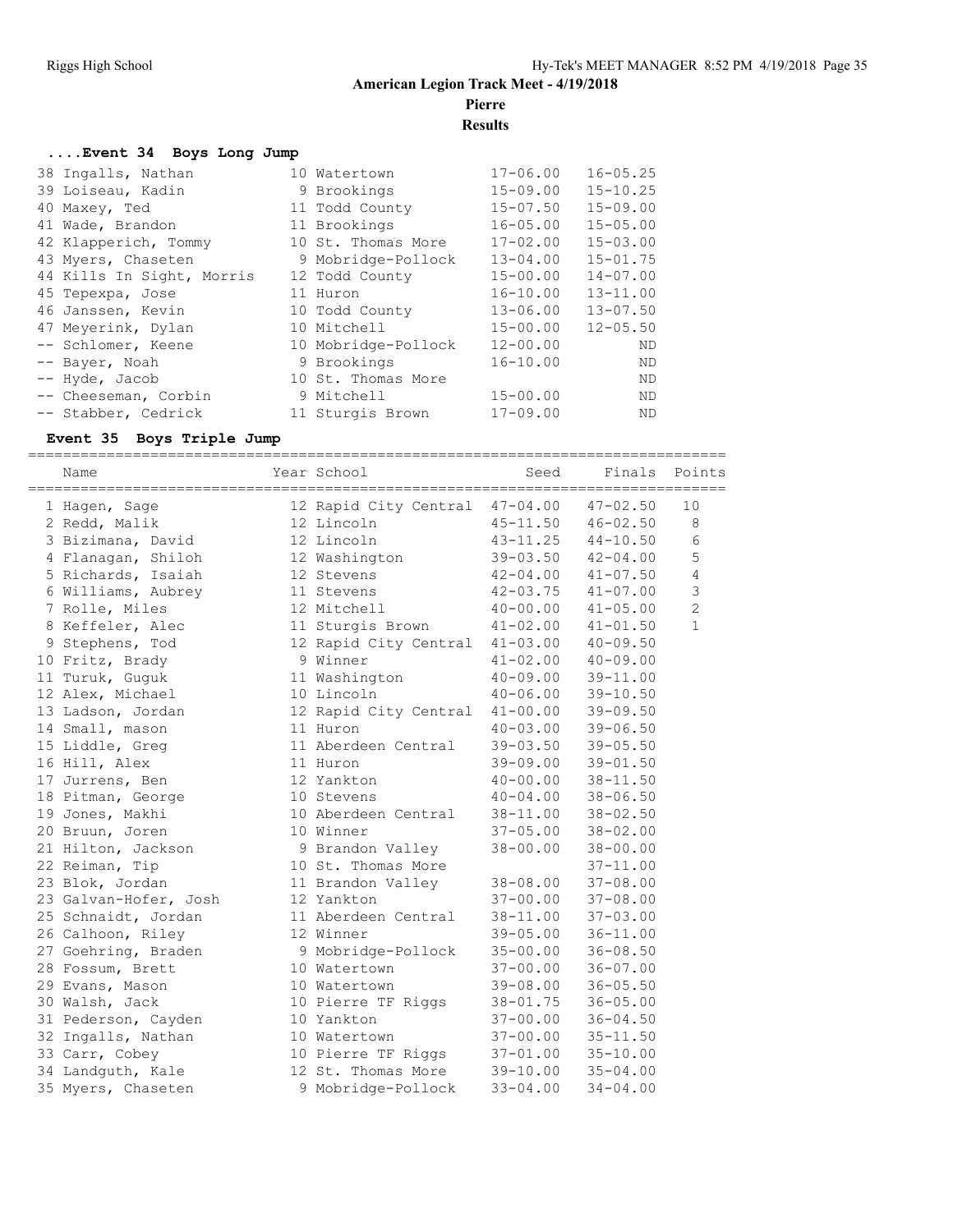# American Legion Track Meet - 4/19/2018

## Pierre

## Results

### ....Event 34 Boys Long Jump

| Place | Name | Year | School | Seed | Finals |
|---|---|---|---|---|---|
| 38 | Ingalls, Nathan | 10 | Watertown | 17-06.00 | 16-05.25 |
| 39 | Loiseau, Kadin | 9 | Brookings | 15-09.00 | 15-10.25 |
| 40 | Maxey, Ted | 11 | Todd County | 15-07.50 | 15-09.00 |
| 41 | Wade, Brandon | 11 | Brookings | 16-05.00 | 15-05.00 |
| 42 | Klapperich, Tommy | 10 | St. Thomas More | 17-02.00 | 15-03.00 |
| 43 | Myers, Chaseten | 9 | Mobridge-Pollock | 13-04.00 | 15-01.75 |
| 44 | Kills In Sight, Morris | 12 | Todd County | 15-00.00 | 14-07.00 |
| 45 | Tepexpa, Jose | 11 | Huron | 16-10.00 | 13-11.00 |
| 46 | Janssen, Kevin | 10 | Todd County | 13-06.00 | 13-07.50 |
| 47 | Meyerink, Dylan | 10 | Mitchell | 15-00.00 | 12-05.50 |
| -- | Schlomer, Keene | 10 | Mobridge-Pollock | 12-00.00 | ND |
| -- | Bayer, Noah | 9 | Brookings | 16-10.00 | ND |
| -- | Hyde, Jacob | 10 | St. Thomas More | | ND |
| -- | Cheeseman, Corbin | 9 | Mitchell | 15-00.00 | ND |
| -- | Stabber, Cedrick | 11 | Sturgis Brown | 17-09.00 | ND |

### Event 35 Boys Triple Jump

| Place | Name | Year | School | Seed | Finals | Points |
|---|---|---|---|---|---|---|
| 1 | Hagen, Sage | 12 | Rapid City Central | 47-04.00 | 47-02.50 | 10 |
| 2 | Redd, Malik | 12 | Lincoln | 45-11.50 | 46-02.50 | 8 |
| 3 | Bizimana, David | 12 | Lincoln | 43-11.25 | 44-10.50 | 6 |
| 4 | Flanagan, Shiloh | 12 | Washington | 39-03.50 | 42-04.00 | 5 |
| 5 | Richards, Isaiah | 12 | Stevens | 42-04.00 | 41-07.50 | 4 |
| 6 | Williams, Aubrey | 11 | Stevens | 42-03.75 | 41-07.00 | 3 |
| 7 | Rolle, Miles | 12 | Mitchell | 40-00.00 | 41-05.00 | 2 |
| 8 | Keffeler, Alec | 11 | Sturgis Brown | 41-02.00 | 41-01.50 | 1 |
| 9 | Stephens, Tod | 12 | Rapid City Central | 41-03.00 | 40-09.50 | |
| 10 | Fritz, Brady | 9 | Winner | 41-02.00 | 40-09.00 | |
| 11 | Turuk, Guguk | 11 | Washington | 40-09.00 | 39-11.00 | |
| 12 | Alex, Michael | 10 | Lincoln | 40-06.00 | 39-10.50 | |
| 13 | Ladson, Jordan | 12 | Rapid City Central | 41-00.00 | 39-09.50 | |
| 14 | Small, mason | 11 | Huron | 40-03.00 | 39-06.50 | |
| 15 | Liddle, Greg | 11 | Aberdeen Central | 39-03.50 | 39-05.50 | |
| 16 | Hill, Alex | 11 | Huron | 39-09.00 | 39-01.50 | |
| 17 | Jurrens, Ben | 12 | Yankton | 40-00.00 | 38-11.50 | |
| 18 | Pitman, George | 10 | Stevens | 40-04.00 | 38-06.50 | |
| 19 | Jones, Makhi | 10 | Aberdeen Central | 38-11.00 | 38-02.50 | |
| 20 | Bruun, Joren | 10 | Winner | 37-05.00 | 38-02.00 | |
| 21 | Hilton, Jackson | 9 | Brandon Valley | 38-00.00 | 38-00.00 | |
| 22 | Reiman, Tip | 10 | St. Thomas More | | 37-11.00 | |
| 23 | Blok, Jordan | 11 | Brandon Valley | 38-08.00 | 37-08.00 | |
| 23 | Galvan-Hofer, Josh | 12 | Yankton | 37-00.00 | 37-08.00 | |
| 25 | Schnaidt, Jordan | 11 | Aberdeen Central | 38-11.00 | 37-03.00 | |
| 26 | Calhoon, Riley | 12 | Winner | 39-05.00 | 36-11.00 | |
| 27 | Goehring, Braden | 9 | Mobridge-Pollock | 35-00.00 | 36-08.50 | |
| 28 | Fossum, Brett | 10 | Watertown | 37-00.00 | 36-07.00 | |
| 29 | Evans, Mason | 10 | Watertown | 39-08.00 | 36-05.50 | |
| 30 | Walsh, Jack | 10 | Pierre TF Riggs | 38-01.75 | 36-05.00 | |
| 31 | Pederson, Cayden | 10 | Yankton | 37-00.00 | 36-04.50 | |
| 32 | Ingalls, Nathan | 10 | Watertown | 37-00.00 | 35-11.50 | |
| 33 | Carr, Cobey | 10 | Pierre TF Riggs | 37-01.00 | 35-10.00 | |
| 34 | Landguth, Kale | 12 | St. Thomas More | 39-10.00 | 35-04.00 | |
| 35 | Myers, Chaseten | 9 | Mobridge-Pollock | 33-04.00 | 34-04.00 | |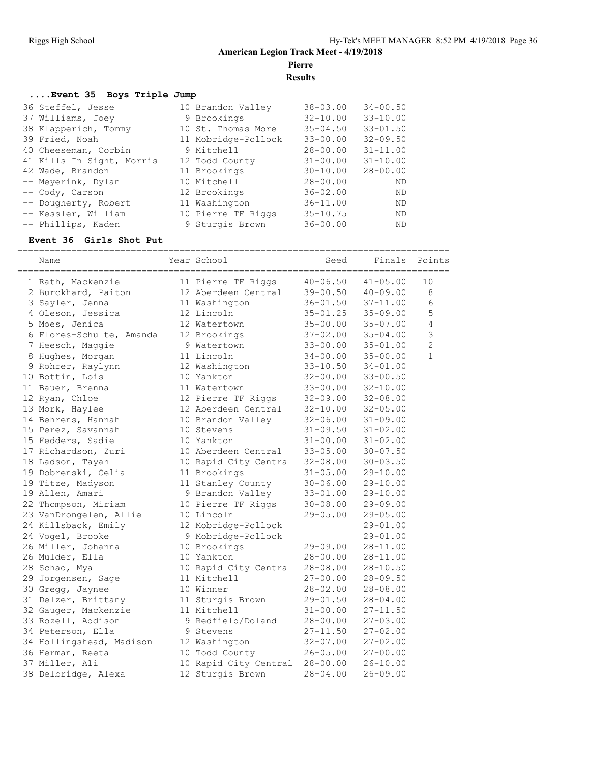# American Legion Track Meet - 4/19/2018

**Pierre**

**Results**

### ....Event 35 Boys Triple Jump

| Place | Name | Year | School | Seed | Finals |
|---|---|---|---|---|---|
| 36 | Steffel, Jesse | 10 | Brandon Valley | 38-03.00 | 34-00.50 |
| 37 | Williams, Joey | 9 | Brookings | 32-10.00 | 33-10.00 |
| 38 | Klapperich, Tommy | 10 | St. Thomas More | 35-04.50 | 33-01.50 |
| 39 | Fried, Noah | 11 | Mobridge-Pollock | 33-00.00 | 32-09.50 |
| 40 | Cheeseman, Corbin | 9 | Mitchell | 28-00.00 | 31-11.00 |
| 41 | Kills In Sight, Morris | 12 | Todd County | 31-00.00 | 31-10.00 |
| 42 | Wade, Brandon | 11 | Brookings | 30-10.00 | 28-00.00 |
| -- | Meyerink, Dylan | 10 | Mitchell | 28-00.00 | ND |
| -- | Cody, Carson | 12 | Brookings | 36-02.00 | ND |
| -- | Dougherty, Robert | 11 | Washington | 36-11.00 | ND |
| -- | Kessler, William | 10 | Pierre TF Riggs | 35-10.75 | ND |
| -- | Phillips, Kaden | 9 | Sturgis Brown | 36-00.00 | ND |

### Event 36 Girls Shot Put

| Place | Name | Year | School | Seed | Finals | Points |
|---|---|---|---|---|---|---|
| 1 | Rath, Mackenzie | 11 | Pierre TF Riggs | 40-06.50 | 41-05.00 | 10 |
| 2 | Burckhard, Paiton | 12 | Aberdeen Central | 39-00.50 | 40-09.00 | 8 |
| 3 | Sayler, Jenna | 11 | Washington | 36-01.50 | 37-11.00 | 6 |
| 4 | Oleson, Jessica | 12 | Lincoln | 35-01.25 | 35-09.00 | 5 |
| 5 | Moes, Jenica | 12 | Watertown | 35-00.00 | 35-07.00 | 4 |
| 6 | Flores-Schulte, Amanda | 12 | Brookings | 37-02.00 | 35-04.00 | 3 |
| 7 | Heesch, Maggie | 9 | Watertown | 33-00.00 | 35-01.00 | 2 |
| 8 | Hughes, Morgan | 11 | Lincoln | 34-00.00 | 35-00.00 | 1 |
| 9 | Rohrer, Raylynn | 12 | Washington | 33-10.50 | 34-01.00 | |
| 10 | Bottin, Lois | 10 | Yankton | 32-00.00 | 33-00.50 | |
| 11 | Bauer, Brenna | 11 | Watertown | 33-00.00 | 32-10.00 | |
| 12 | Ryan, Chloe | 12 | Pierre TF Riggs | 32-09.00 | 32-08.00 | |
| 13 | Mork, Haylee | 12 | Aberdeen Central | 32-10.00 | 32-05.00 | |
| 14 | Behrens, Hannah | 10 | Brandon Valley | 32-06.00 | 31-09.00 | |
| 15 | Perez, Savannah | 10 | Stevens | 31-09.50 | 31-02.00 | |
| 15 | Fedders, Sadie | 10 | Yankton | 31-00.00 | 31-02.00 | |
| 17 | Richardson, Zuri | 10 | Aberdeen Central | 33-05.00 | 30-07.50 | |
| 18 | Ladson, Tayah | 10 | Rapid City Central | 32-08.00 | 30-03.50 | |
| 19 | Dobrenski, Celia | 11 | Brookings | 31-05.00 | 29-10.00 | |
| 19 | Titze, Madyson | 11 | Stanley County | 30-06.00 | 29-10.00 | |
| 19 | Allen, Amari | 9 | Brandon Valley | 33-01.00 | 29-10.00 | |
| 22 | Thompson, Miriam | 10 | Pierre TF Riggs | 30-08.00 | 29-09.00 | |
| 23 | VanDrongelen, Allie | 10 | Lincoln | 29-05.00 | 29-05.00 | |
| 24 | Killsback, Emily | 12 | Mobridge-Pollock | | 29-01.00 | |
| 24 | Vogel, Brooke | 9 | Mobridge-Pollock | | 29-01.00 | |
| 26 | Miller, Johanna | 10 | Brookings | 29-09.00 | 28-11.00 | |
| 26 | Mulder, Ella | 10 | Yankton | 28-00.00 | 28-11.00 | |
| 28 | Schad, Mya | 10 | Rapid City Central | 28-08.00 | 28-10.50 | |
| 29 | Jorgensen, Sage | 11 | Mitchell | 27-00.00 | 28-09.50 | |
| 30 | Gregg, Jaynee | 10 | Winner | 28-02.00 | 28-08.00 | |
| 31 | Delzer, Brittany | 11 | Sturgis Brown | 29-01.50 | 28-04.00 | |
| 32 | Gauger, Mackenzie | 11 | Mitchell | 31-00.00 | 27-11.50 | |
| 33 | Rozell, Addison | 9 | Redfield/Doland | 28-00.00 | 27-03.00 | |
| 34 | Peterson, Ella | 9 | Stevens | 27-11.50 | 27-02.00 | |
| 34 | Hollingshead, Madison | 12 | Washington | 32-07.00 | 27-02.00 | |
| 36 | Herman, Reeta | 10 | Todd County | 26-05.00 | 27-00.00 | |
| 37 | Miller, Ali | 10 | Rapid City Central | 28-00.00 | 26-10.00 | |
| 38 | Delbridge, Alexa | 12 | Sturgis Brown | 28-04.00 | 26-09.00 | |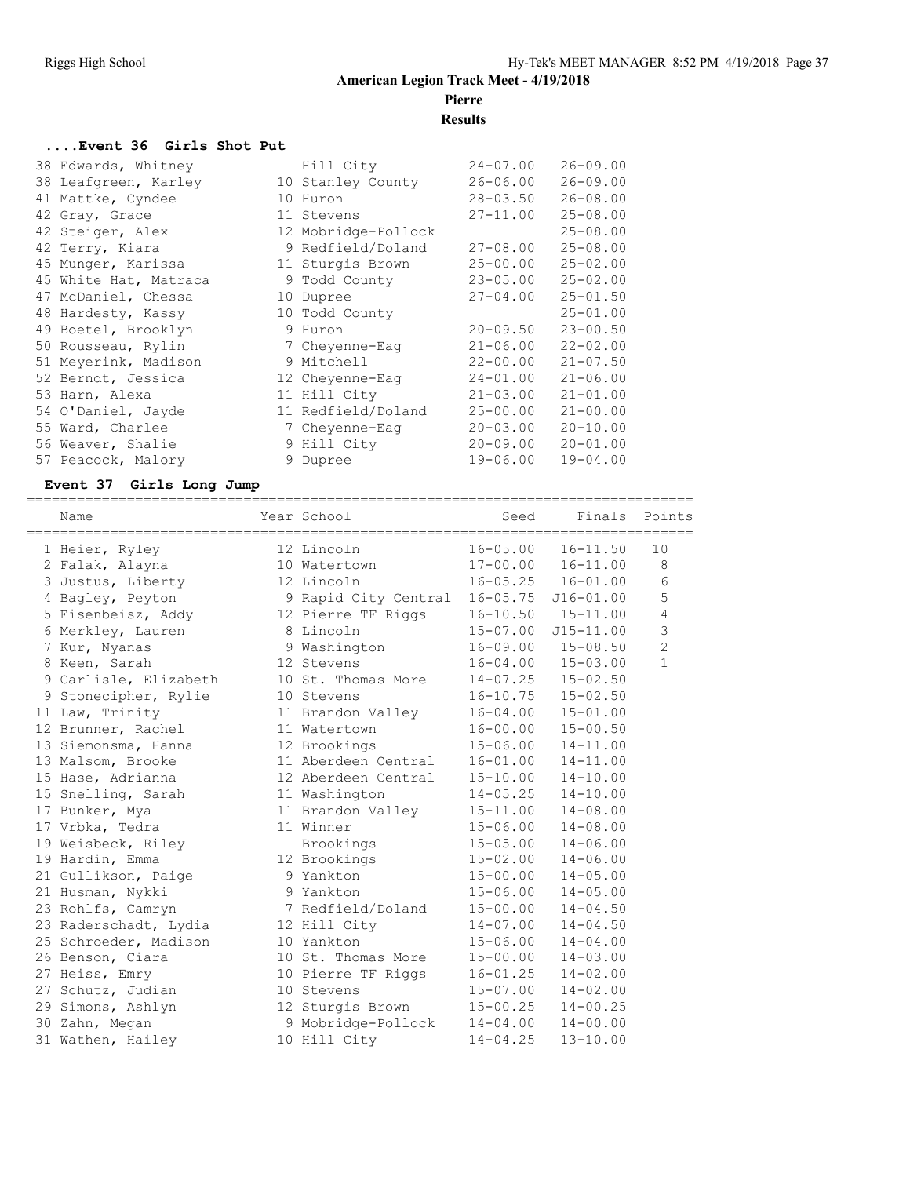## American Legion Track Meet - 4/19/2018

**Pierre**

**Results**

### ....Event 36 Girls Shot Put

| Place | Name | Year | School | Seed | Finals |
|---|---|---|---|---|---|
| 38 | Edwards, Whitney | | Hill City | 24-07.00 | 26-09.00 |
| 38 | Leafgreen, Karley | 10 | Stanley County | 26-06.00 | 26-09.00 |
| 41 | Mattke, Cyndee | 10 | Huron | 28-03.50 | 26-08.00 |
| 42 | Gray, Grace | 11 | Stevens | 27-11.00 | 25-08.00 |
| 42 | Steiger, Alex | 12 | Mobridge-Pollock | | 25-08.00 |
| 42 | Terry, Kiara | 9 | Redfield/Doland | 27-08.00 | 25-08.00 |
| 45 | Munger, Karissa | 11 | Sturgis Brown | 25-00.00 | 25-02.00 |
| 45 | White Hat, Matraca | 9 | Todd County | 23-05.00 | 25-02.00 |
| 47 | McDaniel, Chessa | 10 | Dupree | 27-04.00 | 25-01.50 |
| 48 | Hardesty, Kassy | 10 | Todd County | | 25-01.00 |
| 49 | Boetel, Brooklyn | 9 | Huron | 20-09.50 | 23-00.50 |
| 50 | Rousseau, Rylin | 7 | Cheyenne-Eag | 21-06.00 | 22-02.00 |
| 51 | Meyerink, Madison | 9 | Mitchell | 22-00.00 | 21-07.50 |
| 52 | Berndt, Jessica | 12 | Cheyenne-Eag | 24-01.00 | 21-06.00 |
| 53 | Harn, Alexa | 11 | Hill City | 21-03.00 | 21-01.00 |
| 54 | O'Daniel, Jayde | 11 | Redfield/Doland | 25-00.00 | 21-00.00 |
| 55 | Ward, Charlee | 7 | Cheyenne-Eag | 20-03.00 | 20-10.00 |
| 56 | Weaver, Shalie | 9 | Hill City | 20-09.00 | 20-01.00 |
| 57 | Peacock, Malory | 9 | Dupree | 19-06.00 | 19-04.00 |

### Event 37 Girls Long Jump

| Place | Name | Year | School | Seed | Finals | Points |
|---|---|---|---|---|---|---|
| 1 | Heier, Ryley | 12 | Lincoln | 16-05.00 | 16-11.50 | 10 |
| 2 | Falak, Alayna | 10 | Watertown | 17-00.00 | 16-11.00 | 8 |
| 3 | Justus, Liberty | 12 | Lincoln | 16-05.25 | 16-01.00 | 6 |
| 4 | Bagley, Peyton | 9 | Rapid City Central | 16-05.75 | J16-01.00 | 5 |
| 5 | Eisenbeisz, Addy | 12 | Pierre TF Riggs | 16-10.50 | 15-11.00 | 4 |
| 6 | Merkley, Lauren | 8 | Lincoln | 15-07.00 | J15-11.00 | 3 |
| 7 | Kur, Nyanas | 9 | Washington | 16-09.00 | 15-08.50 | 2 |
| 8 | Keen, Sarah | 12 | Stevens | 16-04.00 | 15-03.00 | 1 |
| 9 | Carlisle, Elizabeth | 10 | St. Thomas More | 14-07.25 | 15-02.50 | |
| 9 | Stonecipher, Rylie | 10 | Stevens | 16-10.75 | 15-02.50 | |
| 11 | Law, Trinity | 11 | Brandon Valley | 16-04.00 | 15-01.00 | |
| 12 | Brunner, Rachel | 11 | Watertown | 16-00.00 | 15-00.50 | |
| 13 | Siemonsma, Hanna | 12 | Brookings | 15-06.00 | 14-11.00 | |
| 13 | Malsom, Brooke | 11 | Aberdeen Central | 16-01.00 | 14-11.00 | |
| 15 | Hase, Adrianna | 12 | Aberdeen Central | 15-10.00 | 14-10.00 | |
| 15 | Snelling, Sarah | 11 | Washington | 14-05.25 | 14-10.00 | |
| 17 | Bunker, Mya | 11 | Brandon Valley | 15-11.00 | 14-08.00 | |
| 17 | Vrbka, Tedra | 11 | Winner | 15-06.00 | 14-08.00 | |
| 19 | Weisbeck, Riley | | Brookings | 15-05.00 | 14-06.00 | |
| 19 | Hardin, Emma | 12 | Brookings | 15-02.00 | 14-06.00 | |
| 21 | Gullikson, Paige | 9 | Yankton | 15-00.00 | 14-05.00 | |
| 21 | Husman, Nykki | 9 | Yankton | 15-06.00 | 14-05.00 | |
| 23 | Rohlfs, Camryn | 7 | Redfield/Doland | 15-00.00 | 14-04.50 | |
| 23 | Raderschadt, Lydia | 12 | Hill City | 14-07.00 | 14-04.50 | |
| 25 | Schroeder, Madison | 10 | Yankton | 15-06.00 | 14-04.00 | |
| 26 | Benson, Ciara | 10 | St. Thomas More | 15-00.00 | 14-03.00 | |
| 27 | Heiss, Emry | 10 | Pierre TF Riggs | 16-01.25 | 14-02.00 | |
| 27 | Schutz, Judian | 10 | Stevens | 15-07.00 | 14-02.00 | |
| 29 | Simons, Ashlyn | 12 | Sturgis Brown | 15-00.25 | 14-00.25 | |
| 30 | Zahn, Megan | 9 | Mobridge-Pollock | 14-04.00 | 14-00.00 | |
| 31 | Wathen, Hailey | 10 | Hill City | 14-04.25 | 13-10.00 | |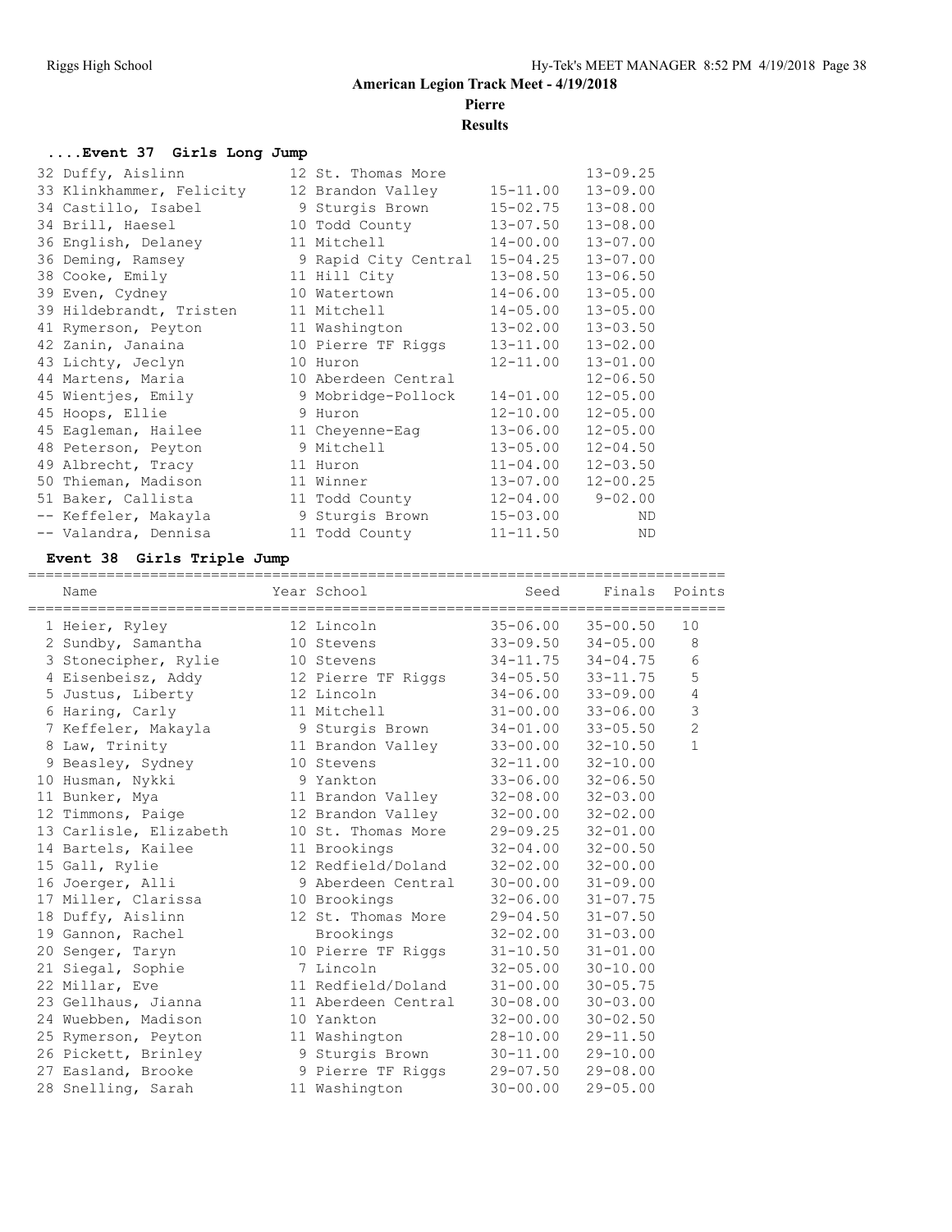## American Legion Track Meet - 4/19/2018

**Pierre**

**Results**

### ....Event 37 Girls Long Jump

| Place | Name | Year | School | Seed | Finals |
|---|---|---|---|---|---|
| 32 | Duffy, Aislinn | 12 | St. Thomas More | | 13-09.25 |
| 33 | Klinkhammer, Felicity | 12 | Brandon Valley | 15-11.00 | 13-09.00 |
| 34 | Castillo, Isabel | 9 | Sturgis Brown | 15-02.75 | 13-08.00 |
| 34 | Brill, Haesel | 10 | Todd County | 13-07.50 | 13-08.00 |
| 36 | English, Delaney | 11 | Mitchell | 14-00.00 | 13-07.00 |
| 36 | Deming, Ramsey | 9 | Rapid City Central | 15-04.25 | 13-07.00 |
| 38 | Cooke, Emily | 11 | Hill City | 13-08.50 | 13-06.50 |
| 39 | Even, Cydney | 10 | Watertown | 14-06.00 | 13-05.00 |
| 39 | Hildebrandt, Tristen | 11 | Mitchell | 14-05.00 | 13-05.00 |
| 41 | Rymerson, Peyton | 11 | Washington | 13-02.00 | 13-03.50 |
| 42 | Zanin, Janaina | 10 | Pierre TF Riggs | 13-11.00 | 13-02.00 |
| 43 | Lichty, Jeclyn | 10 | Huron | 12-11.00 | 13-01.00 |
| 44 | Martens, Maria | 10 | Aberdeen Central | | 12-06.50 |
| 45 | Wientjes, Emily | 9 | Mobridge-Pollock | 14-01.00 | 12-05.00 |
| 45 | Hoops, Ellie | 9 | Huron | 12-10.00 | 12-05.00 |
| 45 | Eagleman, Hailee | 11 | Cheyenne-Eag | 13-06.00 | 12-05.00 |
| 48 | Peterson, Peyton | 9 | Mitchell | 13-05.00 | 12-04.50 |
| 49 | Albrecht, Tracy | 11 | Huron | 11-04.00 | 12-03.50 |
| 50 | Thieman, Madison | 11 | Winner | 13-07.00 | 12-00.25 |
| 51 | Baker, Callista | 11 | Todd County | 12-04.00 | 9-02.00 |
| -- | Keffeler, Makayla | 9 | Sturgis Brown | 15-03.00 | ND |
| -- | Valandra, Dennisa | 11 | Todd County | 11-11.50 | ND |

### Event 38 Girls Triple Jump

| Place | Name | Year | School | Seed | Finals | Points |
|---|---|---|---|---|---|---|
| 1 | Heier, Ryley | 12 | Lincoln | 35-06.00 | 35-00.50 | 10 |
| 2 | Sundby, Samantha | 10 | Stevens | 33-09.50 | 34-05.00 | 8 |
| 3 | Stonecipher, Rylie | 10 | Stevens | 34-11.75 | 34-04.75 | 6 |
| 4 | Eisenbeisz, Addy | 12 | Pierre TF Riggs | 34-05.50 | 33-11.75 | 5 |
| 5 | Justus, Liberty | 12 | Lincoln | 34-06.00 | 33-09.00 | 4 |
| 6 | Haring, Carly | 11 | Mitchell | 31-00.00 | 33-06.00 | 3 |
| 7 | Keffeler, Makayla | 9 | Sturgis Brown | 34-01.00 | 33-05.50 | 2 |
| 8 | Law, Trinity | 11 | Brandon Valley | 33-00.00 | 32-10.50 | 1 |
| 9 | Beasley, Sydney | 10 | Stevens | 32-11.00 | 32-10.00 | |
| 10 | Husman, Nykki | 9 | Yankton | 33-06.00 | 32-06.50 | |
| 11 | Bunker, Mya | 11 | Brandon Valley | 32-08.00 | 32-03.00 | |
| 12 | Timmons, Paige | 12 | Brandon Valley | 32-00.00 | 32-02.00 | |
| 13 | Carlisle, Elizabeth | 10 | St. Thomas More | 29-09.25 | 32-01.00 | |
| 14 | Bartels, Kailee | 11 | Brookings | 32-04.00 | 32-00.50 | |
| 15 | Gall, Rylie | 12 | Redfield/Doland | 32-02.00 | 32-00.00 | |
| 16 | Joerger, Alli | 9 | Aberdeen Central | 30-00.00 | 31-09.00 | |
| 17 | Miller, Clarissa | 10 | Brookings | 32-06.00 | 31-07.75 | |
| 18 | Duffy, Aislinn | 12 | St. Thomas More | 29-04.50 | 31-07.50 | |
| 19 | Gannon, Rachel | | Brookings | 32-02.00 | 31-03.00 | |
| 20 | Senger, Taryn | 10 | Pierre TF Riggs | 31-10.50 | 31-01.00 | |
| 21 | Siegal, Sophie | 7 | Lincoln | 32-05.00 | 30-10.00 | |
| 22 | Millar, Eve | 11 | Redfield/Doland | 31-00.00 | 30-05.75 | |
| 23 | Gellhaus, Jianna | 11 | Aberdeen Central | 30-08.00 | 30-03.00 | |
| 24 | Wuebben, Madison | 10 | Yankton | 32-00.00 | 30-02.50 | |
| 25 | Rymerson, Peyton | 11 | Washington | 28-10.00 | 29-11.50 | |
| 26 | Pickett, Brinley | 9 | Sturgis Brown | 30-11.00 | 29-10.00 | |
| 27 | Easland, Brooke | 9 | Pierre TF Riggs | 29-07.50 | 29-08.00 | |
| 28 | Snelling, Sarah | 11 | Washington | 30-00.00 | 29-05.00 | |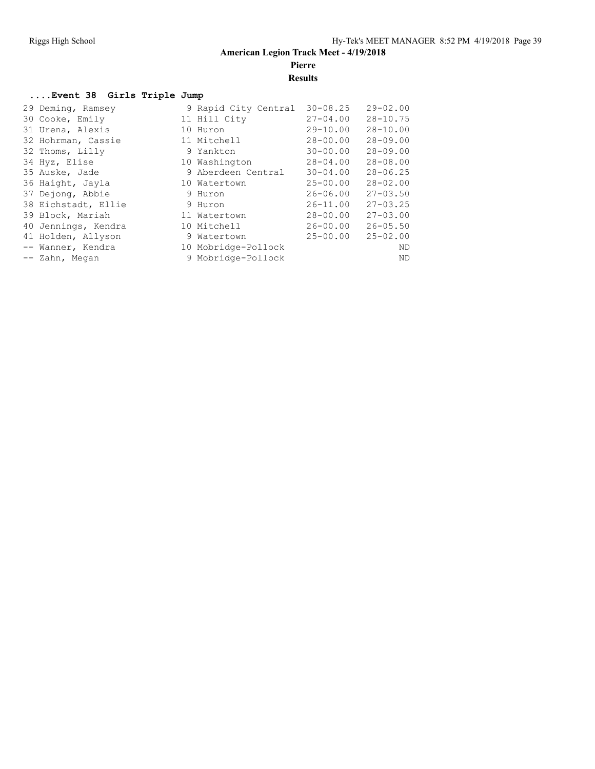## American Legion Track Meet - 4/19/2018

**Pierre**

**Results**

### ....Event 38 Girls Triple Jump

| | | | | | | |
|---|---|---|---|---|---|---|
| 29 | Deming, Ramsey | 9 | Rapid City Central | 30-08.25 | 29-02.00 |
| 30 | Cooke, Emily | 11 | Hill City | 27-04.00 | 28-10.75 |
| 31 | Urena, Alexis | 10 | Huron | 29-10.00 | 28-10.00 |
| 32 | Hohrman, Cassie | 11 | Mitchell | 28-00.00 | 28-09.00 |
| 32 | Thoms, Lilly | 9 | Yankton | 30-00.00 | 28-09.00 |
| 34 | Hyz, Elise | 10 | Washington | 28-04.00 | 28-08.00 |
| 35 | Auske, Jade | 9 | Aberdeen Central | 30-04.00 | 28-06.25 |
| 36 | Haight, Jayla | 10 | Watertown | 25-00.00 | 28-02.00 |
| 37 | Dejong, Abbie | 9 | Huron | 26-06.00 | 27-03.50 |
| 38 | Eichstadt, Ellie | 9 | Huron | 26-11.00 | 27-03.25 |
| 39 | Block, Mariah | 11 | Watertown | 28-00.00 | 27-03.00 |
| 40 | Jennings, Kendra | 10 | Mitchell | 26-00.00 | 26-05.50 |
| 41 | Holden, Allyson | 9 | Watertown | 25-00.00 | 25-02.00 |
| -- | Wanner, Kendra | 10 | Mobridge-Pollock | | ND |
| -- | Zahn, Megan | 9 | Mobridge-Pollock | | ND |